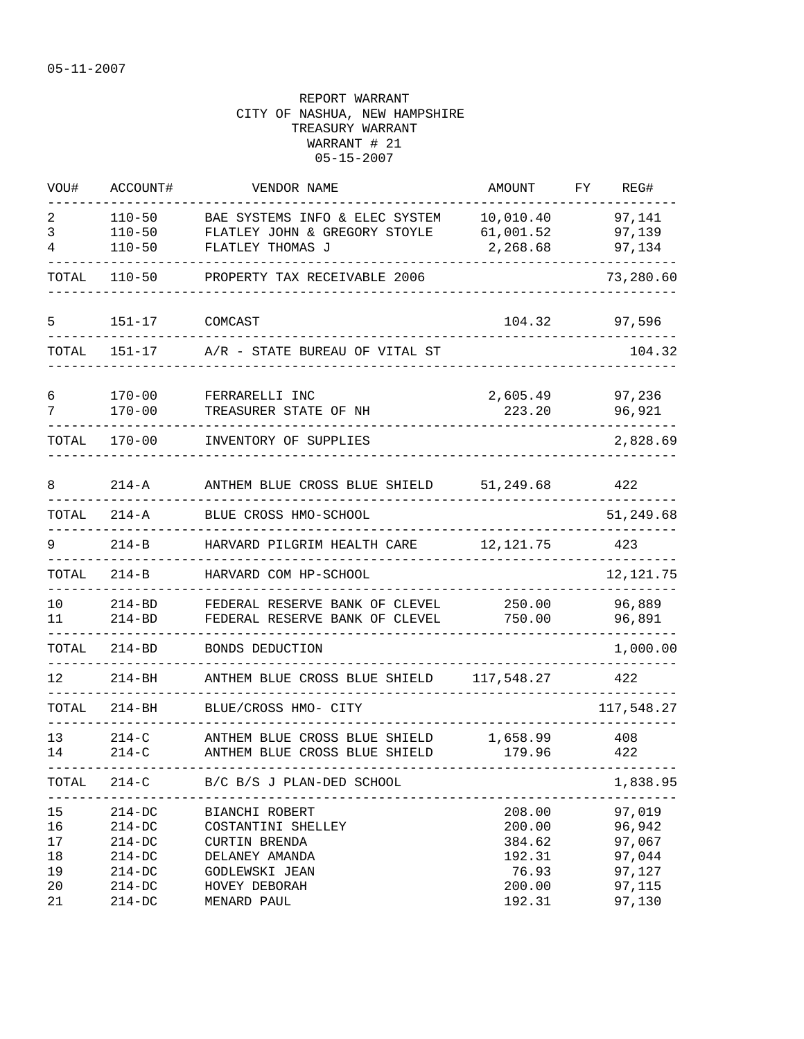05-11-2007

REPORT WARRANT
CITY OF NASHUA, NEW HAMPSHIRE
TREASURY WARRANT
WARRANT # 21
05-15-2007

| VOU# | ACCOUNT# | VENDOR NAME | AMOUNT | FY | REG# |
|---|---|---|---|---|---|
| 2 | 110-50 | BAE SYSTEMS INFO & ELEC SYSTEM | 10,010.40 | | 97,141 |
| 3 | 110-50 | FLATLEY JOHN & GREGORY STOYLE | 61,001.52 | | 97,139 |
| 4 | 110-50 | FLATLEY THOMAS J | 2,268.68 | | 97,134 |
| TOTAL | 110-50 | PROPERTY TAX RECEIVABLE 2006 | | | 73,280.60 |
| 5 | 151-17 | COMCAST | 104.32 | | 97,596 |
| TOTAL | 151-17 | A/R - STATE BUREAU OF VITAL ST | | | 104.32 |
| 6 | 170-00 | FERRARELLI INC | 2,605.49 | | 97,236 |
| 7 | 170-00 | TREASURER STATE OF NH | 223.20 | | 96,921 |
| TOTAL | 170-00 | INVENTORY OF SUPPLIES | | | 2,828.69 |
| 8 | 214-A | ANTHEM BLUE CROSS BLUE SHIELD | 51,249.68 | | 422 |
| TOTAL | 214-A | BLUE CROSS HMO-SCHOOL | | | 51,249.68 |
| 9 | 214-B | HARVARD PILGRIM HEALTH CARE | 12,121.75 | | 423 |
| TOTAL | 214-B | HARVARD COM HP-SCHOOL | | | 12,121.75 |
| 10 | 214-BD | FEDERAL RESERVE BANK OF CLEVEL | 250.00 | | 96,889 |
| 11 | 214-BD | FEDERAL RESERVE BANK OF CLEVEL | 750.00 | | 96,891 |
| TOTAL | 214-BD | BONDS DEDUCTION | | | 1,000.00 |
| 12 | 214-BH | ANTHEM BLUE CROSS BLUE SHIELD | 117,548.27 | | 422 |
| TOTAL | 214-BH | BLUE/CROSS HMO- CITY | | | 117,548.27 |
| 13 | 214-C | ANTHEM BLUE CROSS BLUE SHIELD | 1,658.99 | | 408 |
| 14 | 214-C | ANTHEM BLUE CROSS BLUE SHIELD | 179.96 | | 422 |
| TOTAL | 214-C | B/C B/S J PLAN-DED SCHOOL | | | 1,838.95 |
| 15 | 214-DC | BIANCHI ROBERT | 208.00 | | 97,019 |
| 16 | 214-DC | COSTANTINI SHELLEY | 200.00 | | 96,942 |
| 17 | 214-DC | CURTIN BRENDA | 384.62 | | 97,067 |
| 18 | 214-DC | DELANEY AMANDA | 192.31 | | 97,044 |
| 19 | 214-DC | GODLEWSKI JEAN | 76.93 | | 97,127 |
| 20 | 214-DC | HOVEY DEBORAH | 200.00 | | 97,115 |
| 21 | 214-DC | MENARD PAUL | 192.31 | | 97,130 |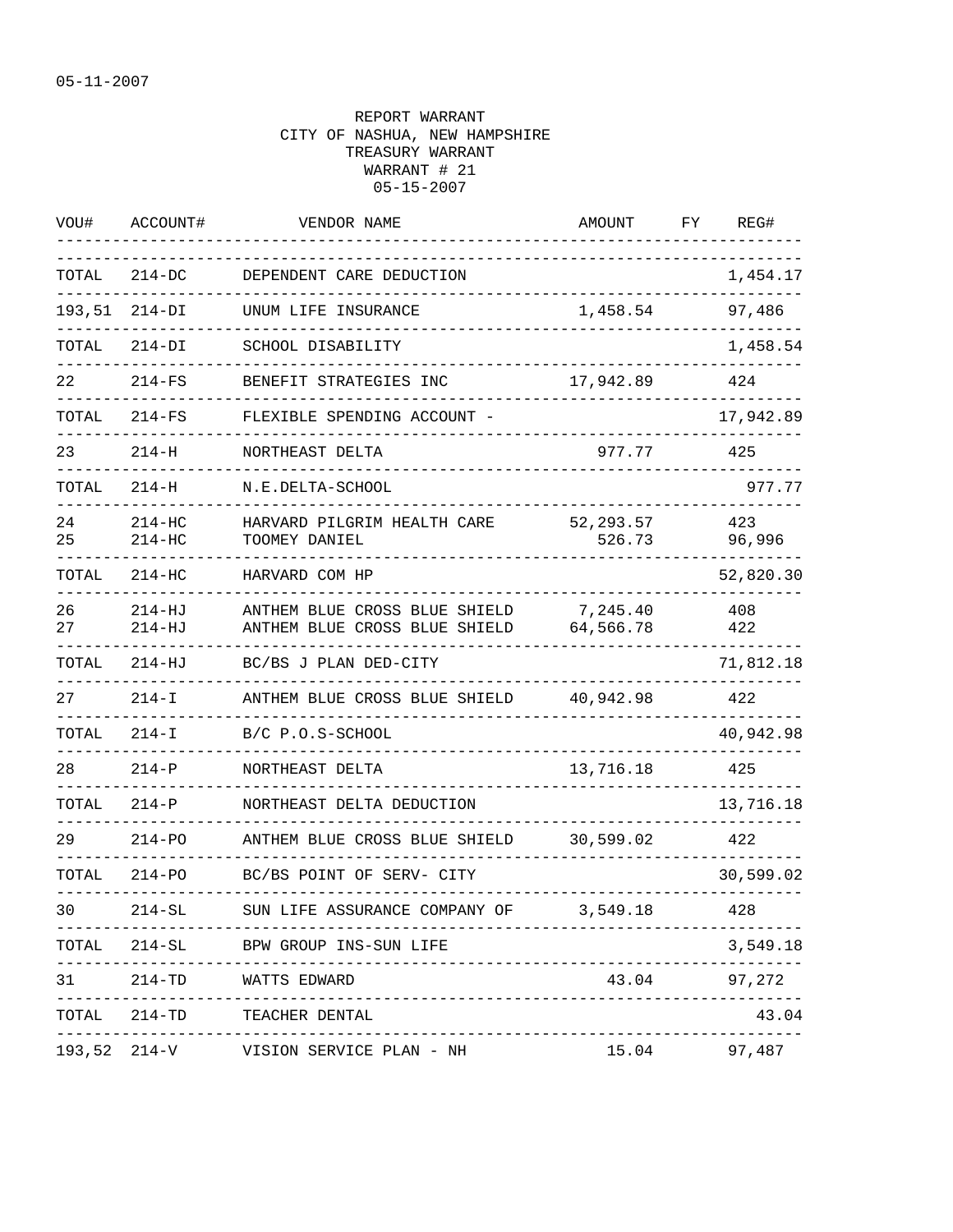05-11-2007

REPORT WARRANT
CITY OF NASHUA, NEW HAMPSHIRE
TREASURY WARRANT
WARRANT # 21
05-15-2007

| VOU# | ACCOUNT# | VENDOR NAME | AMOUNT | FY | REG# |
|---|---|---|---|---|---|
| TOTAL | 214-DC | DEPENDENT CARE DEDUCTION | | | 1,454.17 |
| 193,51 | 214-DI | UNUM LIFE INSURANCE | 1,458.54 | | 97,486 |
| TOTAL | 214-DI | SCHOOL DISABILITY | | | 1,458.54 |
| 22 | 214-FS | BENEFIT STRATEGIES INC | 17,942.89 | | 424 |
| TOTAL | 214-FS | FLEXIBLE SPENDING ACCOUNT - | | | 17,942.89 |
| 23 | 214-H | NORTHEAST DELTA | 977.77 | | 425 |
| TOTAL | 214-H | N.E.DELTA-SCHOOL | | | 977.77 |
| 24 | 214-HC | HARVARD PILGRIM HEALTH CARE | 52,293.57 | | 423 |
| 25 | 214-HC | TOOMEY DANIEL | 526.73 | | 96,996 |
| TOTAL | 214-HC | HARVARD COM HP | | | 52,820.30 |
| 26 | 214-HJ | ANTHEM BLUE CROSS BLUE SHIELD | 7,245.40 | | 408 |
| 27 | 214-HJ | ANTHEM BLUE CROSS BLUE SHIELD | 64,566.78 | | 422 |
| TOTAL | 214-HJ | BC/BS J PLAN DED-CITY | | | 71,812.18 |
| 27 | 214-I | ANTHEM BLUE CROSS BLUE SHIELD | 40,942.98 | | 422 |
| TOTAL | 214-I | B/C P.O.S-SCHOOL | | | 40,942.98 |
| 28 | 214-P | NORTHEAST DELTA | 13,716.18 | | 425 |
| TOTAL | 214-P | NORTHEAST DELTA DEDUCTION | | | 13,716.18 |
| 29 | 214-PO | ANTHEM BLUE CROSS BLUE SHIELD | 30,599.02 | | 422 |
| TOTAL | 214-PO | BC/BS POINT OF SERV- CITY | | | 30,599.02 |
| 30 | 214-SL | SUN LIFE ASSURANCE COMPANY OF | 3,549.18 | | 428 |
| TOTAL | 214-SL | BPW GROUP INS-SUN LIFE | | | 3,549.18 |
| 31 | 214-TD | WATTS EDWARD | 43.04 | | 97,272 |
| TOTAL | 214-TD | TEACHER DENTAL | | | 43.04 |
| 193,52 | 214-V | VISION SERVICE PLAN - NH | 15.04 | | 97,487 |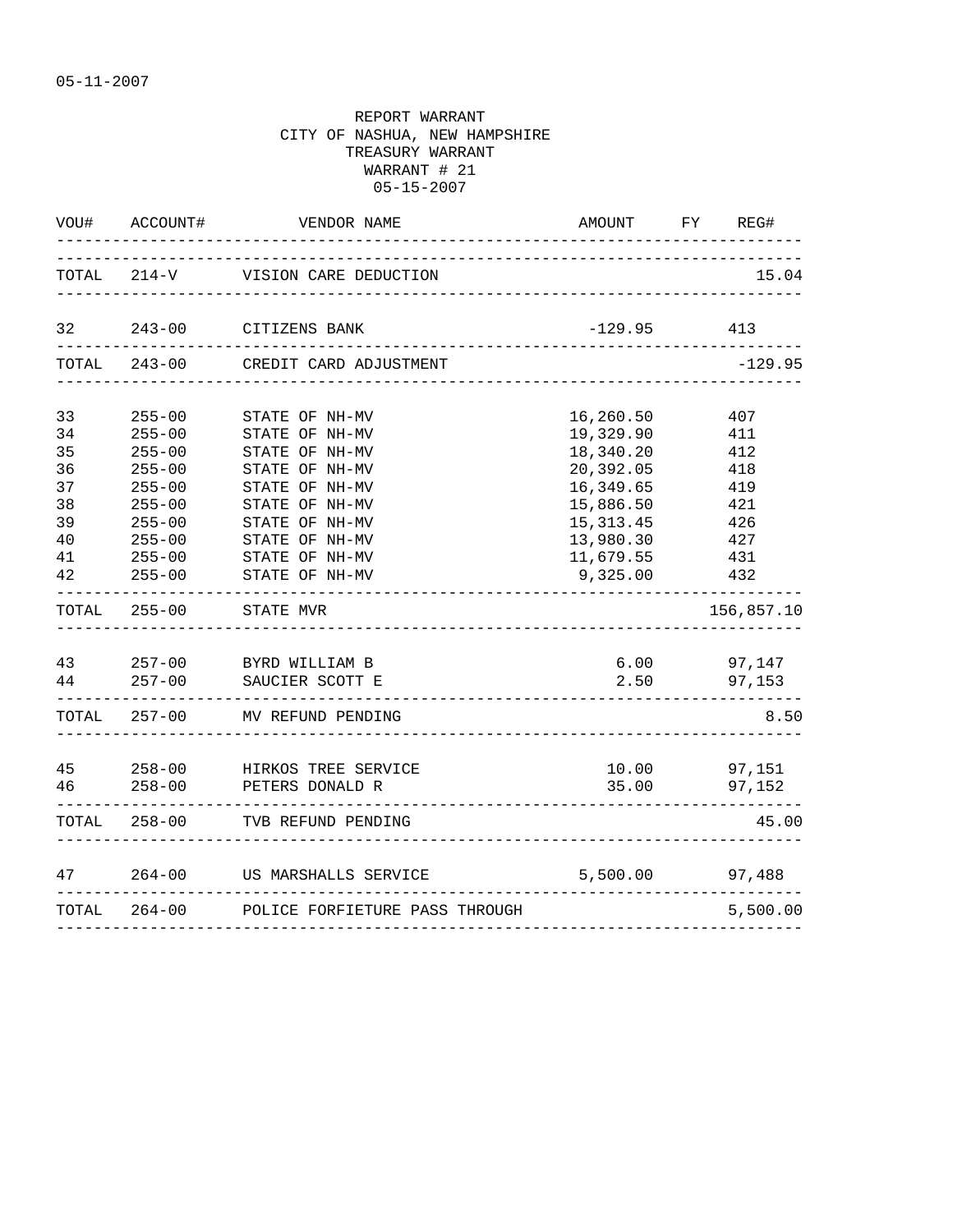05-11-2007

REPORT WARRANT
CITY OF NASHUA, NEW HAMPSHIRE
TREASURY WARRANT
WARRANT # 21
05-15-2007

| VOU# | ACCOUNT# | VENDOR NAME | AMOUNT | FY | REG# |
|---|---|---|---|---|---|
| TOTAL | 214-V | VISION CARE DEDUCTION | | | 15.04 |
| 32 | 243-00 | CITIZENS BANK | -129.95 | | 413 |
| TOTAL | 243-00 | CREDIT CARD ADJUSTMENT | | | -129.95 |
| 33 | 255-00 | STATE OF NH-MV | 16,260.50 | | 407 |
| 34 | 255-00 | STATE OF NH-MV | 19,329.90 | | 411 |
| 35 | 255-00 | STATE OF NH-MV | 18,340.20 | | 412 |
| 36 | 255-00 | STATE OF NH-MV | 20,392.05 | | 418 |
| 37 | 255-00 | STATE OF NH-MV | 16,349.65 | | 419 |
| 38 | 255-00 | STATE OF NH-MV | 15,886.50 | | 421 |
| 39 | 255-00 | STATE OF NH-MV | 15,313.45 | | 426 |
| 40 | 255-00 | STATE OF NH-MV | 13,980.30 | | 427 |
| 41 | 255-00 | STATE OF NH-MV | 11,679.55 | | 431 |
| 42 | 255-00 | STATE OF NH-MV | 9,325.00 | | 432 |
| TOTAL | 255-00 | STATE MVR | | | 156,857.10 |
| 43 | 257-00 | BYRD WILLIAM B | 6.00 | | 97,147 |
| 44 | 257-00 | SAUCIER SCOTT E | 2.50 | | 97,153 |
| TOTAL | 257-00 | MV REFUND PENDING | | | 8.50 |
| 45 | 258-00 | HIRKOS TREE SERVICE | 10.00 | | 97,151 |
| 46 | 258-00 | PETERS DONALD R | 35.00 | | 97,152 |
| TOTAL | 258-00 | TVB REFUND PENDING | | | 45.00 |
| 47 | 264-00 | US MARSHALLS SERVICE | 5,500.00 | | 97,488 |
| TOTAL | 264-00 | POLICE FORFIETURE PASS THROUGH | | | 5,500.00 |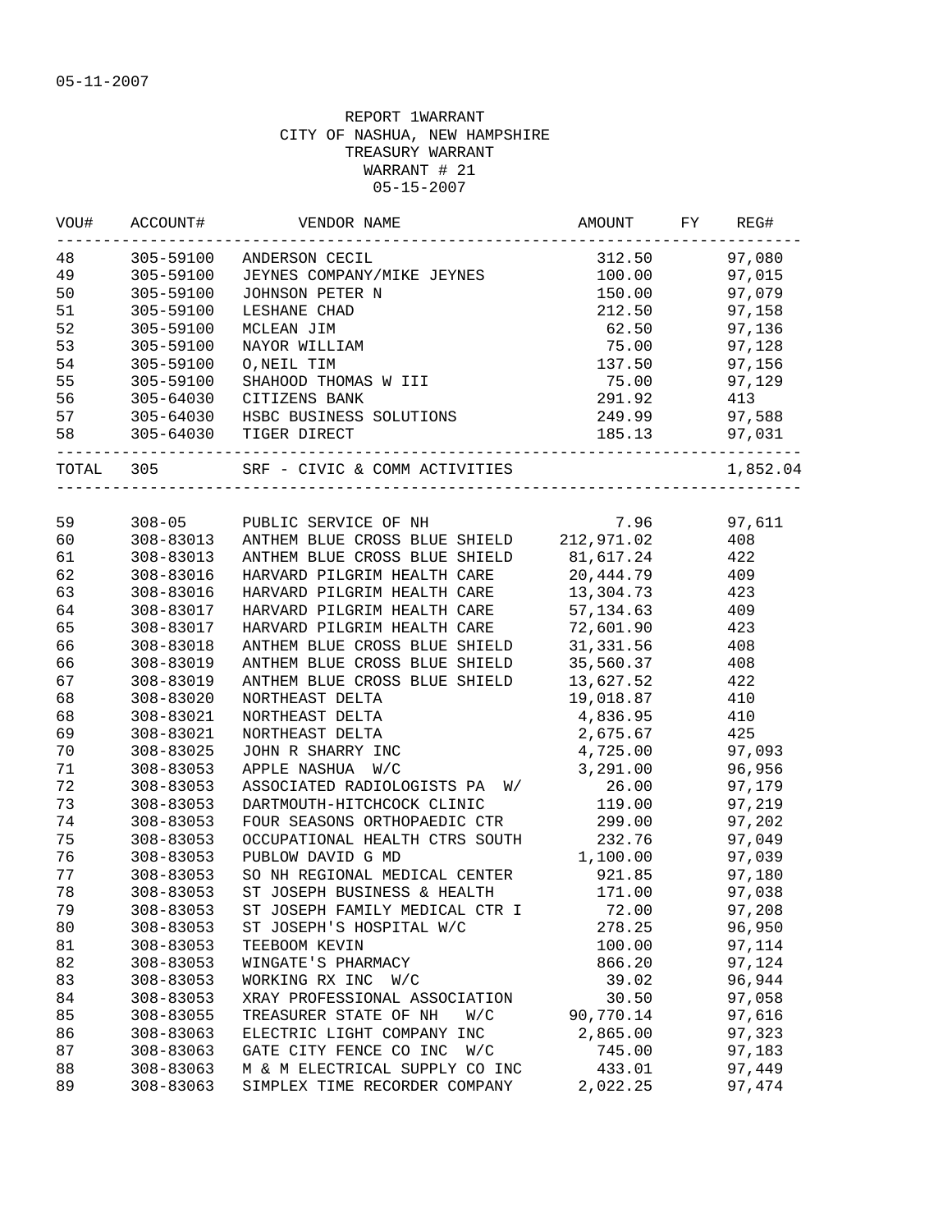05-11-2007

REPORT 1WARRANT
CITY OF NASHUA, NEW HAMPSHIRE
TREASURY WARRANT
WARRANT # 21
05-15-2007

| VOU# | ACCOUNT# | VENDOR NAME | AMOUNT | FY | REG# |
|---|---|---|---|---|---|
| 48 | 305-59100 | ANDERSON CECIL | 312.50 | | 97,080 |
| 49 | 305-59100 | JEYNES COMPANY/MIKE JEYNES | 100.00 | | 97,015 |
| 50 | 305-59100 | JOHNSON PETER N | 150.00 | | 97,079 |
| 51 | 305-59100 | LESHANE CHAD | 212.50 | | 97,158 |
| 52 | 305-59100 | MCLEAN JIM | 62.50 | | 97,136 |
| 53 | 305-59100 | NAYOR WILLIAM | 75.00 | | 97,128 |
| 54 | 305-59100 | O,NEIL TIM | 137.50 | | 97,156 |
| 55 | 305-59100 | SHAHOOD THOMAS W III | 75.00 | | 97,129 |
| 56 | 305-64030 | CITIZENS BANK | 291.92 | | 413 |
| 57 | 305-64030 | HSBC BUSINESS SOLUTIONS | 249.99 | | 97,588 |
| 58 | 305-64030 | TIGER DIRECT | 185.13 | | 97,031 |
| TOTAL | 305 | SRF - CIVIC & COMM ACTIVITIES | | | 1,852.04 |
| 59 | 308-05 | PUBLIC SERVICE OF NH | 7.96 | | 97,611 |
| 60 | 308-83013 | ANTHEM BLUE CROSS BLUE SHIELD | 212,971.02 | | 408 |
| 61 | 308-83013 | ANTHEM BLUE CROSS BLUE SHIELD | 81,617.24 | | 422 |
| 62 | 308-83016 | HARVARD PILGRIM HEALTH CARE | 20,444.79 | | 409 |
| 63 | 308-83016 | HARVARD PILGRIM HEALTH CARE | 13,304.73 | | 423 |
| 64 | 308-83017 | HARVARD PILGRIM HEALTH CARE | 57,134.63 | | 409 |
| 65 | 308-83017 | HARVARD PILGRIM HEALTH CARE | 72,601.90 | | 423 |
| 66 | 308-83018 | ANTHEM BLUE CROSS BLUE SHIELD | 31,331.56 | | 408 |
| 66 | 308-83019 | ANTHEM BLUE CROSS BLUE SHIELD | 35,560.37 | | 408 |
| 67 | 308-83019 | ANTHEM BLUE CROSS BLUE SHIELD | 13,627.52 | | 422 |
| 68 | 308-83020 | NORTHEAST DELTA | 19,018.87 | | 410 |
| 68 | 308-83021 | NORTHEAST DELTA | 4,836.95 | | 410 |
| 69 | 308-83021 | NORTHEAST DELTA | 2,675.67 | | 425 |
| 70 | 308-83025 | JOHN R SHARRY INC | 4,725.00 | | 97,093 |
| 71 | 308-83053 | APPLE NASHUA W/C | 3,291.00 | | 96,956 |
| 72 | 308-83053 | ASSOCIATED RADIOLOGISTS PA W/ | 26.00 | | 97,179 |
| 73 | 308-83053 | DARTMOUTH-HITCHCOCK CLINIC | 119.00 | | 97,219 |
| 74 | 308-83053 | FOUR SEASONS ORTHOPAEDIC CTR | 299.00 | | 97,202 |
| 75 | 308-83053 | OCCUPATIONAL HEALTH CTRS SOUTH | 232.76 | | 97,049 |
| 76 | 308-83053 | PUBLOW DAVID G MD | 1,100.00 | | 97,039 |
| 77 | 308-83053 | SO NH REGIONAL MEDICAL CENTER | 921.85 | | 97,180 |
| 78 | 308-83053 | ST JOSEPH BUSINESS & HEALTH | 171.00 | | 97,038 |
| 79 | 308-83053 | ST JOSEPH FAMILY MEDICAL CTR I | 72.00 | | 97,208 |
| 80 | 308-83053 | ST JOSEPH'S HOSPITAL W/C | 278.25 | | 96,950 |
| 81 | 308-83053 | TEEBOOM KEVIN | 100.00 | | 97,114 |
| 82 | 308-83053 | WINGATE'S PHARMACY | 866.20 | | 97,124 |
| 83 | 308-83053 | WORKING RX INC W/C | 39.02 | | 96,944 |
| 84 | 308-83053 | XRAY PROFESSIONAL ASSOCIATION | 30.50 | | 97,058 |
| 85 | 308-83055 | TREASURER STATE OF NH W/C | 90,770.14 | | 97,616 |
| 86 | 308-83063 | ELECTRIC LIGHT COMPANY INC | 2,865.00 | | 97,323 |
| 87 | 308-83063 | GATE CITY FENCE CO INC W/C | 745.00 | | 97,183 |
| 88 | 308-83063 | M & M ELECTRICAL SUPPLY CO INC | 433.01 | | 97,449 |
| 89 | 308-83063 | SIMPLEX TIME RECORDER COMPANY | 2,022.25 | | 97,474 |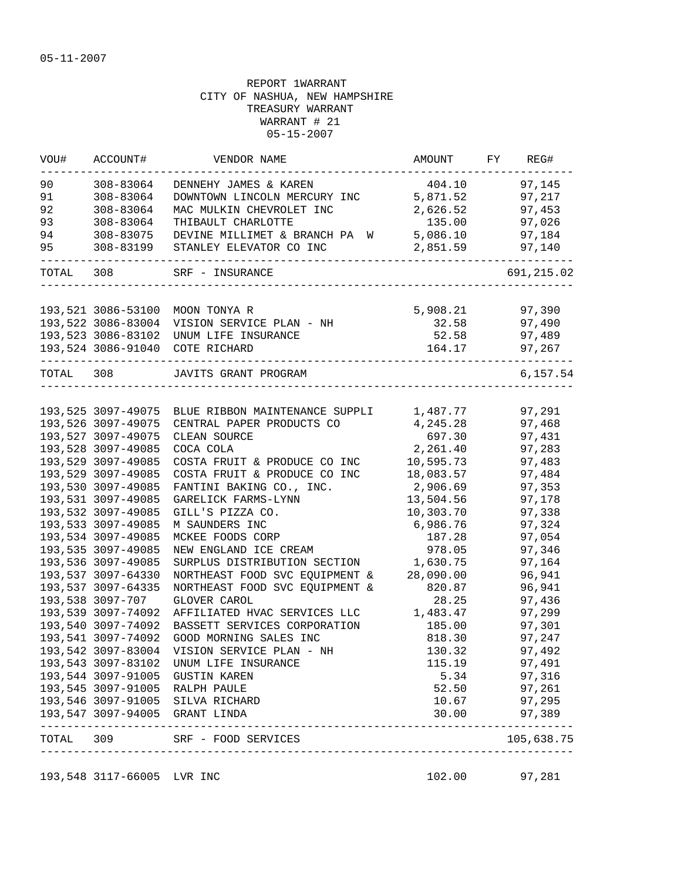05-11-2007

REPORT 1WARRANT
CITY OF NASHUA, NEW HAMPSHIRE
TREASURY WARRANT
WARRANT # 21
05-15-2007

| VOU# | ACCOUNT# | VENDOR NAME | AMOUNT | FY | REG# |
|---|---|---|---|---|---|
| 90 | 308-83064 | DENNEHY JAMES & KAREN | 404.10 | | 97,145 |
| 91 | 308-83064 | DOWNTOWN LINCOLN MERCURY INC | 5,871.52 | | 97,217 |
| 92 | 308-83064 | MAC MULKIN CHEVROLET INC | 2,626.52 | | 97,453 |
| 93 | 308-83064 | THIBAULT CHARLOTTE | 135.00 | | 97,026 |
| 94 | 308-83075 | DEVINE MILLIMET & BRANCH PA W | 5,086.10 | | 97,184 |
| 95 | 308-83199 | STANLEY ELEVATOR CO INC | 2,851.59 | | 97,140 |
| TOTAL | 308 | SRF - INSURANCE | | | 691,215.02 |
| 193,521 | 3086-53100 | MOON TONYA R | 5,908.21 | | 97,390 |
| 193,522 | 3086-83004 | VISION SERVICE PLAN - NH | 32.58 | | 97,490 |
| 193,523 | 3086-83102 | UNUM LIFE INSURANCE | 52.58 | | 97,489 |
| 193,524 | 3086-91040 | COTE RICHARD | 164.17 | | 97,267 |
| TOTAL | 308 | JAVITS GRANT PROGRAM | | | 6,157.54 |
| 193,525 | 3097-49075 | BLUE RIBBON MAINTENANCE SUPPLI | 1,487.77 | | 97,291 |
| 193,526 | 3097-49075 | CENTRAL PAPER PRODUCTS CO | 4,245.28 | | 97,468 |
| 193,527 | 3097-49075 | CLEAN SOURCE | 697.30 | | 97,431 |
| 193,528 | 3097-49085 | COCA COLA | 2,261.40 | | 97,283 |
| 193,529 | 3097-49085 | COSTA FRUIT & PRODUCE CO INC | 10,595.73 | | 97,483 |
| 193,529 | 3097-49085 | COSTA FRUIT & PRODUCE CO INC | 18,083.57 | | 97,484 |
| 193,530 | 3097-49085 | FANTINI BAKING CO., INC. | 2,906.69 | | 97,353 |
| 193,531 | 3097-49085 | GARELICK FARMS-LYNN | 13,504.56 | | 97,178 |
| 193,532 | 3097-49085 | GILL'S PIZZA CO. | 10,303.70 | | 97,338 |
| 193,533 | 3097-49085 | M SAUNDERS INC | 6,986.76 | | 97,324 |
| 193,534 | 3097-49085 | MCKEE FOODS CORP | 187.28 | | 97,054 |
| 193,535 | 3097-49085 | NEW ENGLAND ICE CREAM | 978.05 | | 97,346 |
| 193,536 | 3097-49085 | SURPLUS DISTRIBUTION SECTION | 1,630.75 | | 97,164 |
| 193,537 | 3097-64330 | NORTHEAST FOOD SVC EQUIPMENT & | 28,090.00 | | 96,941 |
| 193,537 | 3097-64335 | NORTHEAST FOOD SVC EQUIPMENT & | 820.87 | | 96,941 |
| 193,538 | 3097-707 | GLOVER CAROL | 28.25 | | 97,436 |
| 193,539 | 3097-74092 | AFFILIATED HVAC SERVICES LLC | 1,483.47 | | 97,299 |
| 193,540 | 3097-74092 | BASSETT SERVICES CORPORATION | 185.00 | | 97,301 |
| 193,541 | 3097-74092 | GOOD MORNING SALES INC | 818.30 | | 97,247 |
| 193,542 | 3097-83004 | VISION SERVICE PLAN - NH | 130.32 | | 97,492 |
| 193,543 | 3097-83102 | UNUM LIFE INSURANCE | 115.19 | | 97,491 |
| 193,544 | 3097-91005 | GUSTIN KAREN | 5.34 | | 97,316 |
| 193,545 | 3097-91005 | RALPH PAULE | 52.50 | | 97,261 |
| 193,546 | 3097-91005 | SILVA RICHARD | 10.67 | | 97,295 |
| 193,547 | 3097-94005 | GRANT LINDA | 30.00 | | 97,389 |
| TOTAL | 309 | SRF - FOOD SERVICES | | | 105,638.75 |
| 193,548 | 3117-66005 | LVR INC | 102.00 | | 97,281 |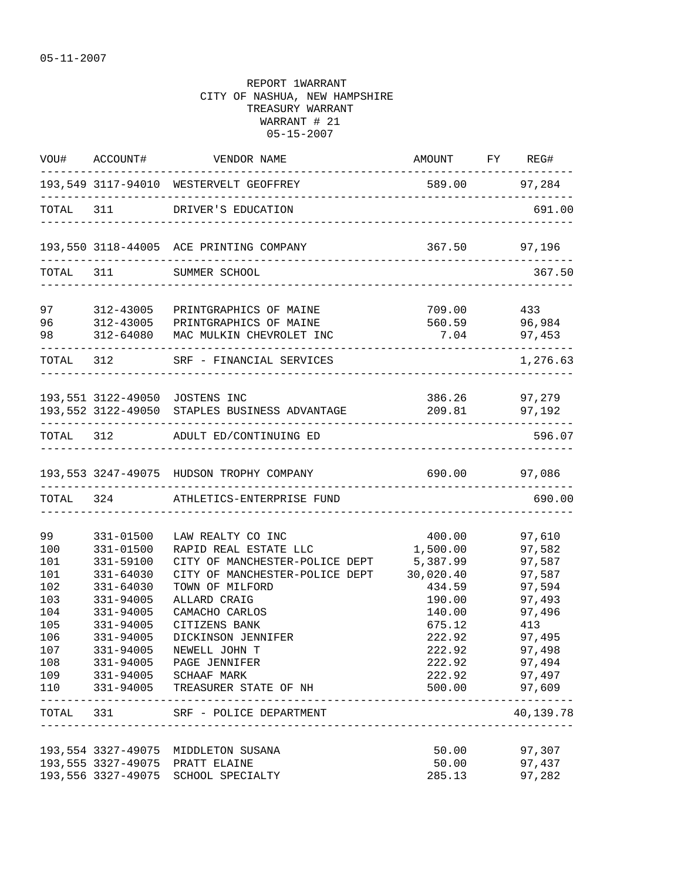05-11-2007

REPORT 1WARRANT
CITY OF NASHUA, NEW HAMPSHIRE
TREASURY WARRANT
WARRANT # 21
05-15-2007

| VOU# | ACCOUNT# | VENDOR NAME | AMOUNT | FY | REG# |
|---|---|---|---|---|---|
| 193,549 | 3117-94010 | WESTERVELT GEOFFREY | 589.00 | | 97,284 |
| TOTAL | 311 | DRIVER'S EDUCATION | | | 691.00 |
| 193,550 | 3118-44005 | ACE PRINTING COMPANY | 367.50 | | 97,196 |
| TOTAL | 311 | SUMMER SCHOOL | | | 367.50 |
| 97 | 312-43005 | PRINTGRAPHICS OF MAINE | 709.00 | | 433 |
| 96 | 312-43005 | PRINTGRAPHICS OF MAINE | 560.59 | | 96,984 |
| 98 | 312-64080 | MAC MULKIN CHEVROLET INC | 7.04 | | 97,453 |
| TOTAL | 312 | SRF - FINANCIAL SERVICES | | | 1,276.63 |
| 193,551 | 3122-49050 | JOSTENS INC | 386.26 | | 97,279 |
| 193,552 | 3122-49050 | STAPLES BUSINESS ADVANTAGE | 209.81 | | 97,192 |
| TOTAL | 312 | ADULT ED/CONTINUING ED | | | 596.07 |
| 193,553 | 3247-49075 | HUDSON TROPHY COMPANY | 690.00 | | 97,086 |
| TOTAL | 324 | ATHLETICS-ENTERPRISE FUND | | | 690.00 |
| 99 | 331-01500 | LAW REALTY CO INC | 400.00 | | 97,610 |
| 100 | 331-01500 | RAPID REAL ESTATE LLC | 1,500.00 | | 97,582 |
| 101 | 331-59100 | CITY OF MANCHESTER-POLICE DEPT | 5,387.99 | | 97,587 |
| 101 | 331-64030 | CITY OF MANCHESTER-POLICE DEPT | 30,020.40 | | 97,587 |
| 102 | 331-64030 | TOWN OF MILFORD | 434.59 | | 97,594 |
| 103 | 331-94005 | ALLARD CRAIG | 190.00 | | 97,493 |
| 104 | 331-94005 | CAMACHO CARLOS | 140.00 | | 97,496 |
| 105 | 331-94005 | CITIZENS BANK | 675.12 | | 413 |
| 106 | 331-94005 | DICKINSON JENNIFER | 222.92 | | 97,495 |
| 107 | 331-94005 | NEWELL JOHN T | 222.92 | | 97,498 |
| 108 | 331-94005 | PAGE JENNIFER | 222.92 | | 97,494 |
| 109 | 331-94005 | SCHAAF MARK | 222.92 | | 97,497 |
| 110 | 331-94005 | TREASURER STATE OF NH | 500.00 | | 97,609 |
| TOTAL | 331 | SRF - POLICE DEPARTMENT | | | 40,139.78 |
| 193,554 | 3327-49075 | MIDDLETON SUSANA | 50.00 | | 97,307 |
| 193,555 | 3327-49075 | PRATT ELAINE | 50.00 | | 97,437 |
| 193,556 | 3327-49075 | SCHOOL SPECIALTY | 285.13 | | 97,282 |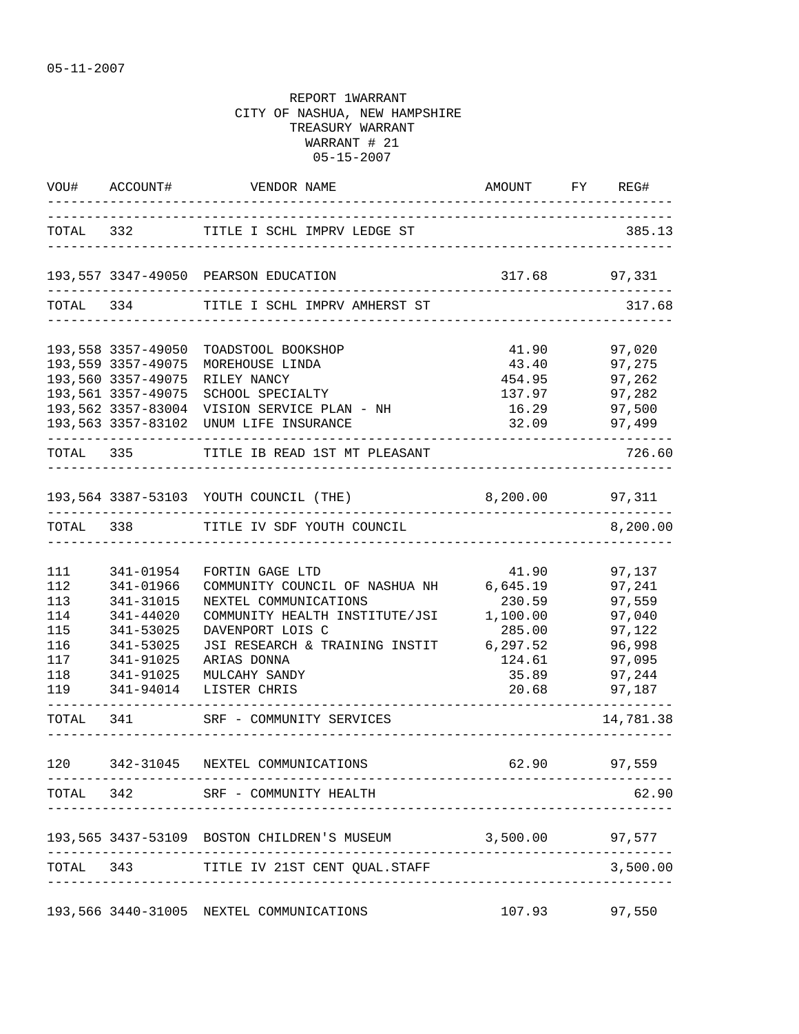05-11-2007

REPORT 1WARRANT
CITY OF NASHUA, NEW HAMPSHIRE
TREASURY WARRANT
WARRANT # 21
05-15-2007

| VOU# | ACCOUNT# | VENDOR NAME | AMOUNT | FY | REG# |
|---|---|---|---|---|---|
| TOTAL | 332 | TITLE I SCHL IMPRV LEDGE ST | | | 385.13 |
| 193,557 | 3347-49050 | PEARSON EDUCATION | 317.68 | | 97,331 |
| TOTAL | 334 | TITLE I SCHL IMPRV AMHERST ST | | | 317.68 |
| 193,558 | 3357-49050 | TOADSTOOL BOOKSHOP | 41.90 | | 97,020 |
| 193,559 | 3357-49075 | MOREHOUSE LINDA | 43.40 | | 97,275 |
| 193,560 | 3357-49075 | RILEY NANCY | 454.95 | | 97,262 |
| 193,561 | 3357-49075 | SCHOOL SPECIALTY | 137.97 | | 97,282 |
| 193,562 | 3357-83004 | VISION SERVICE PLAN - NH | 16.29 | | 97,500 |
| 193,563 | 3357-83102 | UNUM LIFE INSURANCE | 32.09 | | 97,499 |
| TOTAL | 335 | TITLE IB READ 1ST MT PLEASANT | | | 726.60 |
| 193,564 | 3387-53103 | YOUTH COUNCIL (THE) | 8,200.00 | | 97,311 |
| TOTAL | 338 | TITLE IV SDF YOUTH COUNCIL | | | 8,200.00 |
| 111 | 341-01954 | FORTIN GAGE LTD | 41.90 | | 97,137 |
| 112 | 341-01966 | COMMUNITY COUNCIL OF NASHUA NH | 6,645.19 | | 97,241 |
| 113 | 341-31015 | NEXTEL COMMUNICATIONS | 230.59 | | 97,559 |
| 114 | 341-44020 | COMMUNITY HEALTH INSTITUTE/JSI | 1,100.00 | | 97,040 |
| 115 | 341-53025 | DAVENPORT LOIS C | 285.00 | | 97,122 |
| 116 | 341-53025 | JSI RESEARCH & TRAINING INSTIT | 6,297.52 | | 96,998 |
| 117 | 341-91025 | ARIAS DONNA | 124.61 | | 97,095 |
| 118 | 341-91025 | MULCAHY SANDY | 35.89 | | 97,244 |
| 119 | 341-94014 | LISTER CHRIS | 20.68 | | 97,187 |
| TOTAL | 341 | SRF - COMMUNITY SERVICES | | | 14,781.38 |
| 120 | 342-31045 | NEXTEL COMMUNICATIONS | 62.90 | | 97,559 |
| TOTAL | 342 | SRF - COMMUNITY HEALTH | | | 62.90 |
| 193,565 | 3437-53109 | BOSTON CHILDREN'S MUSEUM | 3,500.00 | | 97,577 |
| TOTAL | 343 | TITLE IV 21ST CENT QUAL.STAFF | | | 3,500.00 |
| 193,566 | 3440-31005 | NEXTEL COMMUNICATIONS | 107.93 | | 97,550 |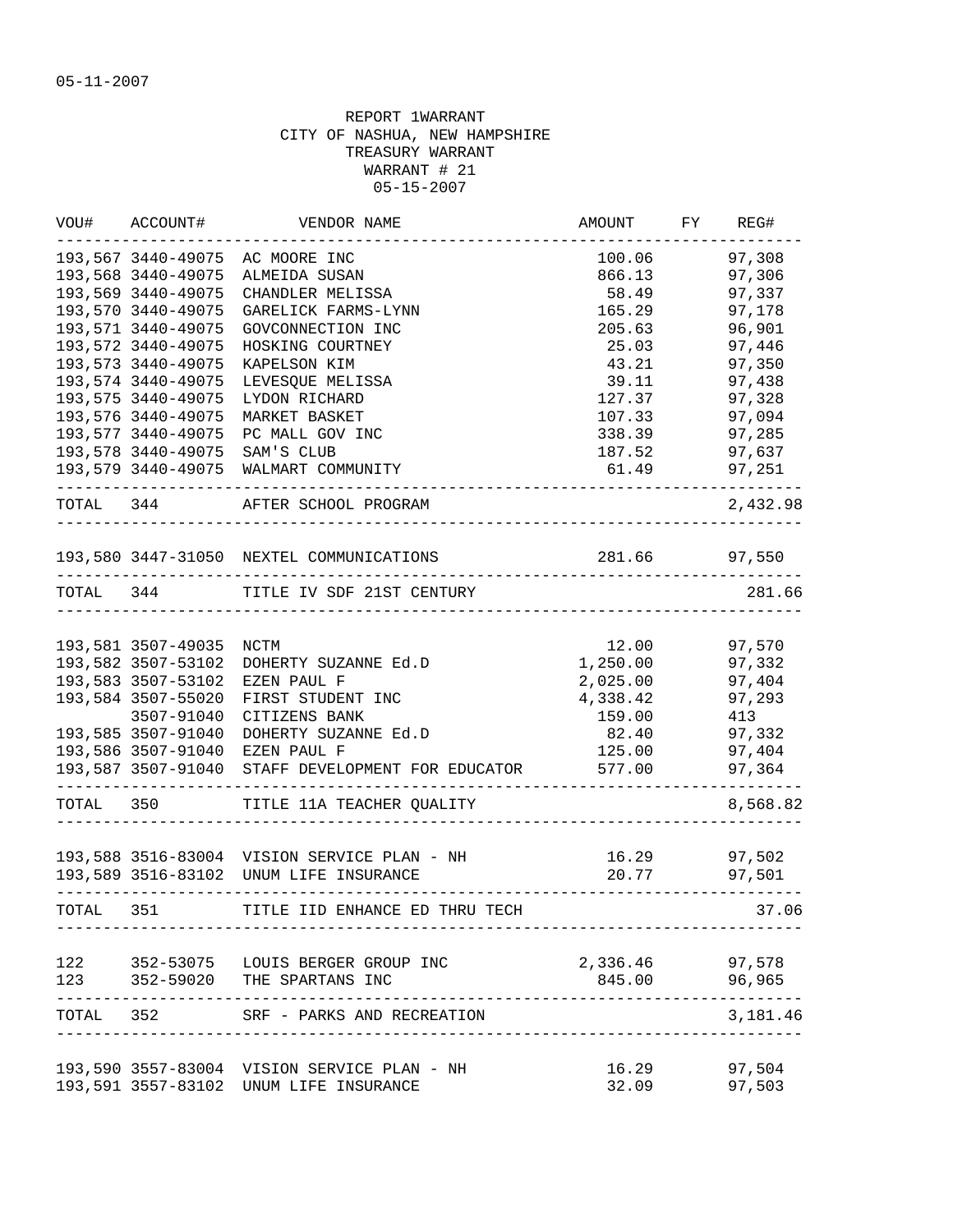05-11-2007

REPORT 1WARRANT
CITY OF NASHUA, NEW HAMPSHIRE
TREASURY WARRANT
WARRANT # 21
05-15-2007

| VOU# | ACCOUNT# | VENDOR NAME | AMOUNT | FY | REG# |
|---|---|---|---|---|---|
| 193,567 | 3440-49075 | AC MOORE INC | 100.06 | | 97,308 |
| 193,568 | 3440-49075 | ALMEIDA SUSAN | 866.13 | | 97,306 |
| 193,569 | 3440-49075 | CHANDLER MELISSA | 58.49 | | 97,337 |
| 193,570 | 3440-49075 | GARELICK FARMS-LYNN | 165.29 | | 97,178 |
| 193,571 | 3440-49075 | GOVCONNECTION INC | 205.63 | | 96,901 |
| 193,572 | 3440-49075 | HOSKING COURTNEY | 25.03 | | 97,446 |
| 193,573 | 3440-49075 | KAPELSON KIM | 43.21 | | 97,350 |
| 193,574 | 3440-49075 | LEVESQUE MELISSA | 39.11 | | 97,438 |
| 193,575 | 3440-49075 | LYDON RICHARD | 127.37 | | 97,328 |
| 193,576 | 3440-49075 | MARKET BASKET | 107.33 | | 97,094 |
| 193,577 | 3440-49075 | PC MALL GOV INC | 338.39 | | 97,285 |
| 193,578 | 3440-49075 | SAM'S CLUB | 187.52 | | 97,637 |
| 193,579 | 3440-49075 | WALMART COMMUNITY | 61.49 | | 97,251 |
| TOTAL | 344 | AFTER SCHOOL PROGRAM | | | 2,432.98 |
| 193,580 | 3447-31050 | NEXTEL COMMUNICATIONS | 281.66 | | 97,550 |
| TOTAL | 344 | TITLE IV SDF 21ST CENTURY | | | 281.66 |
| 193,581 | 3507-49035 | NCTM | 12.00 | | 97,570 |
| 193,582 | 3507-53102 | DOHERTY SUZANNE Ed.D | 1,250.00 | | 97,332 |
| 193,583 | 3507-53102 | EZEN PAUL F | 2,025.00 | | 97,404 |
| 193,584 | 3507-55020 | FIRST STUDENT INC | 4,338.42 | | 97,293 |
| | 3507-91040 | CITIZENS BANK | 159.00 | | 413 |
| 193,585 | 3507-91040 | DOHERTY SUZANNE Ed.D | 82.40 | | 97,332 |
| 193,586 | 3507-91040 | EZEN PAUL F | 125.00 | | 97,404 |
| 193,587 | 3507-91040 | STAFF DEVELOPMENT FOR EDUCATOR | 577.00 | | 97,364 |
| TOTAL | 350 | TITLE 11A TEACHER QUALITY | | | 8,568.82 |
| 193,588 | 3516-83004 | VISION SERVICE PLAN - NH | 16.29 | | 97,502 |
| 193,589 | 3516-83102 | UNUM LIFE INSURANCE | 20.77 | | 97,501 |
| TOTAL | 351 | TITLE IID ENHANCE ED THRU TECH | | | 37.06 |
| 122 | 352-53075 | LOUIS BERGER GROUP INC | 2,336.46 | | 97,578 |
| 123 | 352-59020 | THE SPARTANS INC | 845.00 | | 96,965 |
| TOTAL | 352 | SRF - PARKS AND RECREATION | | | 3,181.46 |
| 193,590 | 3557-83004 | VISION SERVICE PLAN - NH | 16.29 | | 97,504 |
| 193,591 | 3557-83102 | UNUM LIFE INSURANCE | 32.09 | | 97,503 |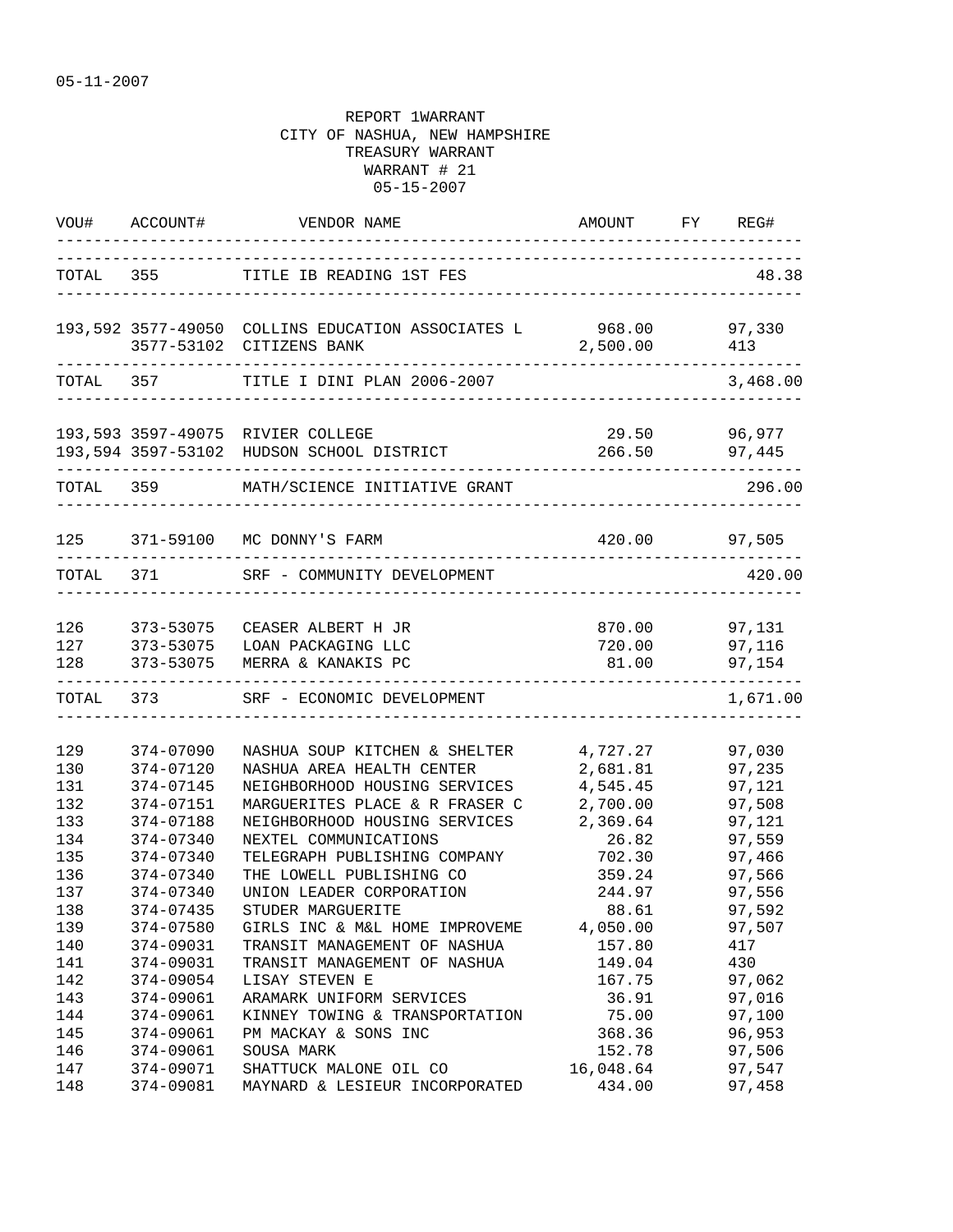05-11-2007

REPORT 1WARRANT
CITY OF NASHUA, NEW HAMPSHIRE
TREASURY WARRANT
WARRANT # 21
05-15-2007

| VOU# | ACCOUNT# | VENDOR NAME | AMOUNT | FY | REG# |
|---|---|---|---|---|---|
| TOTAL | 355 | TITLE IB READING 1ST FES | | | 48.38 |
| 193,592 | 3577-49050 | COLLINS EDUCATION ASSOCIATES L | 968.00 | | 97,330 |
| | 3577-53102 | CITIZENS BANK | 2,500.00 | | 413 |
| TOTAL | 357 | TITLE I DINI PLAN 2006-2007 | | | 3,468.00 |
| 193,593 | 3597-49075 | RIVIER COLLEGE | 29.50 | | 96,977 |
| 193,594 | 3597-53102 | HUDSON SCHOOL DISTRICT | 266.50 | | 97,445 |
| TOTAL | 359 | MATH/SCIENCE INITIATIVE GRANT | | | 296.00 |
| 125 | 371-59100 | MC DONNY'S FARM | 420.00 | | 97,505 |
| TOTAL | 371 | SRF - COMMUNITY DEVELOPMENT | | | 420.00 |
| 126 | 373-53075 | CEASER ALBERT H JR | 870.00 | | 97,131 |
| 127 | 373-53075 | LOAN PACKAGING LLC | 720.00 | | 97,116 |
| 128 | 373-53075 | MERRA & KANAKIS PC | 81.00 | | 97,154 |
| TOTAL | 373 | SRF - ECONOMIC DEVELOPMENT | | | 1,671.00 |
| 129 | 374-07090 | NASHUA SOUP KITCHEN & SHELTER | 4,727.27 | | 97,030 |
| 130 | 374-07120 | NASHUA AREA HEALTH CENTER | 2,681.81 | | 97,235 |
| 131 | 374-07145 | NEIGHBORHOOD HOUSING SERVICES | 4,545.45 | | 97,121 |
| 132 | 374-07151 | MARGUERITES PLACE & R FRASER C | 2,700.00 | | 97,508 |
| 133 | 374-07188 | NEIGHBORHOOD HOUSING SERVICES | 2,369.64 | | 97,121 |
| 134 | 374-07340 | NEXTEL COMMUNICATIONS | 26.82 | | 97,559 |
| 135 | 374-07340 | TELEGRAPH PUBLISHING COMPANY | 702.30 | | 97,466 |
| 136 | 374-07340 | THE LOWELL PUBLISHING CO | 359.24 | | 97,566 |
| 137 | 374-07340 | UNION LEADER CORPORATION | 244.97 | | 97,556 |
| 138 | 374-07435 | STUDER MARGUERITE | 88.61 | | 97,592 |
| 139 | 374-07580 | GIRLS INC & M&L HOME IMPROVEME | 4,050.00 | | 97,507 |
| 140 | 374-09031 | TRANSIT MANAGEMENT OF NASHUA | 157.80 | | 417 |
| 141 | 374-09031 | TRANSIT MANAGEMENT OF NASHUA | 149.04 | | 430 |
| 142 | 374-09054 | LISAY STEVEN E | 167.75 | | 97,062 |
| 143 | 374-09061 | ARAMARK UNIFORM SERVICES | 36.91 | | 97,016 |
| 144 | 374-09061 | KINNEY TOWING & TRANSPORTATION | 75.00 | | 97,100 |
| 145 | 374-09061 | PM MACKAY & SONS INC | 368.36 | | 96,953 |
| 146 | 374-09061 | SOUSA MARK | 152.78 | | 97,506 |
| 147 | 374-09071 | SHATTUCK MALONE OIL CO | 16,048.64 | | 97,547 |
| 148 | 374-09081 | MAYNARD & LESIEUR INCORPORATED | 434.00 | | 97,458 |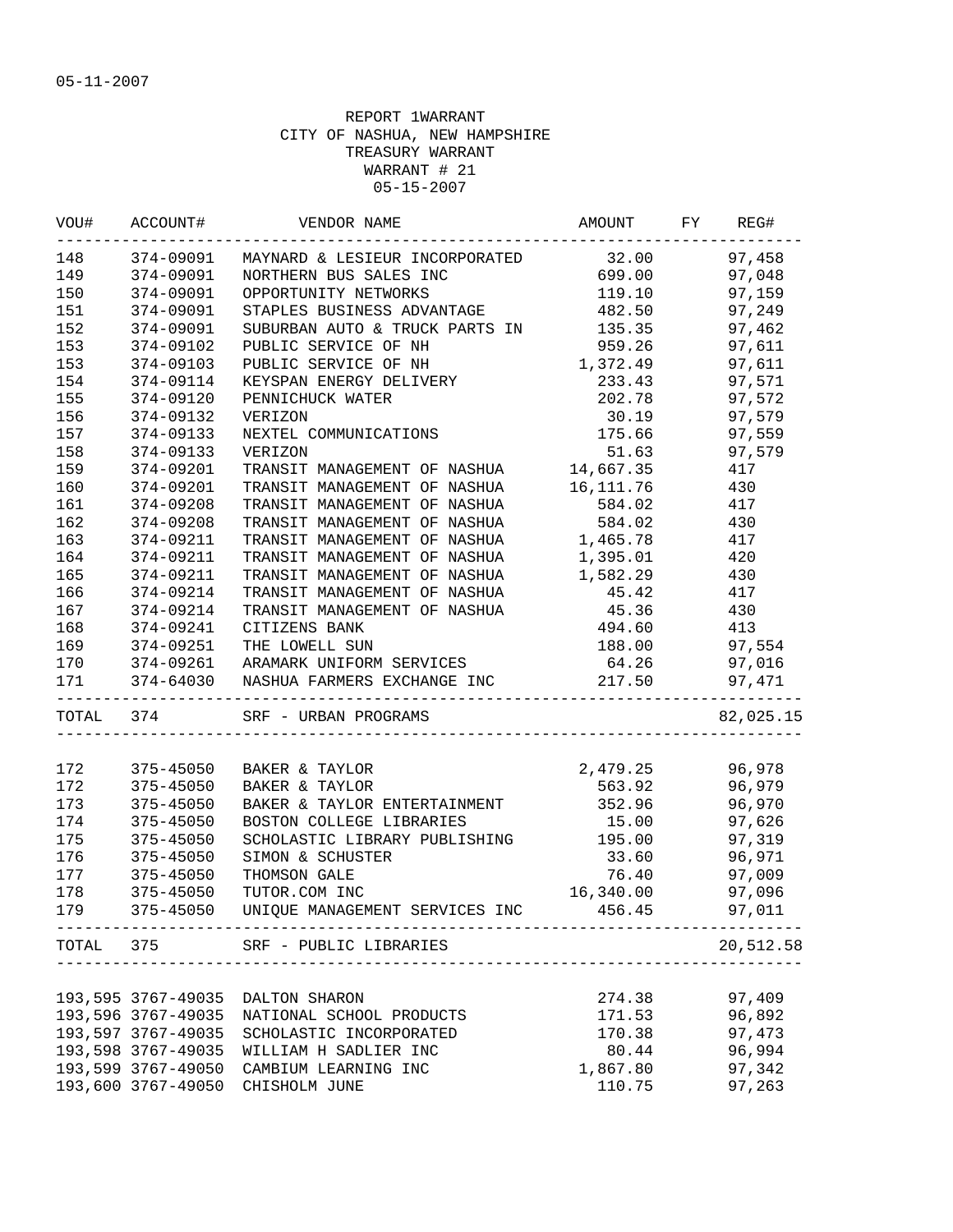05-11-2007

REPORT 1WARRANT
CITY OF NASHUA, NEW HAMPSHIRE
TREASURY WARRANT
WARRANT # 21
05-15-2007

| VOU# | ACCOUNT# | VENDOR NAME | AMOUNT | FY | REG# |
|---|---|---|---|---|---|
| 148 | 374-09091 | MAYNARD & LESIEUR INCORPORATED | 32.00 | | 97,458 |
| 149 | 374-09091 | NORTHERN BUS SALES INC | 699.00 | | 97,048 |
| 150 | 374-09091 | OPPORTUNITY NETWORKS | 119.10 | | 97,159 |
| 151 | 374-09091 | STAPLES BUSINESS ADVANTAGE | 482.50 | | 97,249 |
| 152 | 374-09091 | SUBURBAN AUTO & TRUCK PARTS IN | 135.35 | | 97,462 |
| 153 | 374-09102 | PUBLIC SERVICE OF NH | 959.26 | | 97,611 |
| 153 | 374-09103 | PUBLIC SERVICE OF NH | 1,372.49 | | 97,611 |
| 154 | 374-09114 | KEYSPAN ENERGY DELIVERY | 233.43 | | 97,571 |
| 155 | 374-09120 | PENNICHUCK WATER | 202.78 | | 97,572 |
| 156 | 374-09132 | VERIZON | 30.19 | | 97,579 |
| 157 | 374-09133 | NEXTEL COMMUNICATIONS | 175.66 | | 97,559 |
| 158 | 374-09133 | VERIZON | 51.63 | | 97,579 |
| 159 | 374-09201 | TRANSIT MANAGEMENT OF NASHUA | 14,667.35 | | 417 |
| 160 | 374-09201 | TRANSIT MANAGEMENT OF NASHUA | 16,111.76 | | 430 |
| 161 | 374-09208 | TRANSIT MANAGEMENT OF NASHUA | 584.02 | | 417 |
| 162 | 374-09208 | TRANSIT MANAGEMENT OF NASHUA | 584.02 | | 430 |
| 163 | 374-09211 | TRANSIT MANAGEMENT OF NASHUA | 1,465.78 | | 417 |
| 164 | 374-09211 | TRANSIT MANAGEMENT OF NASHUA | 1,395.01 | | 420 |
| 165 | 374-09211 | TRANSIT MANAGEMENT OF NASHUA | 1,582.29 | | 430 |
| 166 | 374-09214 | TRANSIT MANAGEMENT OF NASHUA | 45.42 | | 417 |
| 167 | 374-09214 | TRANSIT MANAGEMENT OF NASHUA | 45.36 | | 430 |
| 168 | 374-09241 | CITIZENS BANK | 494.60 | | 413 |
| 169 | 374-09251 | THE LOWELL SUN | 188.00 | | 97,554 |
| 170 | 374-09261 | ARAMARK UNIFORM SERVICES | 64.26 | | 97,016 |
| 171 | 374-64030 | NASHUA FARMERS EXCHANGE INC | 217.50 | | 97,471 |
| TOTAL | 374 | SRF - URBAN PROGRAMS | | | 82,025.15 |
| 172 | 375-45050 | BAKER & TAYLOR | 2,479.25 | | 96,978 |
| 172 | 375-45050 | BAKER & TAYLOR | 563.92 | | 96,979 |
| 173 | 375-45050 | BAKER & TAYLOR ENTERTAINMENT | 352.96 | | 96,970 |
| 174 | 375-45050 | BOSTON COLLEGE LIBRARIES | 15.00 | | 97,626 |
| 175 | 375-45050 | SCHOLASTIC LIBRARY PUBLISHING | 195.00 | | 97,319 |
| 176 | 375-45050 | SIMON & SCHUSTER | 33.60 | | 96,971 |
| 177 | 375-45050 | THOMSON GALE | 76.40 | | 97,009 |
| 178 | 375-45050 | TUTOR.COM INC | 16,340.00 | | 97,096 |
| 179 | 375-45050 | UNIQUE MANAGEMENT SERVICES INC | 456.45 | | 97,011 |
| TOTAL | 375 | SRF - PUBLIC LIBRARIES | | | 20,512.58 |
| 193,595 | 3767-49035 | DALTON SHARON | 274.38 | | 97,409 |
| 193,596 | 3767-49035 | NATIONAL SCHOOL PRODUCTS | 171.53 | | 96,892 |
| 193,597 | 3767-49035 | SCHOLASTIC INCORPORATED | 170.38 | | 97,473 |
| 193,598 | 3767-49035 | WILLIAM H SADLIER INC | 80.44 | | 96,994 |
| 193,599 | 3767-49050 | CAMBIUM LEARNING INC | 1,867.80 | | 97,342 |
| 193,600 | 3767-49050 | CHISHOLM JUNE | 110.75 | | 97,263 |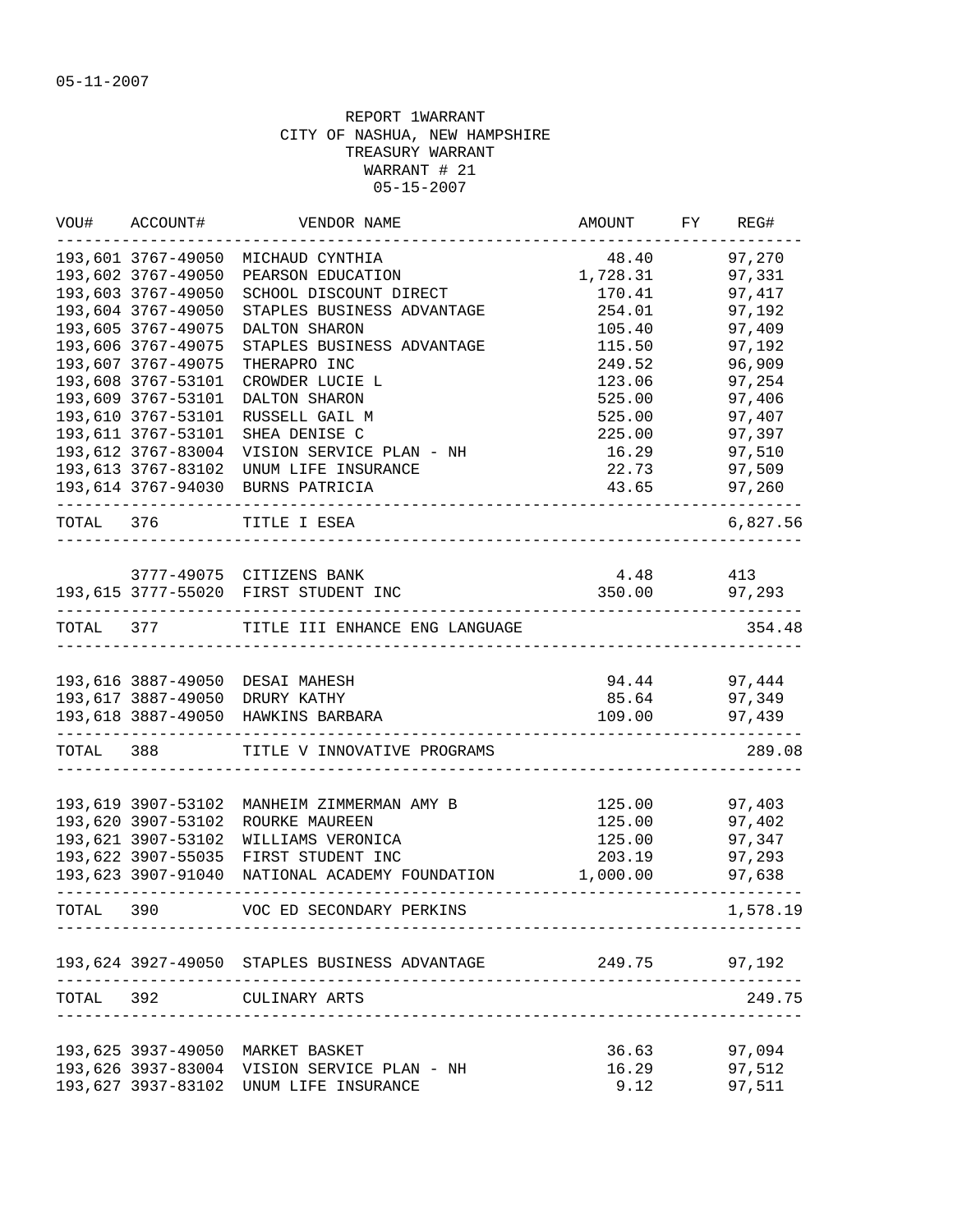05-11-2007

REPORT 1WARRANT
CITY OF NASHUA, NEW HAMPSHIRE
TREASURY WARRANT
WARRANT # 21
05-15-2007

| VOU# | ACCOUNT# | VENDOR NAME | AMOUNT | FY | REG# |
|---|---|---|---|---|---|
| 193,601 | 3767-49050 | MICHAUD CYNTHIA | 48.40 | | 97,270 |
| 193,602 | 3767-49050 | PEARSON EDUCATION | 1,728.31 | | 97,331 |
| 193,603 | 3767-49050 | SCHOOL DISCOUNT DIRECT | 170.41 | | 97,417 |
| 193,604 | 3767-49050 | STAPLES BUSINESS ADVANTAGE | 254.01 | | 97,192 |
| 193,605 | 3767-49075 | DALTON SHARON | 105.40 | | 97,409 |
| 193,606 | 3767-49075 | STAPLES BUSINESS ADVANTAGE | 115.50 | | 97,192 |
| 193,607 | 3767-49075 | THERAPRO INC | 249.52 | | 96,909 |
| 193,608 | 3767-53101 | CROWDER LUCIE L | 123.06 | | 97,254 |
| 193,609 | 3767-53101 | DALTON SHARON | 525.00 | | 97,406 |
| 193,610 | 3767-53101 | RUSSELL GAIL M | 525.00 | | 97,407 |
| 193,611 | 3767-53101 | SHEA DENISE C | 225.00 | | 97,397 |
| 193,612 | 3767-83004 | VISION SERVICE PLAN - NH | 16.29 | | 97,510 |
| 193,613 | 3767-83102 | UNUM LIFE INSURANCE | 22.73 | | 97,509 |
| 193,614 | 3767-94030 | BURNS PATRICIA | 43.65 | | 97,260 |
| TOTAL | 376 | TITLE I ESEA | | | 6,827.56 |
| | 3777-49075 | CITIZENS BANK | 4.48 | | 413 |
| 193,615 | 3777-55020 | FIRST STUDENT INC | 350.00 | | 97,293 |
| TOTAL | 377 | TITLE III ENHANCE ENG LANGUAGE | | | 354.48 |
| 193,616 | 3887-49050 | DESAI MAHESH | 94.44 | | 97,444 |
| 193,617 | 3887-49050 | DRURY KATHY | 85.64 | | 97,349 |
| 193,618 | 3887-49050 | HAWKINS BARBARA | 109.00 | | 97,439 |
| TOTAL | 388 | TITLE V INNOVATIVE PROGRAMS | | | 289.08 |
| 193,619 | 3907-53102 | MANHEIM ZIMMERMAN AMY B | 125.00 | | 97,403 |
| 193,620 | 3907-53102 | ROURKE MAUREEN | 125.00 | | 97,402 |
| 193,621 | 3907-53102 | WILLIAMS VERONICA | 125.00 | | 97,347 |
| 193,622 | 3907-55035 | FIRST STUDENT INC | 203.19 | | 97,293 |
| 193,623 | 3907-91040 | NATIONAL ACADEMY FOUNDATION | 1,000.00 | | 97,638 |
| TOTAL | 390 | VOC ED SECONDARY PERKINS | | | 1,578.19 |
| 193,624 | 3927-49050 | STAPLES BUSINESS ADVANTAGE | 249.75 | | 97,192 |
| TOTAL | 392 | CULINARY ARTS | | | 249.75 |
| 193,625 | 3937-49050 | MARKET BASKET | 36.63 | | 97,094 |
| 193,626 | 3937-83004 | VISION SERVICE PLAN - NH | 16.29 | | 97,512 |
| 193,627 | 3937-83102 | UNUM LIFE INSURANCE | 9.12 | | 97,511 |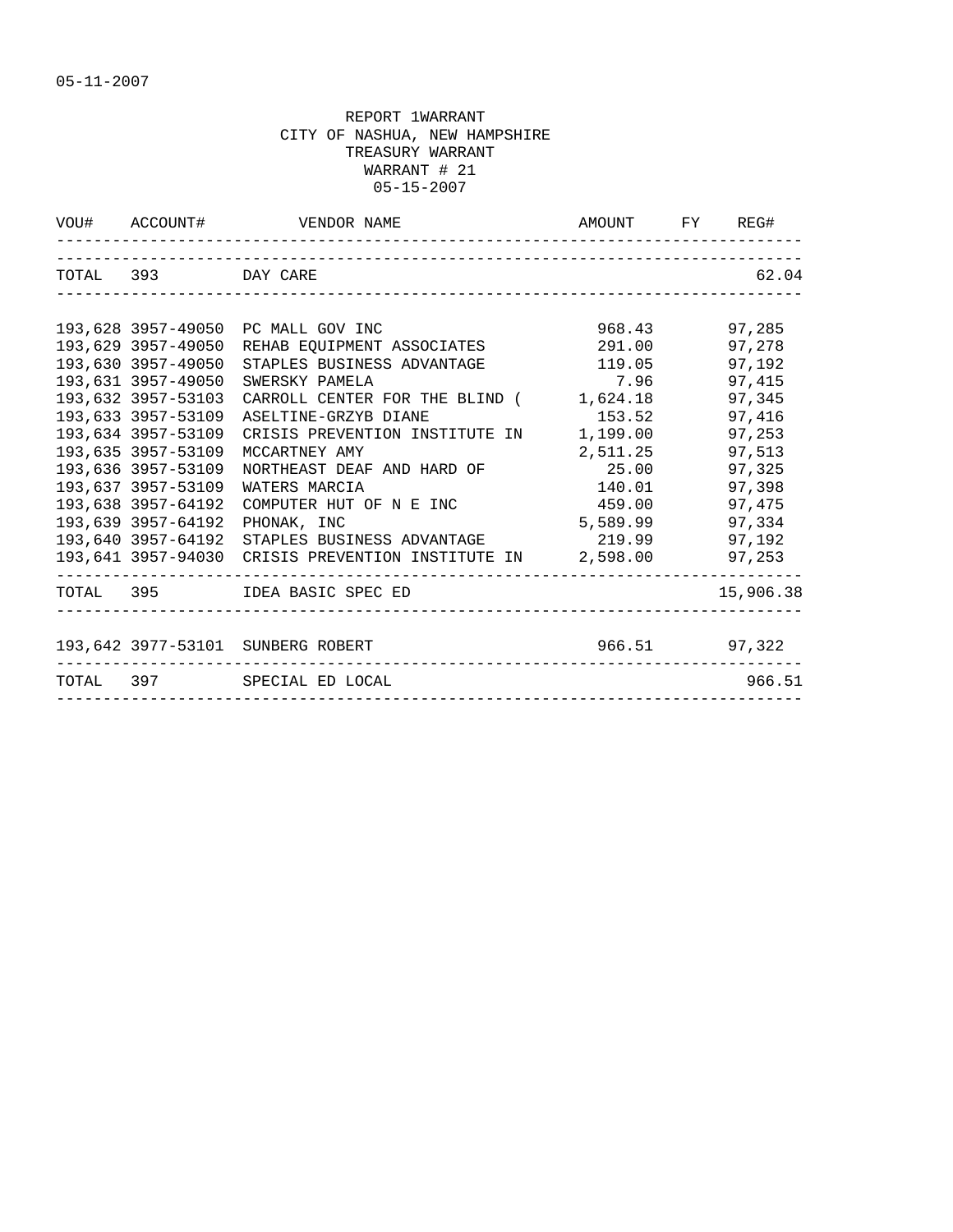05-11-2007

REPORT 1WARRANT
CITY OF NASHUA, NEW HAMPSHIRE
TREASURY WARRANT
WARRANT # 21
05-15-2007

| VOU# | ACCOUNT# | VENDOR NAME | AMOUNT | FY | REG# |
|---|---|---|---|---|---|
| TOTAL | 393 | DAY CARE | | | 62.04 |
| 193,628 | 3957-49050 | PC MALL GOV INC | 968.43 | | 97,285 |
| 193,629 | 3957-49050 | REHAB EQUIPMENT ASSOCIATES | 291.00 | | 97,278 |
| 193,630 | 3957-49050 | STAPLES BUSINESS ADVANTAGE | 119.05 | | 97,192 |
| 193,631 | 3957-49050 | SWERSKY PAMELA | 7.96 | | 97,415 |
| 193,632 | 3957-53103 | CARROLL CENTER FOR THE BLIND ( | 1,624.18 | | 97,345 |
| 193,633 | 3957-53109 | ASELTINE-GRZYB DIANE | 153.52 | | 97,416 |
| 193,634 | 3957-53109 | CRISIS PREVENTION INSTITUTE IN | 1,199.00 | | 97,253 |
| 193,635 | 3957-53109 | MCCARTNEY AMY | 2,511.25 | | 97,513 |
| 193,636 | 3957-53109 | NORTHEAST DEAF AND HARD OF | 25.00 | | 97,325 |
| 193,637 | 3957-53109 | WATERS MARCIA | 140.01 | | 97,398 |
| 193,638 | 3957-64192 | COMPUTER HUT OF N E INC | 459.00 | | 97,475 |
| 193,639 | 3957-64192 | PHONAK, INC | 5,589.99 | | 97,334 |
| 193,640 | 3957-64192 | STAPLES BUSINESS ADVANTAGE | 219.99 | | 97,192 |
| 193,641 | 3957-94030 | CRISIS PREVENTION INSTITUTE IN | 2,598.00 | | 97,253 |
| TOTAL | 395 | IDEA BASIC SPEC ED | | | 15,906.38 |
| 193,642 | 3977-53101 | SUNBERG ROBERT | 966.51 | | 97,322 |
| TOTAL | 397 | SPECIAL ED LOCAL | | | 966.51 |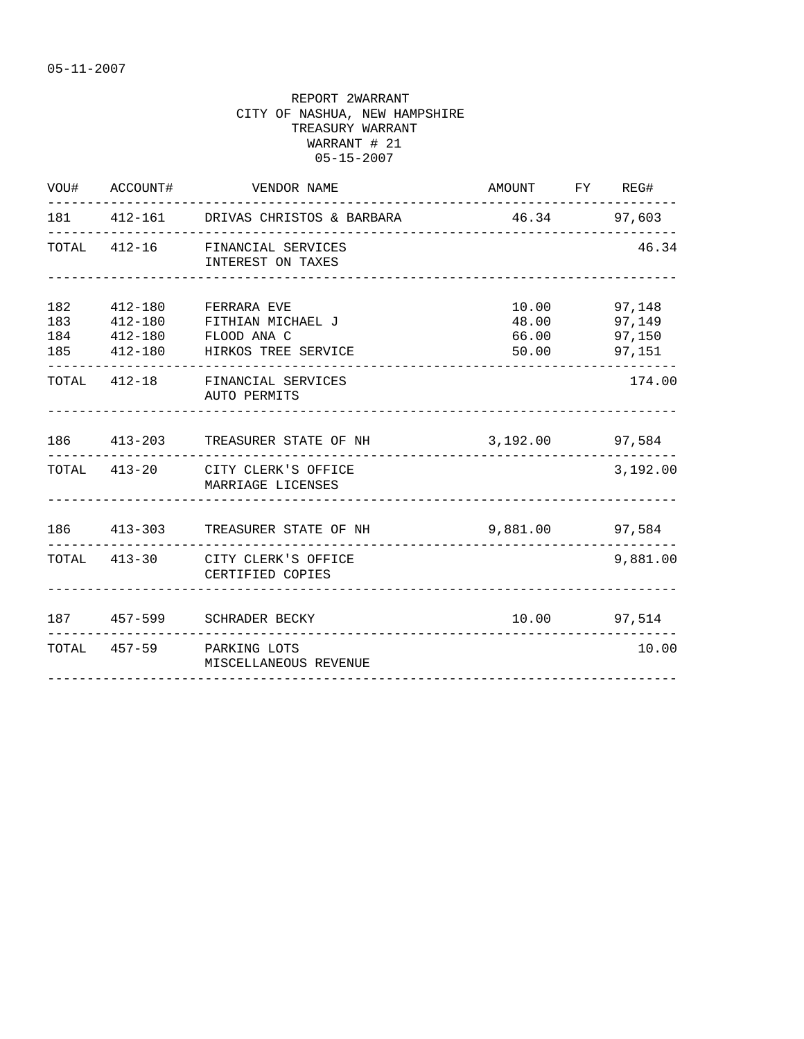05-11-2007

REPORT 2WARRANT
CITY OF NASHUA, NEW HAMPSHIRE
TREASURY WARRANT
WARRANT # 21
05-15-2007

| VOU# | ACCOUNT# | VENDOR NAME | AMOUNT | FY | REG# |
|---|---|---|---|---|---|
| 181 | 412-161 | DRIVAS CHRISTOS & BARBARA | 46.34 | | 97,603 |
| TOTAL | 412-16 | FINANCIAL SERVICES<br>INTEREST ON TAXES | | | 46.34 |
| 182 | 412-180 | FERRARA EVE | 10.00 | | 97,148 |
| 183 | 412-180 | FITHIAN MICHAEL J | 48.00 | | 97,149 |
| 184 | 412-180 | FLOOD ANA C | 66.00 | | 97,150 |
| 185 | 412-180 | HIRKOS TREE SERVICE | 50.00 | | 97,151 |
| TOTAL | 412-18 | FINANCIAL SERVICES<br>AUTO PERMITS | | | 174.00 |
| 186 | 413-203 | TREASURER STATE OF NH | 3,192.00 | | 97,584 |
| TOTAL | 413-20 | CITY CLERK'S OFFICE<br>MARRIAGE LICENSES | | | 3,192.00 |
| 186 | 413-303 | TREASURER STATE OF NH | 9,881.00 | | 97,584 |
| TOTAL | 413-30 | CITY CLERK'S OFFICE<br>CERTIFIED COPIES | | | 9,881.00 |
| 187 | 457-599 | SCHRADER BECKY | 10.00 | | 97,514 |
| TOTAL | 457-59 | PARKING LOTS<br>MISCELLANEOUS REVENUE | | | 10.00 |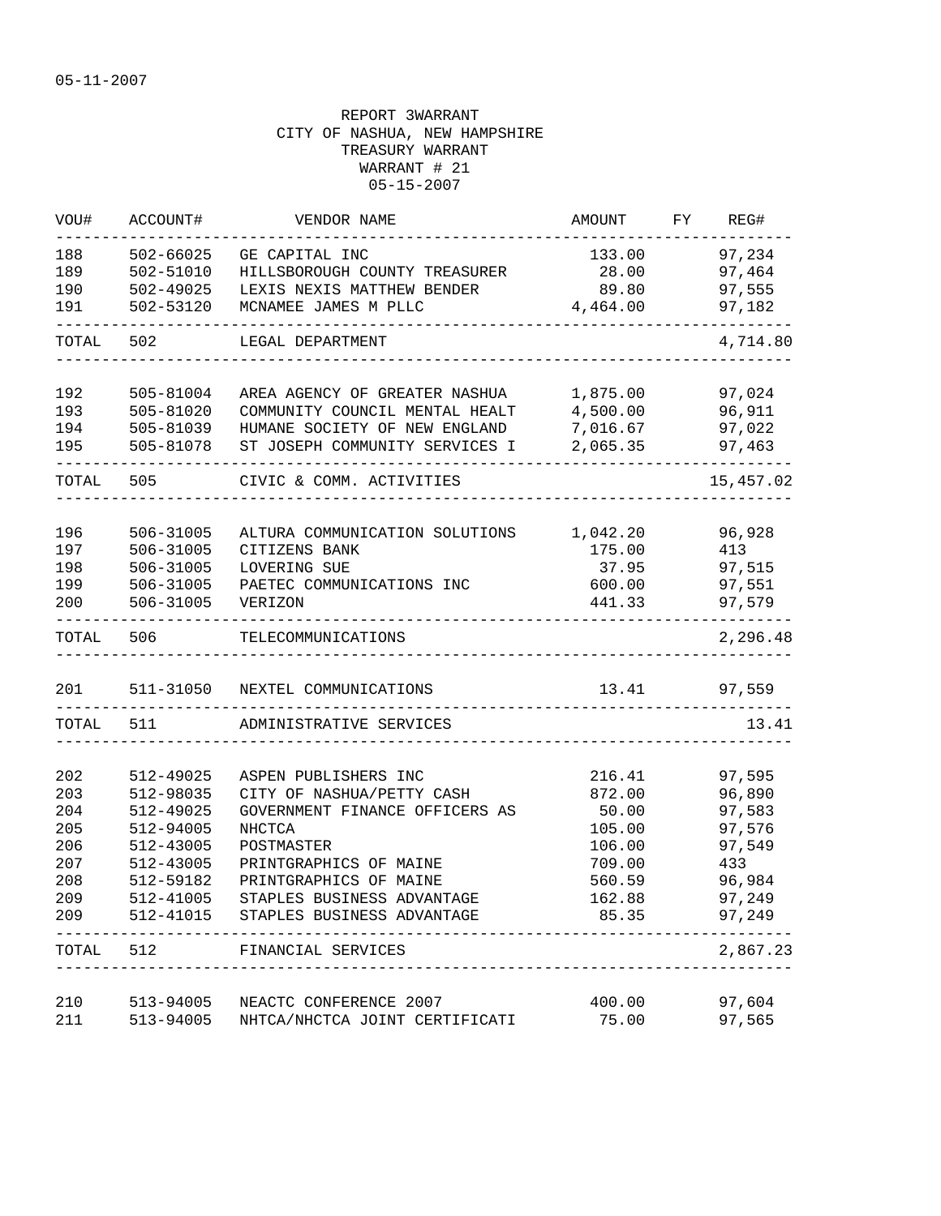05-11-2007

REPORT 3WARRANT
CITY OF NASHUA, NEW HAMPSHIRE
TREASURY WARRANT
WARRANT # 21
05-15-2007

| VOU# | ACCOUNT# | VENDOR NAME | AMOUNT | FY | REG# |
|---|---|---|---|---|---|
| 188 | 502-66025 | GE CAPITAL INC | 133.00 | | 97,234 |
| 189 | 502-51010 | HILLSBOROUGH COUNTY TREASURER | 28.00 | | 97,464 |
| 190 | 502-49025 | LEXIS NEXIS MATTHEW BENDER | 89.80 | | 97,555 |
| 191 | 502-53120 | MCNAMEE JAMES M PLLC | 4,464.00 | | 97,182 |
| TOTAL | 502 | LEGAL DEPARTMENT | | | 4,714.80 |
| 192 | 505-81004 | AREA AGENCY OF GREATER NASHUA | 1,875.00 | | 97,024 |
| 193 | 505-81020 | COMMUNITY COUNCIL MENTAL HEALT | 4,500.00 | | 96,911 |
| 194 | 505-81039 | HUMANE SOCIETY OF NEW ENGLAND | 7,016.67 | | 97,022 |
| 195 | 505-81078 | ST JOSEPH COMMUNITY SERVICES I | 2,065.35 | | 97,463 |
| TOTAL | 505 | CIVIC & COMM. ACTIVITIES | | | 15,457.02 |
| 196 | 506-31005 | ALTURA COMMUNICATION SOLUTIONS | 1,042.20 | | 96,928 |
| 197 | 506-31005 | CITIZENS BANK | 175.00 | | 413 |
| 198 | 506-31005 | LOVERING SUE | 37.95 | | 97,515 |
| 199 | 506-31005 | PAETEC COMMUNICATIONS INC | 600.00 | | 97,551 |
| 200 | 506-31005 | VERIZON | 441.33 | | 97,579 |
| TOTAL | 506 | TELECOMMUNICATIONS | | | 2,296.48 |
| 201 | 511-31050 | NEXTEL COMMUNICATIONS | 13.41 | | 97,559 |
| TOTAL | 511 | ADMINISTRATIVE SERVICES | | | 13.41 |
| 202 | 512-49025 | ASPEN PUBLISHERS INC | 216.41 | | 97,595 |
| 203 | 512-98035 | CITY OF NASHUA/PETTY CASH | 872.00 | | 96,890 |
| 204 | 512-49025 | GOVERNMENT FINANCE OFFICERS AS | 50.00 | | 97,583 |
| 205 | 512-94005 | NHCTCA | 105.00 | | 97,576 |
| 206 | 512-43005 | POSTMASTER | 106.00 | | 97,549 |
| 207 | 512-43005 | PRINTGRAPHICS OF MAINE | 709.00 | | 433 |
| 208 | 512-59182 | PRINTGRAPHICS OF MAINE | 560.59 | | 96,984 |
| 209 | 512-41005 | STAPLES BUSINESS ADVANTAGE | 162.88 | | 97,249 |
| 209 | 512-41015 | STAPLES BUSINESS ADVANTAGE | 85.35 | | 97,249 |
| TOTAL | 512 | FINANCIAL SERVICES | | | 2,867.23 |
| 210 | 513-94005 | NEACTC CONFERENCE 2007 | 400.00 | | 97,604 |
| 211 | 513-94005 | NHTCA/NHCTCA JOINT CERTIFICATI | 75.00 | | 97,565 |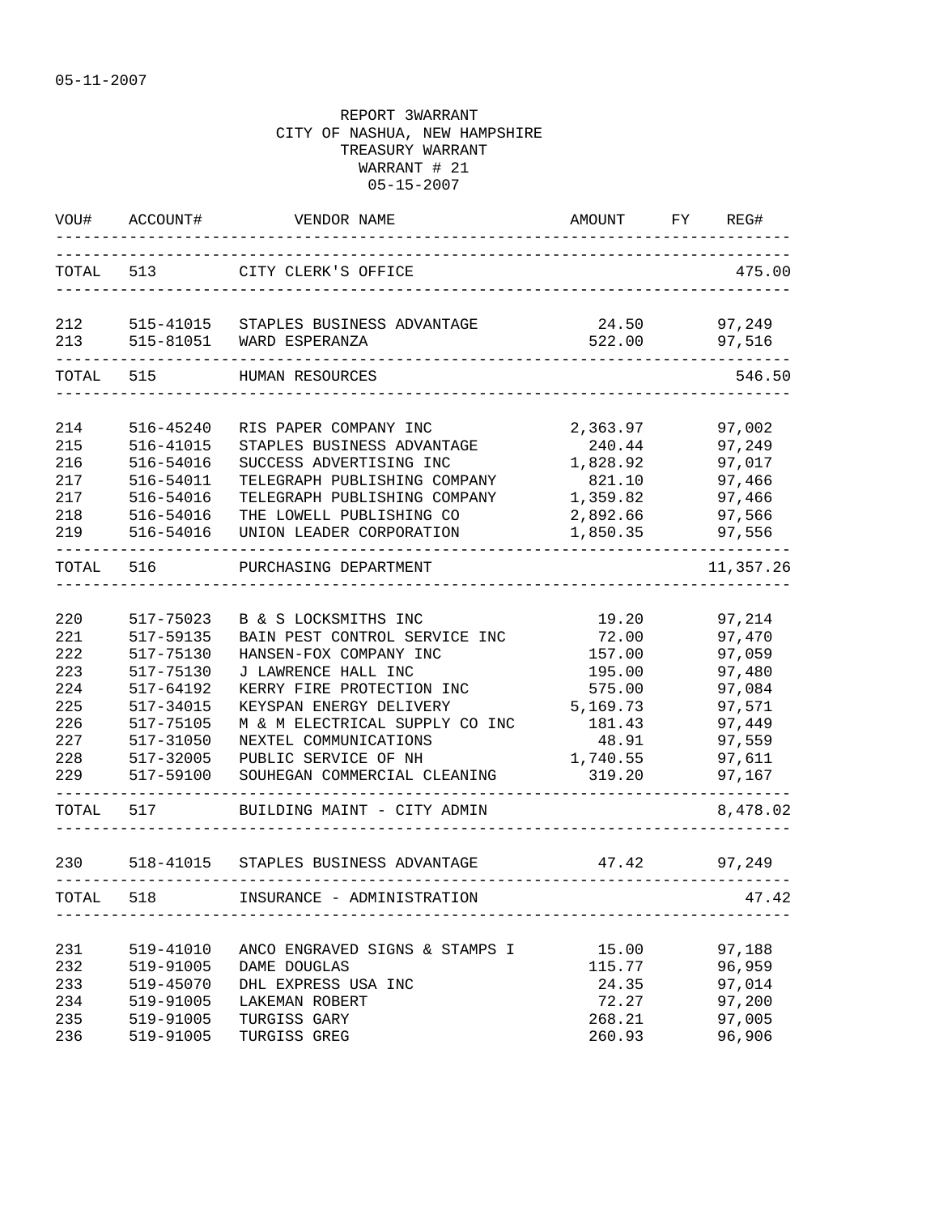05-11-2007

REPORT 3WARRANT
CITY OF NASHUA, NEW HAMPSHIRE
TREASURY WARRANT
WARRANT # 21
05-15-2007

| VOU# | ACCOUNT# | VENDOR NAME | AMOUNT | FY | REG# |
|---|---|---|---|---|---|
| TOTAL | 513 | CITY CLERK'S OFFICE | | | 475.00 |
| 212 | 515-41015 | STAPLES BUSINESS ADVANTAGE | 24.50 | | 97,249 |
| 213 | 515-81051 | WARD ESPERANZA | 522.00 | | 97,516 |
| TOTAL | 515 | HUMAN RESOURCES | | | 546.50 |
| 214 | 516-45240 | RIS PAPER COMPANY INC | 2,363.97 | | 97,002 |
| 215 | 516-41015 | STAPLES BUSINESS ADVANTAGE | 240.44 | | 97,249 |
| 216 | 516-54016 | SUCCESS ADVERTISING INC | 1,828.92 | | 97,017 |
| 217 | 516-54011 | TELEGRAPH PUBLISHING COMPANY | 821.10 | | 97,466 |
| 217 | 516-54016 | TELEGRAPH PUBLISHING COMPANY | 1,359.82 | | 97,466 |
| 218 | 516-54016 | THE LOWELL PUBLISHING CO | 2,892.66 | | 97,566 |
| 219 | 516-54016 | UNION LEADER CORPORATION | 1,850.35 | | 97,556 |
| TOTAL | 516 | PURCHASING DEPARTMENT | | | 11,357.26 |
| 220 | 517-75023 | B & S LOCKSMITHS INC | 19.20 | | 97,214 |
| 221 | 517-59135 | BAIN PEST CONTROL SERVICE INC | 72.00 | | 97,470 |
| 222 | 517-75130 | HANSEN-FOX COMPANY INC | 157.00 | | 97,059 |
| 223 | 517-75130 | J LAWRENCE HALL INC | 195.00 | | 97,480 |
| 224 | 517-64192 | KERRY FIRE PROTECTION INC | 575.00 | | 97,084 |
| 225 | 517-34015 | KEYSPAN ENERGY DELIVERY | 5,169.73 | | 97,571 |
| 226 | 517-75105 | M & M ELECTRICAL SUPPLY CO INC | 181.43 | | 97,449 |
| 227 | 517-31050 | NEXTEL COMMUNICATIONS | 48.91 | | 97,559 |
| 228 | 517-32005 | PUBLIC SERVICE OF NH | 1,740.55 | | 97,611 |
| 229 | 517-59100 | SOUHEGAN COMMERCIAL CLEANING | 319.20 | | 97,167 |
| TOTAL | 517 | BUILDING MAINT - CITY ADMIN | | | 8,478.02 |
| 230 | 518-41015 | STAPLES BUSINESS ADVANTAGE | 47.42 | | 97,249 |
| TOTAL | 518 | INSURANCE - ADMINISTRATION | | | 47.42 |
| 231 | 519-41010 | ANCO ENGRAVED SIGNS & STAMPS I | 15.00 | | 97,188 |
| 232 | 519-91005 | DAME DOUGLAS | 115.77 | | 96,959 |
| 233 | 519-45070 | DHL EXPRESS USA INC | 24.35 | | 97,014 |
| 234 | 519-91005 | LAKEMAN ROBERT | 72.27 | | 97,200 |
| 235 | 519-91005 | TURGISS GARY | 268.21 | | 97,005 |
| 236 | 519-91005 | TURGISS GREG | 260.93 | | 96,906 |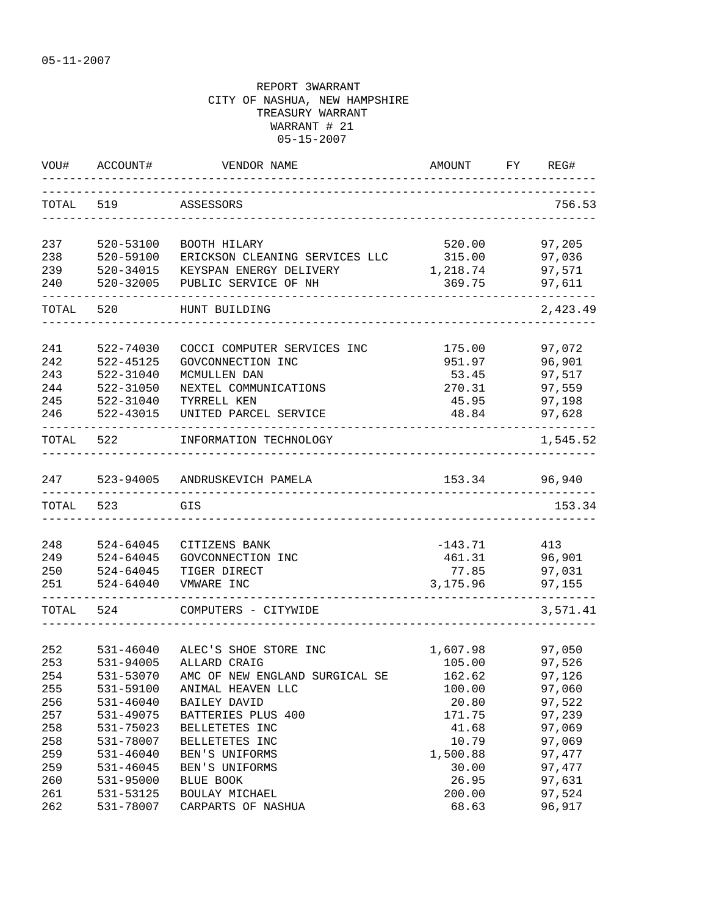05-11-2007

REPORT 3WARRANT
CITY OF NASHUA, NEW HAMPSHIRE
TREASURY WARRANT
WARRANT # 21
05-15-2007

| VOU# | ACCOUNT# | VENDOR NAME | AMOUNT | FY | REG# |
|---|---|---|---|---|---|
| TOTAL | 519 | ASSESSORS | | | 756.53 |
| 237 | 520-53100 | BOOTH HILARY | 520.00 | | 97,205 |
| 238 | 520-59100 | ERICKSON CLEANING SERVICES LLC | 315.00 | | 97,036 |
| 239 | 520-34015 | KEYSPAN ENERGY DELIVERY | 1,218.74 | | 97,571 |
| 240 | 520-32005 | PUBLIC SERVICE OF NH | 369.75 | | 97,611 |
| TOTAL | 520 | HUNT BUILDING | | | 2,423.49 |
| 241 | 522-74030 | COCCI COMPUTER SERVICES INC | 175.00 | | 97,072 |
| 242 | 522-45125 | GOVCONNECTION INC | 951.97 | | 96,901 |
| 243 | 522-31040 | MCMULLEN DAN | 53.45 | | 97,517 |
| 244 | 522-31050 | NEXTEL COMMUNICATIONS | 270.31 | | 97,559 |
| 245 | 522-31040 | TYRRELL KEN | 45.95 | | 97,198 |
| 246 | 522-43015 | UNITED PARCEL SERVICE | 48.84 | | 97,628 |
| TOTAL | 522 | INFORMATION TECHNOLOGY | | | 1,545.52 |
| 247 | 523-94005 | ANDRUSKEVICH PAMELA | 153.34 | | 96,940 |
| TOTAL | 523 | GIS | | | 153.34 |
| 248 | 524-64045 | CITIZENS BANK | -143.71 | | 413 |
| 249 | 524-64045 | GOVCONNECTION INC | 461.31 | | 96,901 |
| 250 | 524-64045 | TIGER DIRECT | 77.85 | | 97,031 |
| 251 | 524-64040 | VMWARE INC | 3,175.96 | | 97,155 |
| TOTAL | 524 | COMPUTERS - CITYWIDE | | | 3,571.41 |
| 252 | 531-46040 | ALEC'S SHOE STORE INC | 1,607.98 | | 97,050 |
| 253 | 531-94005 | ALLARD CRAIG | 105.00 | | 97,526 |
| 254 | 531-53070 | AMC OF NEW ENGLAND SURGICAL SE | 162.62 | | 97,126 |
| 255 | 531-59100 | ANIMAL HEAVEN LLC | 100.00 | | 97,060 |
| 256 | 531-46040 | BAILEY DAVID | 20.80 | | 97,522 |
| 257 | 531-49075 | BATTERIES PLUS 400 | 171.75 | | 97,239 |
| 258 | 531-75023 | BELLETETES INC | 41.68 | | 97,069 |
| 258 | 531-78007 | BELLETETES INC | 10.79 | | 97,069 |
| 259 | 531-46040 | BEN'S UNIFORMS | 1,500.88 | | 97,477 |
| 259 | 531-46045 | BEN'S UNIFORMS | 30.00 | | 97,477 |
| 260 | 531-95000 | BLUE BOOK | 26.95 | | 97,631 |
| 261 | 531-53125 | BOULAY MICHAEL | 200.00 | | 97,524 |
| 262 | 531-78007 | CARPARTS OF NASHUA | 68.63 | | 96,917 |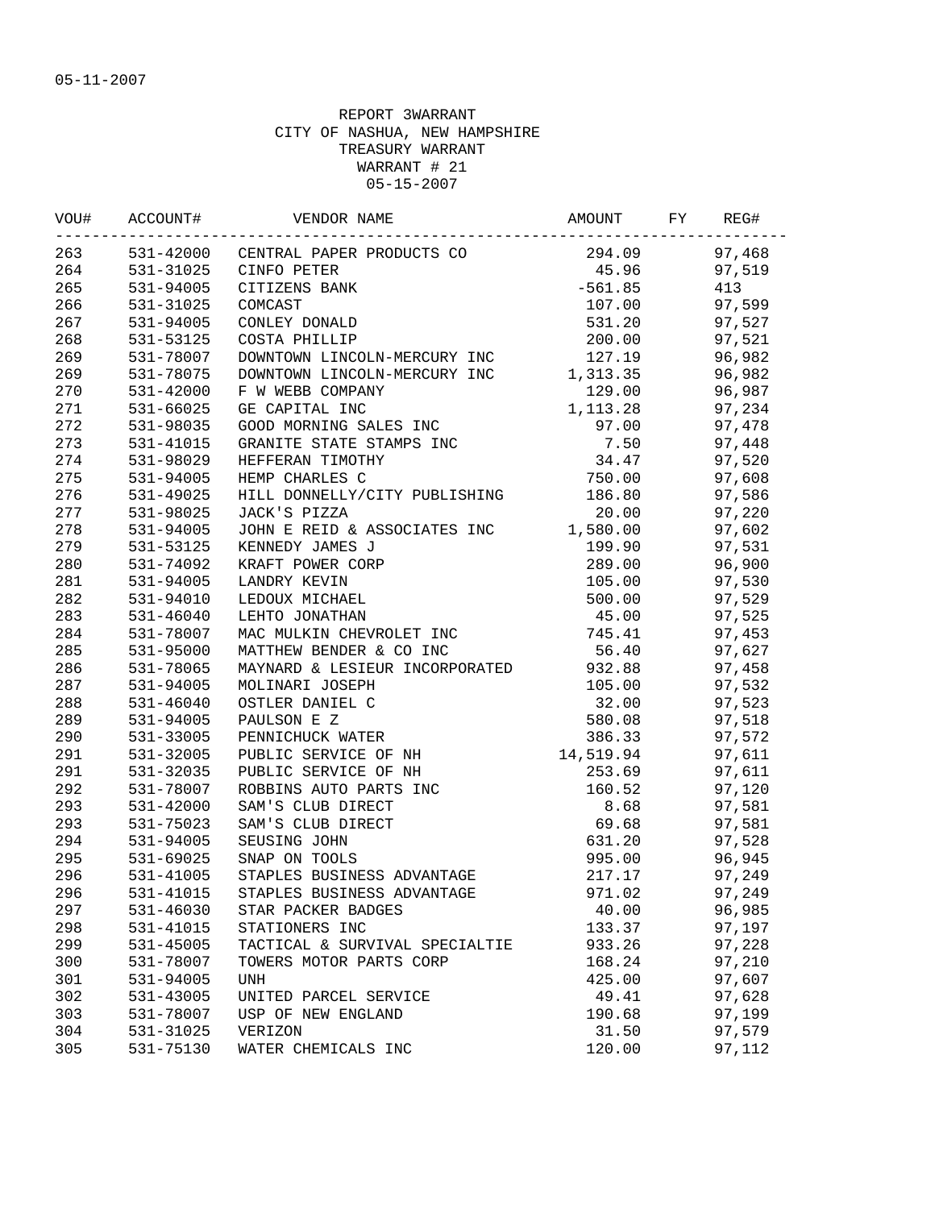05-11-2007

REPORT 3WARRANT
CITY OF NASHUA, NEW HAMPSHIRE
TREASURY WARRANT
WARRANT # 21
05-15-2007

| VOU# | ACCOUNT# | VENDOR NAME | AMOUNT | FY | REG# |
|---|---|---|---|---|---|
| 263 | 531-42000 | CENTRAL PAPER PRODUCTS CO | 294.09 | | 97,468 |
| 264 | 531-31025 | CINFO PETER | 45.96 | | 97,519 |
| 265 | 531-94005 | CITIZENS BANK | -561.85 | | 413 |
| 266 | 531-31025 | COMCAST | 107.00 | | 97,599 |
| 267 | 531-94005 | CONLEY DONALD | 531.20 | | 97,527 |
| 268 | 531-53125 | COSTA PHILLIP | 200.00 | | 97,521 |
| 269 | 531-78007 | DOWNTOWN LINCOLN-MERCURY INC | 127.19 | | 96,982 |
| 269 | 531-78075 | DOWNTOWN LINCOLN-MERCURY INC | 1,313.35 | | 96,982 |
| 270 | 531-42000 | F W WEBB COMPANY | 129.00 | | 96,987 |
| 271 | 531-66025 | GE CAPITAL INC | 1,113.28 | | 97,234 |
| 272 | 531-98035 | GOOD MORNING SALES INC | 97.00 | | 97,478 |
| 273 | 531-41015 | GRANITE STATE STAMPS INC | 7.50 | | 97,448 |
| 274 | 531-98029 | HEFFERAN TIMOTHY | 34.47 | | 97,520 |
| 275 | 531-94005 | HEMP CHARLES C | 750.00 | | 97,608 |
| 276 | 531-49025 | HILL DONNELLY/CITY PUBLISHING | 186.80 | | 97,586 |
| 277 | 531-98025 | JACK'S PIZZA | 20.00 | | 97,220 |
| 278 | 531-94005 | JOHN E REID & ASSOCIATES INC | 1,580.00 | | 97,602 |
| 279 | 531-53125 | KENNEDY JAMES J | 199.90 | | 97,531 |
| 280 | 531-74092 | KRAFT POWER CORP | 289.00 | | 96,900 |
| 281 | 531-94005 | LANDRY KEVIN | 105.00 | | 97,530 |
| 282 | 531-94010 | LEDOUX MICHAEL | 500.00 | | 97,529 |
| 283 | 531-46040 | LEHTO JONATHAN | 45.00 | | 97,525 |
| 284 | 531-78007 | MAC MULKIN CHEVROLET INC | 745.41 | | 97,453 |
| 285 | 531-95000 | MATTHEW BENDER & CO INC | 56.40 | | 97,627 |
| 286 | 531-78065 | MAYNARD & LESIEUR INCORPORATED | 932.88 | | 97,458 |
| 287 | 531-94005 | MOLINARI JOSEPH | 105.00 | | 97,532 |
| 288 | 531-46040 | OSTLER DANIEL C | 32.00 | | 97,523 |
| 289 | 531-94005 | PAULSON E Z | 580.08 | | 97,518 |
| 290 | 531-33005 | PENNICHUCK WATER | 386.33 | | 97,572 |
| 291 | 531-32005 | PUBLIC SERVICE OF NH | 14,519.94 | | 97,611 |
| 291 | 531-32035 | PUBLIC SERVICE OF NH | 253.69 | | 97,611 |
| 292 | 531-78007 | ROBBINS AUTO PARTS INC | 160.52 | | 97,120 |
| 293 | 531-42000 | SAM'S CLUB DIRECT | 8.68 | | 97,581 |
| 293 | 531-75023 | SAM'S CLUB DIRECT | 69.68 | | 97,581 |
| 294 | 531-94005 | SEUSING JOHN | 631.20 | | 97,528 |
| 295 | 531-69025 | SNAP ON TOOLS | 995.00 | | 96,945 |
| 296 | 531-41005 | STAPLES BUSINESS ADVANTAGE | 217.17 | | 97,249 |
| 296 | 531-41015 | STAPLES BUSINESS ADVANTAGE | 971.02 | | 97,249 |
| 297 | 531-46030 | STAR PACKER BADGES | 40.00 | | 96,985 |
| 298 | 531-41015 | STATIONERS INC | 133.37 | | 97,197 |
| 299 | 531-45005 | TACTICAL & SURVIVAL SPECIALTIE | 933.26 | | 97,228 |
| 300 | 531-78007 | TOWERS MOTOR PARTS CORP | 168.24 | | 97,210 |
| 301 | 531-94005 | UNH | 425.00 | | 97,607 |
| 302 | 531-43005 | UNITED PARCEL SERVICE | 49.41 | | 97,628 |
| 303 | 531-78007 | USP OF NEW ENGLAND | 190.68 | | 97,199 |
| 304 | 531-31025 | VERIZON | 31.50 | | 97,579 |
| 305 | 531-75130 | WATER CHEMICALS INC | 120.00 | | 97,112 |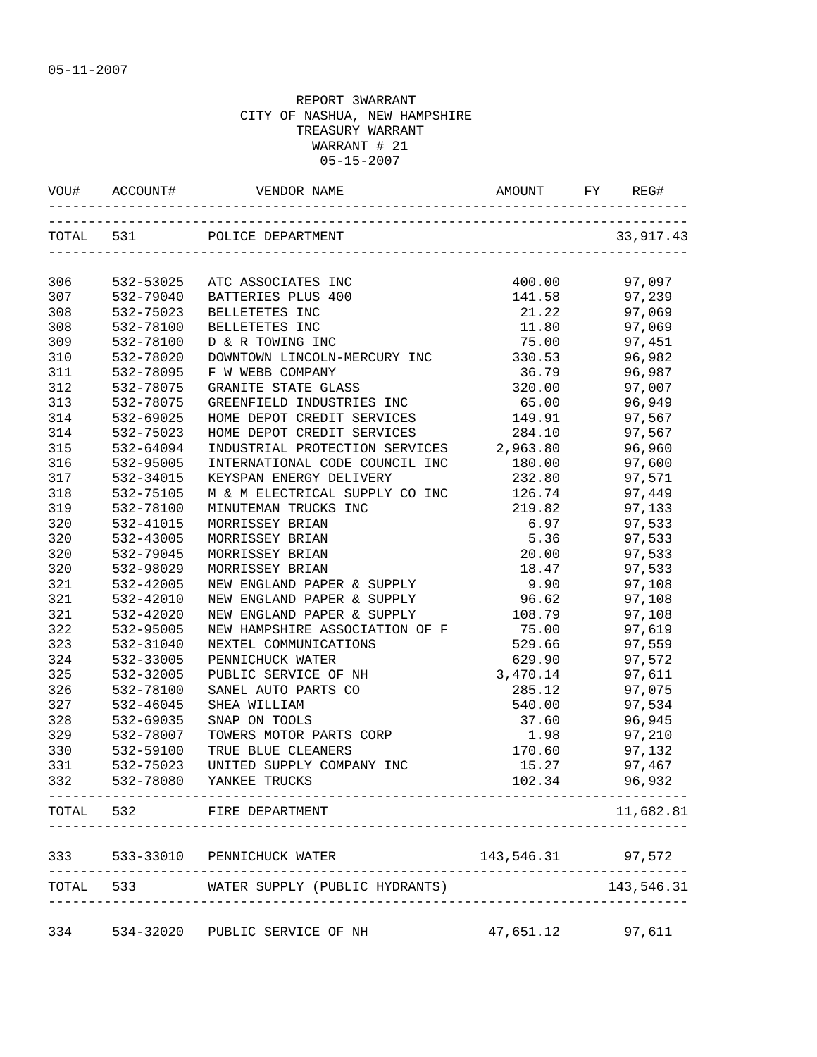05-11-2007

REPORT 3WARRANT
CITY OF NASHUA, NEW HAMPSHIRE
TREASURY WARRANT
WARRANT # 21
05-15-2007

| VOU# | ACCOUNT# | VENDOR NAME | AMOUNT | FY | REG# |
|---|---|---|---|---|---|
| TOTAL | 531 | POLICE DEPARTMENT | | | 33,917.43 |
| 306 | 532-53025 | ATC ASSOCIATES INC | 400.00 | | 97,097 |
| 307 | 532-79040 | BATTERIES PLUS 400 | 141.58 | | 97,239 |
| 308 | 532-75023 | BELLETETES INC | 21.22 | | 97,069 |
| 308 | 532-78100 | BELLETETES INC | 11.80 | | 97,069 |
| 309 | 532-78100 | D & R TOWING INC | 75.00 | | 97,451 |
| 310 | 532-78020 | DOWNTOWN LINCOLN-MERCURY INC | 330.53 | | 96,982 |
| 311 | 532-78095 | F W WEBB COMPANY | 36.79 | | 96,987 |
| 312 | 532-78075 | GRANITE STATE GLASS | 320.00 | | 97,007 |
| 313 | 532-78075 | GREENFIELD INDUSTRIES INC | 65.00 | | 96,949 |
| 314 | 532-69025 | HOME DEPOT CREDIT SERVICES | 149.91 | | 97,567 |
| 314 | 532-75023 | HOME DEPOT CREDIT SERVICES | 284.10 | | 97,567 |
| 315 | 532-64094 | INDUSTRIAL PROTECTION SERVICES | 2,963.80 | | 96,960 |
| 316 | 532-95005 | INTERNATIONAL CODE COUNCIL INC | 180.00 | | 97,600 |
| 317 | 532-34015 | KEYSPAN ENERGY DELIVERY | 232.80 | | 97,571 |
| 318 | 532-75105 | M & M ELECTRICAL SUPPLY CO INC | 126.74 | | 97,449 |
| 319 | 532-78100 | MINUTEMAN TRUCKS INC | 219.82 | | 97,133 |
| 320 | 532-41015 | MORRISSEY BRIAN | 6.97 | | 97,533 |
| 320 | 532-43005 | MORRISSEY BRIAN | 5.36 | | 97,533 |
| 320 | 532-79045 | MORRISSEY BRIAN | 20.00 | | 97,533 |
| 320 | 532-98029 | MORRISSEY BRIAN | 18.47 | | 97,533 |
| 321 | 532-42005 | NEW ENGLAND PAPER & SUPPLY | 9.90 | | 97,108 |
| 321 | 532-42010 | NEW ENGLAND PAPER & SUPPLY | 96.62 | | 97,108 |
| 321 | 532-42020 | NEW ENGLAND PAPER & SUPPLY | 108.79 | | 97,108 |
| 322 | 532-95005 | NEW HAMPSHIRE ASSOCIATION OF F | 75.00 | | 97,619 |
| 323 | 532-31040 | NEXTEL COMMUNICATIONS | 529.66 | | 97,559 |
| 324 | 532-33005 | PENNICHUCK WATER | 629.90 | | 97,572 |
| 325 | 532-32005 | PUBLIC SERVICE OF NH | 3,470.14 | | 97,611 |
| 326 | 532-78100 | SANEL AUTO PARTS CO | 285.12 | | 97,075 |
| 327 | 532-46045 | SHEA WILLIAM | 540.00 | | 97,534 |
| 328 | 532-69035 | SNAP ON TOOLS | 37.60 | | 96,945 |
| 329 | 532-78007 | TOWERS MOTOR PARTS CORP | 1.98 | | 97,210 |
| 330 | 532-59100 | TRUE BLUE CLEANERS | 170.60 | | 97,132 |
| 331 | 532-75023 | UNITED SUPPLY COMPANY INC | 15.27 | | 97,467 |
| 332 | 532-78080 | YANKEE TRUCKS | 102.34 | | 96,932 |
| TOTAL | 532 | FIRE DEPARTMENT | | | 11,682.81 |
| 333 | 533-33010 | PENNICHUCK WATER | 143,546.31 | | 97,572 |
| TOTAL | 533 | WATER SUPPLY (PUBLIC HYDRANTS) | | | 143,546.31 |
| 334 | 534-32020 | PUBLIC SERVICE OF NH | 47,651.12 | | 97,611 |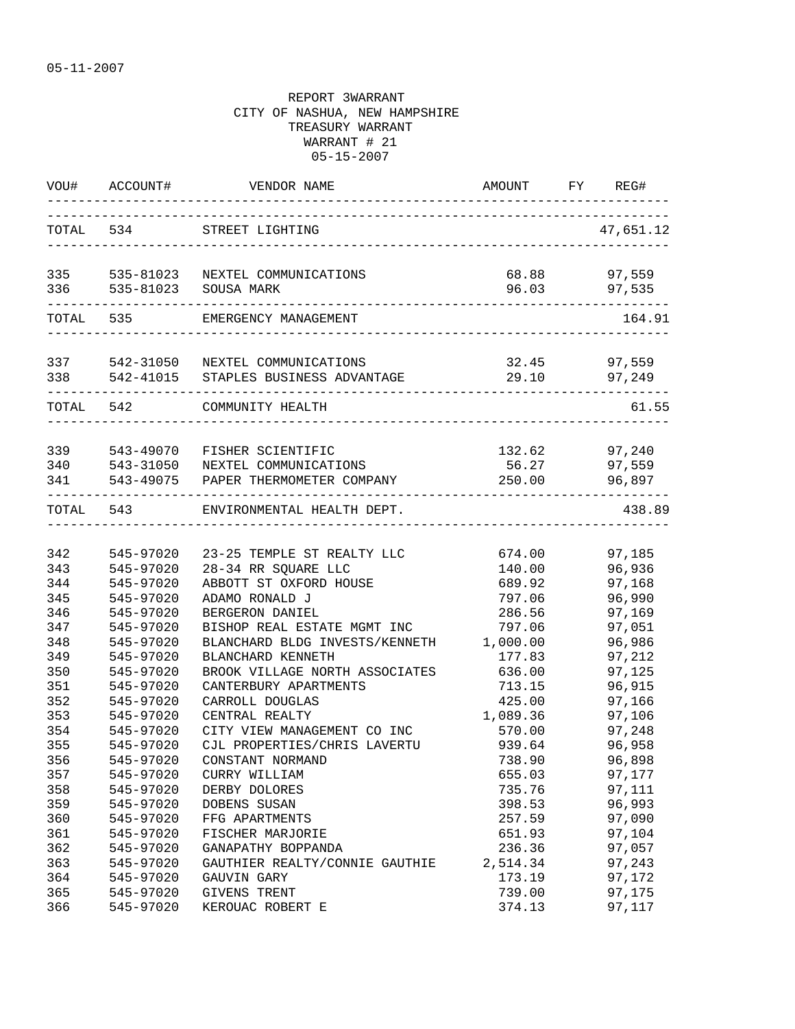05-11-2007

REPORT 3WARRANT
CITY OF NASHUA, NEW HAMPSHIRE
TREASURY WARRANT
WARRANT # 21
05-15-2007

| VOU# | ACCOUNT# | VENDOR NAME | AMOUNT | FY | REG# |
|---|---|---|---|---|---|
| TOTAL | 534 | STREET LIGHTING | | | 47,651.12 |
| 335 | 535-81023 | NEXTEL COMMUNICATIONS | 68.88 | | 97,559 |
| 336 | 535-81023 | SOUSA MARK | 96.03 | | 97,535 |
| TOTAL | 535 | EMERGENCY MANAGEMENT | | | 164.91 |
| 337 | 542-31050 | NEXTEL COMMUNICATIONS | 32.45 | | 97,559 |
| 338 | 542-41015 | STAPLES BUSINESS ADVANTAGE | 29.10 | | 97,249 |
| TOTAL | 542 | COMMUNITY HEALTH | | | 61.55 |
| 339 | 543-49070 | FISHER SCIENTIFIC | 132.62 | | 97,240 |
| 340 | 543-31050 | NEXTEL COMMUNICATIONS | 56.27 | | 97,559 |
| 341 | 543-49075 | PAPER THERMOMETER COMPANY | 250.00 | | 96,897 |
| TOTAL | 543 | ENVIRONMENTAL HEALTH DEPT. | | | 438.89 |
| 342 | 545-97020 | 23-25 TEMPLE ST REALTY LLC | 674.00 | | 97,185 |
| 343 | 545-97020 | 28-34 RR SQUARE LLC | 140.00 | | 96,936 |
| 344 | 545-97020 | ABBOTT ST OXFORD HOUSE | 689.92 | | 97,168 |
| 345 | 545-97020 | ADAMO RONALD J | 797.06 | | 96,990 |
| 346 | 545-97020 | BERGERON DANIEL | 286.56 | | 97,169 |
| 347 | 545-97020 | BISHOP REAL ESTATE MGMT INC | 797.06 | | 97,051 |
| 348 | 545-97020 | BLANCHARD BLDG INVESTS/KENNETH | 1,000.00 | | 96,986 |
| 349 | 545-97020 | BLANCHARD KENNETH | 177.83 | | 97,212 |
| 350 | 545-97020 | BROOK VILLAGE NORTH ASSOCIATES | 636.00 | | 97,125 |
| 351 | 545-97020 | CANTERBURY APARTMENTS | 713.15 | | 96,915 |
| 352 | 545-97020 | CARROLL DOUGLAS | 425.00 | | 97,166 |
| 353 | 545-97020 | CENTRAL REALTY | 1,089.36 | | 97,106 |
| 354 | 545-97020 | CITY VIEW MANAGEMENT CO INC | 570.00 | | 97,248 |
| 355 | 545-97020 | CJL PROPERTIES/CHRIS LAVERTU | 939.64 | | 96,958 |
| 356 | 545-97020 | CONSTANT NORMAND | 738.90 | | 96,898 |
| 357 | 545-97020 | CURRY WILLIAM | 655.03 | | 97,177 |
| 358 | 545-97020 | DERBY DOLORES | 735.76 | | 97,111 |
| 359 | 545-97020 | DOBENS SUSAN | 398.53 | | 96,993 |
| 360 | 545-97020 | FFG APARTMENTS | 257.59 | | 97,090 |
| 361 | 545-97020 | FISCHER MARJORIE | 651.93 | | 97,104 |
| 362 | 545-97020 | GANAPATHY BOPPANDA | 236.36 | | 97,057 |
| 363 | 545-97020 | GAUTHIER REALTY/CONNIE GAUTHIE | 2,514.34 | | 97,243 |
| 364 | 545-97020 | GAUVIN GARY | 173.19 | | 97,172 |
| 365 | 545-97020 | GIVENS TRENT | 739.00 | | 97,175 |
| 366 | 545-97020 | KEROUAC ROBERT E | 374.13 | | 97,117 |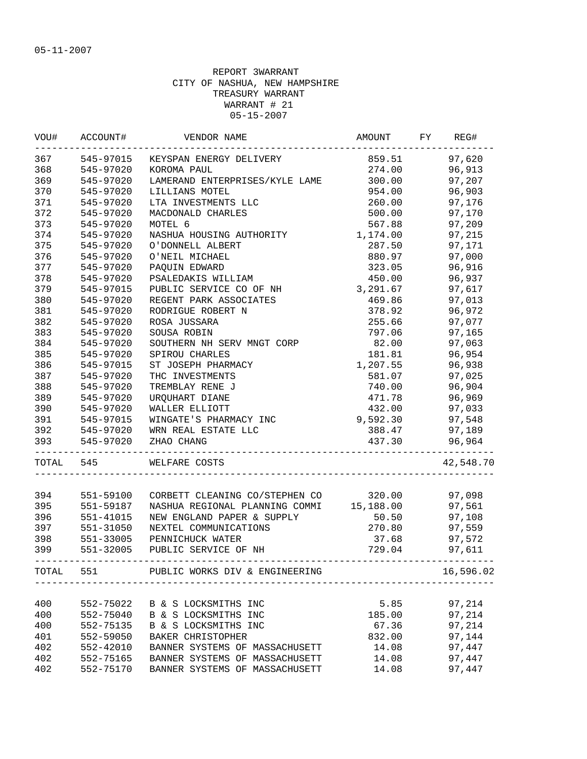05-11-2007

REPORT 3WARRANT
CITY OF NASHUA, NEW HAMPSHIRE
TREASURY WARRANT
WARRANT # 21
05-15-2007

| VOU# | ACCOUNT# | VENDOR NAME | AMOUNT | FY | REG# |
|---|---|---|---|---|---|
| 367 | 545-97015 | KEYSPAN ENERGY DELIVERY | 859.51 | | 97,620 |
| 368 | 545-97020 | KOROMA PAUL | 274.00 | | 96,913 |
| 369 | 545-97020 | LAMERAND ENTERPRISES/KYLE LAME | 300.00 | | 97,207 |
| 370 | 545-97020 | LILLIANS MOTEL | 954.00 | | 96,903 |
| 371 | 545-97020 | LTA INVESTMENTS LLC | 260.00 | | 97,176 |
| 372 | 545-97020 | MACDONALD CHARLES | 500.00 | | 97,170 |
| 373 | 545-97020 | MOTEL 6 | 567.88 | | 97,209 |
| 374 | 545-97020 | NASHUA HOUSING AUTHORITY | 1,174.00 | | 97,215 |
| 375 | 545-97020 | O'DONNELL ALBERT | 287.50 | | 97,171 |
| 376 | 545-97020 | O'NEIL MICHAEL | 880.97 | | 97,000 |
| 377 | 545-97020 | PAQUIN EDWARD | 323.05 | | 96,916 |
| 378 | 545-97020 | PSALEDAKIS WILLIAM | 450.00 | | 96,937 |
| 379 | 545-97015 | PUBLIC SERVICE CO OF NH | 3,291.67 | | 97,617 |
| 380 | 545-97020 | REGENT PARK ASSOCIATES | 469.86 | | 97,013 |
| 381 | 545-97020 | RODRIGUE ROBERT N | 378.92 | | 96,972 |
| 382 | 545-97020 | ROSA JUSSARA | 255.66 | | 97,077 |
| 383 | 545-97020 | SOUSA ROBIN | 797.06 | | 97,165 |
| 384 | 545-97020 | SOUTHERN NH SERV MNGT CORP | 82.00 | | 97,063 |
| 385 | 545-97020 | SPIROU CHARLES | 181.81 | | 96,954 |
| 386 | 545-97015 | ST JOSEPH PHARMACY | 1,207.55 | | 96,938 |
| 387 | 545-97020 | THC INVESTMENTS | 581.07 | | 97,025 |
| 388 | 545-97020 | TREMBLAY RENE J | 740.00 | | 96,904 |
| 389 | 545-97020 | URQUHART DIANE | 471.78 | | 96,969 |
| 390 | 545-97020 | WALLER ELLIOTT | 432.00 | | 97,033 |
| 391 | 545-97015 | WINGATE'S PHARMACY INC | 9,592.30 | | 97,548 |
| 392 | 545-97020 | WRN REAL ESTATE LLC | 388.47 | | 97,189 |
| 393 | 545-97020 | ZHAO CHANG | 437.30 | | 96,964 |
| TOTAL | 545 | WELFARE COSTS | | | 42,548.70 |
| 394 | 551-59100 | CORBETT CLEANING CO/STEPHEN CO | 320.00 | | 97,098 |
| 395 | 551-59187 | NASHUA REGIONAL PLANNING COMMI | 15,188.00 | | 97,561 |
| 396 | 551-41015 | NEW ENGLAND PAPER & SUPPLY | 50.50 | | 97,108 |
| 397 | 551-31050 | NEXTEL COMMUNICATIONS | 270.80 | | 97,559 |
| 398 | 551-33005 | PENNICHUCK WATER | 37.68 | | 97,572 |
| 399 | 551-32005 | PUBLIC SERVICE OF NH | 729.04 | | 97,611 |
| TOTAL | 551 | PUBLIC WORKS DIV & ENGINEERING | | | 16,596.02 |
| 400 | 552-75022 | B & S LOCKSMITHS INC | 5.85 | | 97,214 |
| 400 | 552-75040 | B & S LOCKSMITHS INC | 185.00 | | 97,214 |
| 400 | 552-75135 | B & S LOCKSMITHS INC | 67.36 | | 97,214 |
| 401 | 552-59050 | BAKER CHRISTOPHER | 832.00 | | 97,144 |
| 402 | 552-42010 | BANNER SYSTEMS OF MASSACHUSETT | 14.08 | | 97,447 |
| 402 | 552-75165 | BANNER SYSTEMS OF MASSACHUSETT | 14.08 | | 97,447 |
| 402 | 552-75170 | BANNER SYSTEMS OF MASSACHUSETT | 14.08 | | 97,447 |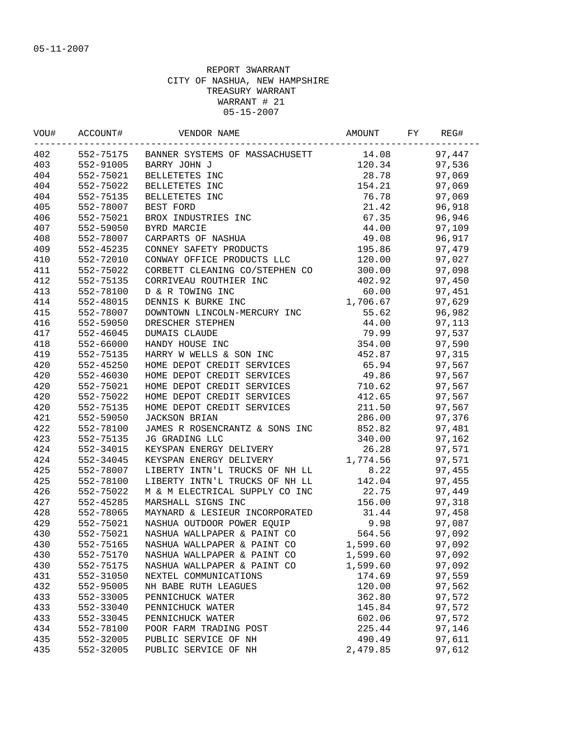05-11-2007

REPORT 3WARRANT
CITY OF NASHUA, NEW HAMPSHIRE
TREASURY WARRANT
WARRANT # 21
05-15-2007

| VOU# | ACCOUNT# | VENDOR NAME | AMOUNT | FY | REG# |
|---|---|---|---|---|---|
| 402 | 552-75175 | BANNER SYSTEMS OF MASSACHUSETT | 14.08 | | 97,447 |
| 403 | 552-91005 | BARRY JOHN J | 120.34 | | 97,536 |
| 404 | 552-75021 | BELLETETES INC | 28.78 | | 97,069 |
| 404 | 552-75022 | BELLETETES INC | 154.21 | | 97,069 |
| 404 | 552-75135 | BELLETETES INC | 76.78 | | 97,069 |
| 405 | 552-78007 | BEST FORD | 21.42 | | 96,918 |
| 406 | 552-75021 | BROX INDUSTRIES INC | 67.35 | | 96,946 |
| 407 | 552-59050 | BYRD MARCIE | 44.00 | | 97,109 |
| 408 | 552-78007 | CARPARTS OF NASHUA | 49.08 | | 96,917 |
| 409 | 552-45235 | CONNEY SAFETY PRODUCTS | 195.86 | | 97,479 |
| 410 | 552-72010 | CONWAY OFFICE PRODUCTS LLC | 120.00 | | 97,027 |
| 411 | 552-75022 | CORBETT CLEANING CO/STEPHEN CO | 300.00 | | 97,098 |
| 412 | 552-75135 | CORRIVEAU ROUTHIER INC | 402.92 | | 97,450 |
| 413 | 552-78100 | D & R TOWING INC | 60.00 | | 97,451 |
| 414 | 552-48015 | DENNIS K BURKE INC | 1,706.67 | | 97,629 |
| 415 | 552-78007 | DOWNTOWN LINCOLN-MERCURY INC | 55.62 | | 96,982 |
| 416 | 552-59050 | DRESCHER STEPHEN | 44.00 | | 97,113 |
| 417 | 552-46045 | DUMAIS CLAUDE | 79.99 | | 97,537 |
| 418 | 552-66000 | HANDY HOUSE INC | 354.00 | | 97,590 |
| 419 | 552-75135 | HARRY W WELLS & SON INC | 452.87 | | 97,315 |
| 420 | 552-45250 | HOME DEPOT CREDIT SERVICES | 65.94 | | 97,567 |
| 420 | 552-46030 | HOME DEPOT CREDIT SERVICES | 49.86 | | 97,567 |
| 420 | 552-75021 | HOME DEPOT CREDIT SERVICES | 710.62 | | 97,567 |
| 420 | 552-75022 | HOME DEPOT CREDIT SERVICES | 412.65 | | 97,567 |
| 420 | 552-75135 | HOME DEPOT CREDIT SERVICES | 211.50 | | 97,567 |
| 421 | 552-59050 | JACKSON BRIAN | 286.00 | | 97,376 |
| 422 | 552-78100 | JAMES R ROSENCRANTZ & SONS INC | 852.82 | | 97,481 |
| 423 | 552-75135 | JG GRADING LLC | 340.00 | | 97,162 |
| 424 | 552-34015 | KEYSPAN ENERGY DELIVERY | 26.28 | | 97,571 |
| 424 | 552-34045 | KEYSPAN ENERGY DELIVERY | 1,774.56 | | 97,571 |
| 425 | 552-78007 | LIBERTY INTN'L TRUCKS OF NH LL | 8.22 | | 97,455 |
| 425 | 552-78100 | LIBERTY INTN'L TRUCKS OF NH LL | 142.04 | | 97,455 |
| 426 | 552-75022 | M & M ELECTRICAL SUPPLY CO INC | 22.75 | | 97,449 |
| 427 | 552-45285 | MARSHALL SIGNS INC | 156.00 | | 97,318 |
| 428 | 552-78065 | MAYNARD & LESIEUR INCORPORATED | 31.44 | | 97,458 |
| 429 | 552-75021 | NASHUA OUTDOOR POWER EQUIP | 9.98 | | 97,087 |
| 430 | 552-75021 | NASHUA WALLPAPER & PAINT CO | 564.56 | | 97,092 |
| 430 | 552-75165 | NASHUA WALLPAPER & PAINT CO | 1,599.60 | | 97,092 |
| 430 | 552-75170 | NASHUA WALLPAPER & PAINT CO | 1,599.60 | | 97,092 |
| 430 | 552-75175 | NASHUA WALLPAPER & PAINT CO | 1,599.60 | | 97,092 |
| 431 | 552-31050 | NEXTEL COMMUNICATIONS | 174.69 | | 97,559 |
| 432 | 552-95005 | NH BABE RUTH LEAGUES | 120.00 | | 97,562 |
| 433 | 552-33005 | PENNICHUCK WATER | 362.80 | | 97,572 |
| 433 | 552-33040 | PENNICHUCK WATER | 145.84 | | 97,572 |
| 433 | 552-33045 | PENNICHUCK WATER | 602.06 | | 97,572 |
| 434 | 552-78100 | POOR FARM TRADING POST | 225.44 | | 97,146 |
| 435 | 552-32005 | PUBLIC SERVICE OF NH | 490.49 | | 97,611 |
| 435 | 552-32005 | PUBLIC SERVICE OF NH | 2,479.85 | | 97,612 |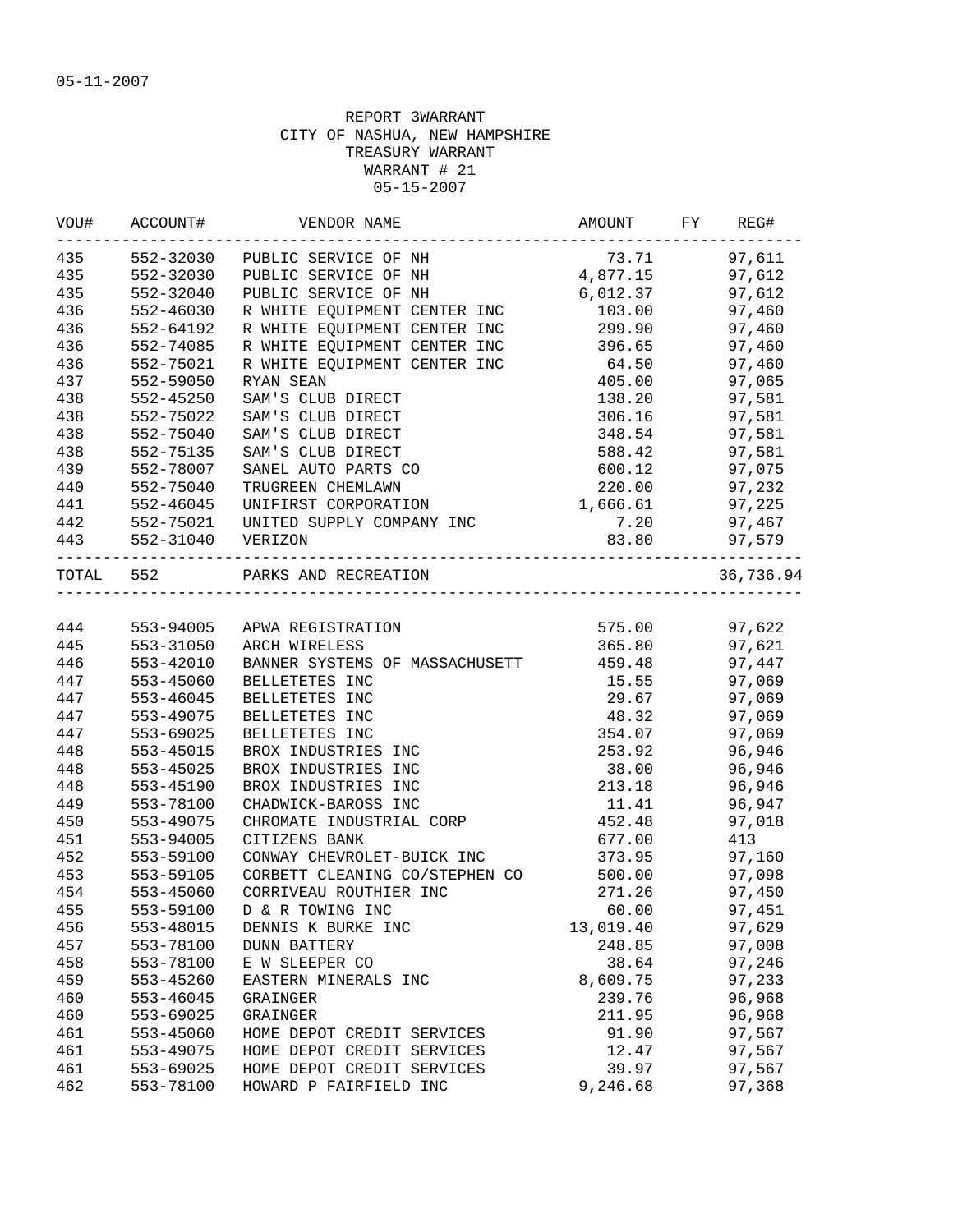05-11-2007

REPORT 3WARRANT
CITY OF NASHUA, NEW HAMPSHIRE
TREASURY WARRANT
WARRANT # 21
05-15-2007

| VOU# | ACCOUNT# | VENDOR NAME | AMOUNT | FY | REG# |
|---|---|---|---|---|---|
| 435 | 552-32030 | PUBLIC SERVICE OF NH | 73.71 | | 97,611 |
| 435 | 552-32030 | PUBLIC SERVICE OF NH | 4,877.15 | | 97,612 |
| 435 | 552-32040 | PUBLIC SERVICE OF NH | 6,012.37 | | 97,612 |
| 436 | 552-46030 | R WHITE EQUIPMENT CENTER INC | 103.00 | | 97,460 |
| 436 | 552-64192 | R WHITE EQUIPMENT CENTER INC | 299.90 | | 97,460 |
| 436 | 552-74085 | R WHITE EQUIPMENT CENTER INC | 396.65 | | 97,460 |
| 436 | 552-75021 | R WHITE EQUIPMENT CENTER INC | 64.50 | | 97,460 |
| 437 | 552-59050 | RYAN SEAN | 405.00 | | 97,065 |
| 438 | 552-45250 | SAM'S CLUB DIRECT | 138.20 | | 97,581 |
| 438 | 552-75022 | SAM'S CLUB DIRECT | 306.16 | | 97,581 |
| 438 | 552-75040 | SAM'S CLUB DIRECT | 348.54 | | 97,581 |
| 438 | 552-75135 | SAM'S CLUB DIRECT | 588.42 | | 97,581 |
| 439 | 552-78007 | SANEL AUTO PARTS CO | 600.12 | | 97,075 |
| 440 | 552-75040 | TRUGREEN CHEMLAWN | 220.00 | | 97,232 |
| 441 | 552-46045 | UNIFIRST CORPORATION | 1,666.61 | | 97,225 |
| 442 | 552-75021 | UNITED SUPPLY COMPANY INC | 7.20 | | 97,467 |
| 443 | 552-31040 | VERIZON | 83.80 | | 97,579 |
| TOTAL | 552 | PARKS AND RECREATION | | | 36,736.94 |
| 444 | 553-94005 | APWA REGISTRATION | 575.00 | | 97,622 |
| 445 | 553-31050 | ARCH WIRELESS | 365.80 | | 97,621 |
| 446 | 553-42010 | BANNER SYSTEMS OF MASSACHUSETT | 459.48 | | 97,447 |
| 447 | 553-45060 | BELLETETES INC | 15.55 | | 97,069 |
| 447 | 553-46045 | BELLETETES INC | 29.67 | | 97,069 |
| 447 | 553-49075 | BELLETETES INC | 48.32 | | 97,069 |
| 447 | 553-69025 | BELLETETES INC | 354.07 | | 97,069 |
| 448 | 553-45015 | BROX INDUSTRIES INC | 253.92 | | 96,946 |
| 448 | 553-45025 | BROX INDUSTRIES INC | 38.00 | | 96,946 |
| 448 | 553-45190 | BROX INDUSTRIES INC | 213.18 | | 96,946 |
| 449 | 553-78100 | CHADWICK-BAROSS INC | 11.41 | | 96,947 |
| 450 | 553-49075 | CHROMATE INDUSTRIAL CORP | 452.48 | | 97,018 |
| 451 | 553-94005 | CITIZENS BANK | 677.00 | | 413 |
| 452 | 553-59100 | CONWAY CHEVROLET-BUICK INC | 373.95 | | 97,160 |
| 453 | 553-59105 | CORBETT CLEANING CO/STEPHEN CO | 500.00 | | 97,098 |
| 454 | 553-45060 | CORRIVEAU ROUTHIER INC | 271.26 | | 97,450 |
| 455 | 553-59100 | D & R TOWING INC | 60.00 | | 97,451 |
| 456 | 553-48015 | DENNIS K BURKE INC | 13,019.40 | | 97,629 |
| 457 | 553-78100 | DUNN BATTERY | 248.85 | | 97,008 |
| 458 | 553-78100 | E W SLEEPER CO | 38.64 | | 97,246 |
| 459 | 553-45260 | EASTERN MINERALS INC | 8,609.75 | | 97,233 |
| 460 | 553-46045 | GRAINGER | 239.76 | | 96,968 |
| 460 | 553-69025 | GRAINGER | 211.95 | | 96,968 |
| 461 | 553-45060 | HOME DEPOT CREDIT SERVICES | 91.90 | | 97,567 |
| 461 | 553-49075 | HOME DEPOT CREDIT SERVICES | 12.47 | | 97,567 |
| 461 | 553-69025 | HOME DEPOT CREDIT SERVICES | 39.97 | | 97,567 |
| 462 | 553-78100 | HOWARD P FAIRFIELD INC | 9,246.68 | | 97,368 |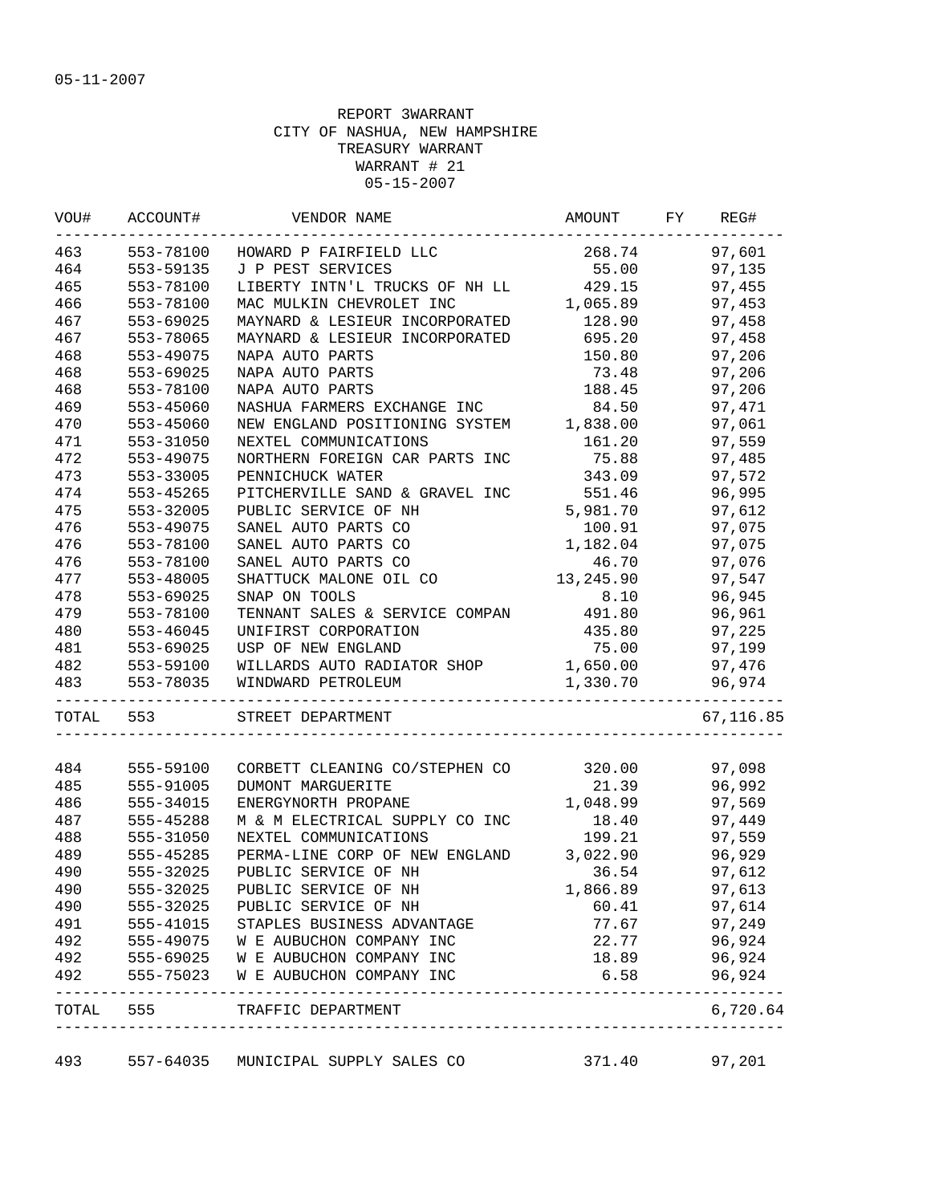05-11-2007

REPORT 3WARRANT
CITY OF NASHUA, NEW HAMPSHIRE
TREASURY WARRANT
WARRANT # 21
05-15-2007

| VOU# | ACCOUNT# | VENDOR NAME | AMOUNT | FY | REG# |
|---|---|---|---|---|---|
| 463 | 553-78100 | HOWARD P FAIRFIELD LLC | 268.74 | | 97,601 |
| 464 | 553-59135 | J P PEST SERVICES | 55.00 | | 97,135 |
| 465 | 553-78100 | LIBERTY INTN'L TRUCKS OF NH LL | 429.15 | | 97,455 |
| 466 | 553-78100 | MAC MULKIN CHEVROLET INC | 1,065.89 | | 97,453 |
| 467 | 553-69025 | MAYNARD & LESIEUR INCORPORATED | 128.90 | | 97,458 |
| 467 | 553-78065 | MAYNARD & LESIEUR INCORPORATED | 695.20 | | 97,458 |
| 468 | 553-49075 | NAPA AUTO PARTS | 150.80 | | 97,206 |
| 468 | 553-69025 | NAPA AUTO PARTS | 73.48 | | 97,206 |
| 468 | 553-78100 | NAPA AUTO PARTS | 188.45 | | 97,206 |
| 469 | 553-45060 | NASHUA FARMERS EXCHANGE INC | 84.50 | | 97,471 |
| 470 | 553-45060 | NEW ENGLAND POSITIONING SYSTEM | 1,838.00 | | 97,061 |
| 471 | 553-31050 | NEXTEL COMMUNICATIONS | 161.20 | | 97,559 |
| 472 | 553-49075 | NORTHERN FOREIGN CAR PARTS INC | 75.88 | | 97,485 |
| 473 | 553-33005 | PENNICHUCK WATER | 343.09 | | 97,572 |
| 474 | 553-45265 | PITCHERVILLE SAND & GRAVEL INC | 551.46 | | 96,995 |
| 475 | 553-32005 | PUBLIC SERVICE OF NH | 5,981.70 | | 97,612 |
| 476 | 553-49075 | SANEL AUTO PARTS CO | 100.91 | | 97,075 |
| 476 | 553-78100 | SANEL AUTO PARTS CO | 1,182.04 | | 97,075 |
| 476 | 553-78100 | SANEL AUTO PARTS CO | 46.70 | | 97,076 |
| 477 | 553-48005 | SHATTUCK MALONE OIL CO | 13,245.90 | | 97,547 |
| 478 | 553-69025 | SNAP ON TOOLS | 8.10 | | 96,945 |
| 479 | 553-78100 | TENNANT SALES & SERVICE COMPAN | 491.80 | | 96,961 |
| 480 | 553-46045 | UNIFIRST CORPORATION | 435.80 | | 97,225 |
| 481 | 553-69025 | USP OF NEW ENGLAND | 75.00 | | 97,199 |
| 482 | 553-59100 | WILLARDS AUTO RADIATOR SHOP | 1,650.00 | | 97,476 |
| 483 | 553-78035 | WINDWARD PETROLEUM | 1,330.70 | | 96,974 |
| TOTAL | 553 | STREET DEPARTMENT | | | 67,116.85 |
| 484 | 555-59100 | CORBETT CLEANING CO/STEPHEN CO | 320.00 | | 97,098 |
| 485 | 555-91005 | DUMONT MARGUERITE | 21.39 | | 96,992 |
| 486 | 555-34015 | ENERGYNORTH PROPANE | 1,048.99 | | 97,569 |
| 487 | 555-45288 | M & M ELECTRICAL SUPPLY CO INC | 18.40 | | 97,449 |
| 488 | 555-31050 | NEXTEL COMMUNICATIONS | 199.21 | | 97,559 |
| 489 | 555-45285 | PERMA-LINE CORP OF NEW ENGLAND | 3,022.90 | | 96,929 |
| 490 | 555-32025 | PUBLIC SERVICE OF NH | 36.54 | | 97,612 |
| 490 | 555-32025 | PUBLIC SERVICE OF NH | 1,866.89 | | 97,613 |
| 490 | 555-32025 | PUBLIC SERVICE OF NH | 60.41 | | 97,614 |
| 491 | 555-41015 | STAPLES BUSINESS ADVANTAGE | 77.67 | | 97,249 |
| 492 | 555-49075 | W E AUBUCHON COMPANY INC | 22.77 | | 96,924 |
| 492 | 555-69025 | W E AUBUCHON COMPANY INC | 18.89 | | 96,924 |
| 492 | 555-75023 | W E AUBUCHON COMPANY INC | 6.58 | | 96,924 |
| TOTAL | 555 | TRAFFIC DEPARTMENT | | | 6,720.64 |
| 493 | 557-64035 | MUNICIPAL SUPPLY SALES CO | 371.40 | | 97,201 |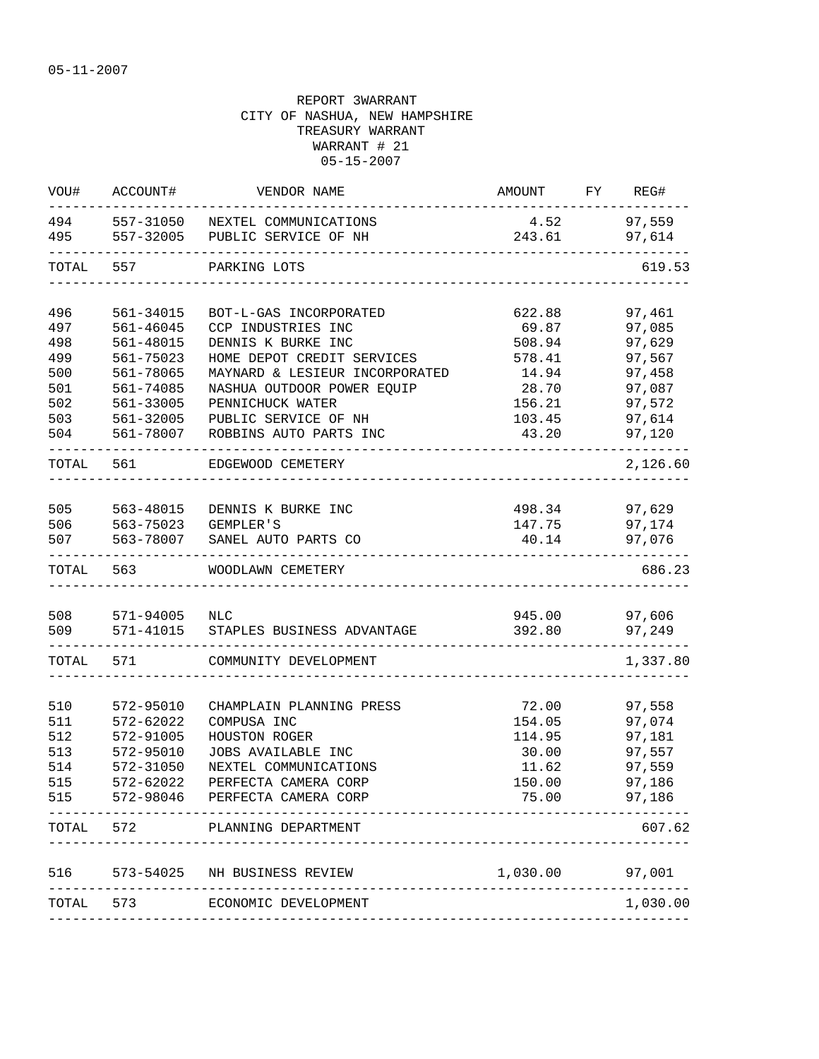05-11-2007

REPORT 3WARRANT
CITY OF NASHUA, NEW HAMPSHIRE
TREASURY WARRANT
WARRANT # 21
05-15-2007

| VOU# | ACCOUNT# | VENDOR NAME | AMOUNT | FY | REG# |
|---|---|---|---|---|---|
| 494 | 557-31050 | NEXTEL COMMUNICATIONS | 4.52 | | 97,559 |
| 495 | 557-32005 | PUBLIC SERVICE OF NH | 243.61 | | 97,614 |
| TOTAL | 557 | PARKING LOTS | | | 619.53 |
| 496 | 561-34015 | BOT-L-GAS INCORPORATED | 622.88 | | 97,461 |
| 497 | 561-46045 | CCP INDUSTRIES INC | 69.87 | | 97,085 |
| 498 | 561-48015 | DENNIS K BURKE INC | 508.94 | | 97,629 |
| 499 | 561-75023 | HOME DEPOT CREDIT SERVICES | 578.41 | | 97,567 |
| 500 | 561-78065 | MAYNARD & LESIEUR INCORPORATED | 14.94 | | 97,458 |
| 501 | 561-74085 | NASHUA OUTDOOR POWER EQUIP | 28.70 | | 97,087 |
| 502 | 561-33005 | PENNICHUCK WATER | 156.21 | | 97,572 |
| 503 | 561-32005 | PUBLIC SERVICE OF NH | 103.45 | | 97,614 |
| 504 | 561-78007 | ROBBINS AUTO PARTS INC | 43.20 | | 97,120 |
| TOTAL | 561 | EDGEWOOD CEMETERY | | | 2,126.60 |
| 505 | 563-48015 | DENNIS K BURKE INC | 498.34 | | 97,629 |
| 506 | 563-75023 | GEMPLER'S | 147.75 | | 97,174 |
| 507 | 563-78007 | SANEL AUTO PARTS CO | 40.14 | | 97,076 |
| TOTAL | 563 | WOODLAWN CEMETERY | | | 686.23 |
| 508 | 571-94005 | NLC | 945.00 | | 97,606 |
| 509 | 571-41015 | STAPLES BUSINESS ADVANTAGE | 392.80 | | 97,249 |
| TOTAL | 571 | COMMUNITY DEVELOPMENT | | | 1,337.80 |
| 510 | 572-95010 | CHAMPLAIN PLANNING PRESS | 72.00 | | 97,558 |
| 511 | 572-62022 | COMPUSA INC | 154.05 | | 97,074 |
| 512 | 572-91005 | HOUSTON ROGER | 114.95 | | 97,181 |
| 513 | 572-95010 | JOBS AVAILABLE INC | 30.00 | | 97,557 |
| 514 | 572-31050 | NEXTEL COMMUNICATIONS | 11.62 | | 97,559 |
| 515 | 572-62022 | PERFECTA CAMERA CORP | 150.00 | | 97,186 |
| 515 | 572-98046 | PERFECTA CAMERA CORP | 75.00 | | 97,186 |
| TOTAL | 572 | PLANNING DEPARTMENT | | | 607.62 |
| 516 | 573-54025 | NH BUSINESS REVIEW | 1,030.00 | | 97,001 |
| TOTAL | 573 | ECONOMIC DEVELOPMENT | | | 1,030.00 |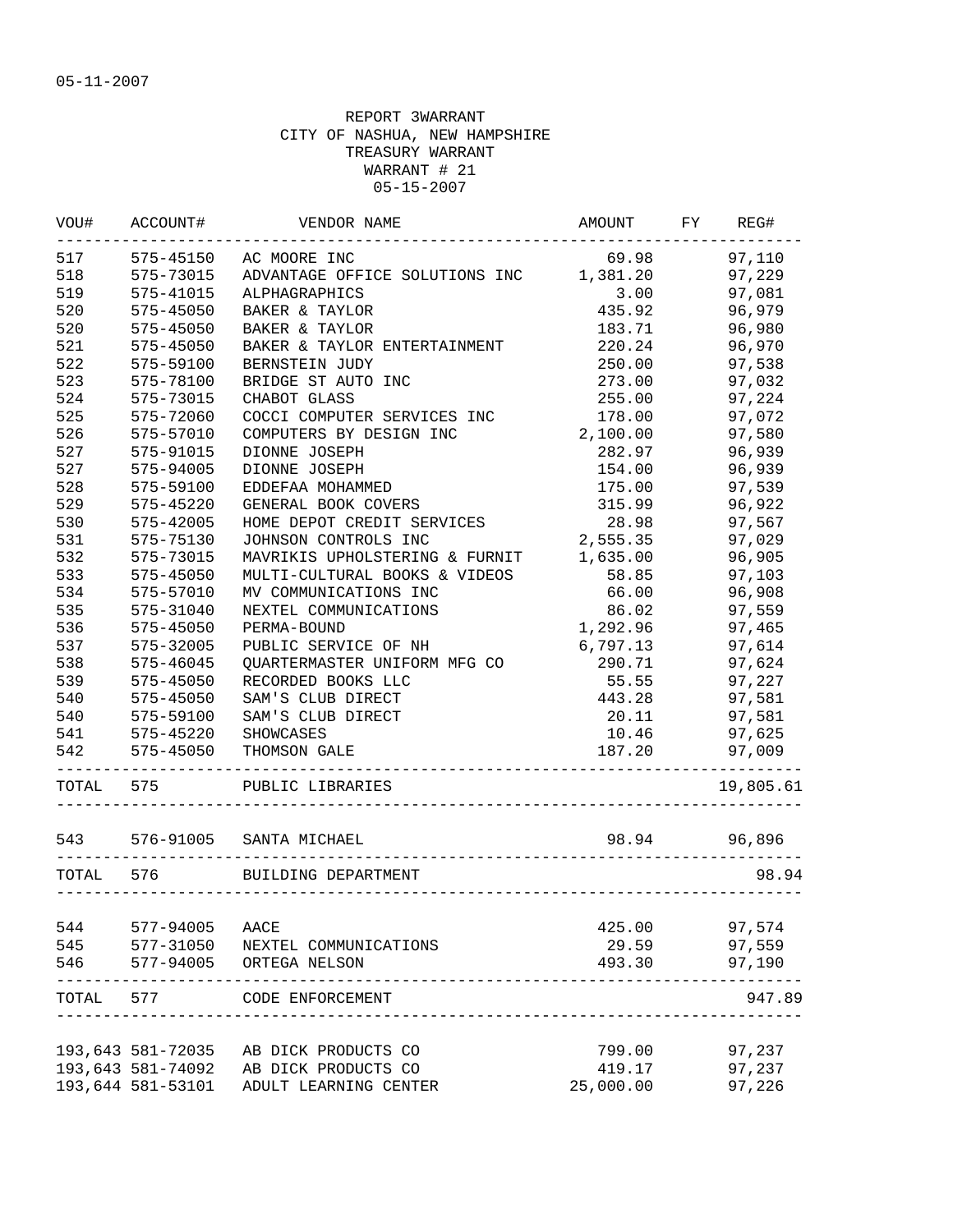05-11-2007

REPORT 3WARRANT
CITY OF NASHUA, NEW HAMPSHIRE
TREASURY WARRANT
WARRANT # 21
05-15-2007

| VOU# | ACCOUNT# | VENDOR NAME | AMOUNT | FY | REG# |
|---|---|---|---|---|---|
| 517 | 575-45150 | AC MOORE INC | 69.98 | | 97,110 |
| 518 | 575-73015 | ADVANTAGE OFFICE SOLUTIONS INC | 1,381.20 | | 97,229 |
| 519 | 575-41015 | ALPHAGRAPHICS | 3.00 | | 97,081 |
| 520 | 575-45050 | BAKER & TAYLOR | 435.92 | | 96,979 |
| 520 | 575-45050 | BAKER & TAYLOR | 183.71 | | 96,980 |
| 521 | 575-45050 | BAKER & TAYLOR ENTERTAINMENT | 220.24 | | 96,970 |
| 522 | 575-59100 | BERNSTEIN JUDY | 250.00 | | 97,538 |
| 523 | 575-78100 | BRIDGE ST AUTO INC | 273.00 | | 97,032 |
| 524 | 575-73015 | CHABOT GLASS | 255.00 | | 97,224 |
| 525 | 575-72060 | COCCI COMPUTER SERVICES INC | 178.00 | | 97,072 |
| 526 | 575-57010 | COMPUTERS BY DESIGN INC | 2,100.00 | | 97,580 |
| 527 | 575-91015 | DIONNE JOSEPH | 282.97 | | 96,939 |
| 527 | 575-94005 | DIONNE JOSEPH | 154.00 | | 96,939 |
| 528 | 575-59100 | EDDEFAA MOHAMMED | 175.00 | | 97,539 |
| 529 | 575-45220 | GENERAL BOOK COVERS | 315.99 | | 96,922 |
| 530 | 575-42005 | HOME DEPOT CREDIT SERVICES | 28.98 | | 97,567 |
| 531 | 575-75130 | JOHNSON CONTROLS INC | 2,555.35 | | 97,029 |
| 532 | 575-73015 | MAVRIKIS UPHOLSTERING & FURNIT | 1,635.00 | | 96,905 |
| 533 | 575-45050 | MULTI-CULTURAL BOOKS & VIDEOS | 58.85 | | 97,103 |
| 534 | 575-57010 | MV COMMUNICATIONS INC | 66.00 | | 96,908 |
| 535 | 575-31040 | NEXTEL COMMUNICATIONS | 86.02 | | 97,559 |
| 536 | 575-45050 | PERMA-BOUND | 1,292.96 | | 97,465 |
| 537 | 575-32005 | PUBLIC SERVICE OF NH | 6,797.13 | | 97,614 |
| 538 | 575-46045 | QUARTERMASTER UNIFORM MFG CO | 290.71 | | 97,624 |
| 539 | 575-45050 | RECORDED BOOKS LLC | 55.55 | | 97,227 |
| 540 | 575-45050 | SAM'S CLUB DIRECT | 443.28 | | 97,581 |
| 540 | 575-59100 | SAM'S CLUB DIRECT | 20.11 | | 97,581 |
| 541 | 575-45220 | SHOWCASES | 10.46 | | 97,625 |
| 542 | 575-45050 | THOMSON GALE | 187.20 | | 97,009 |
| TOTAL | 575 | PUBLIC LIBRARIES | | | 19,805.61 |
| 543 | 576-91005 | SANTA MICHAEL | 98.94 | | 96,896 |
| TOTAL | 576 | BUILDING DEPARTMENT | | | 98.94 |
| 544 | 577-94005 | AACE | 425.00 | | 97,574 |
| 545 | 577-31050 | NEXTEL COMMUNICATIONS | 29.59 | | 97,559 |
| 546 | 577-94005 | ORTEGA NELSON | 493.30 | | 97,190 |
| TOTAL | 577 | CODE ENFORCEMENT | | | 947.89 |
| 193,643 | 581-72035 | AB DICK PRODUCTS CO | 799.00 | | 97,237 |
| 193,643 | 581-74092 | AB DICK PRODUCTS CO | 419.17 | | 97,237 |
| 193,644 | 581-53101 | ADULT LEARNING CENTER | 25,000.00 | | 97,226 |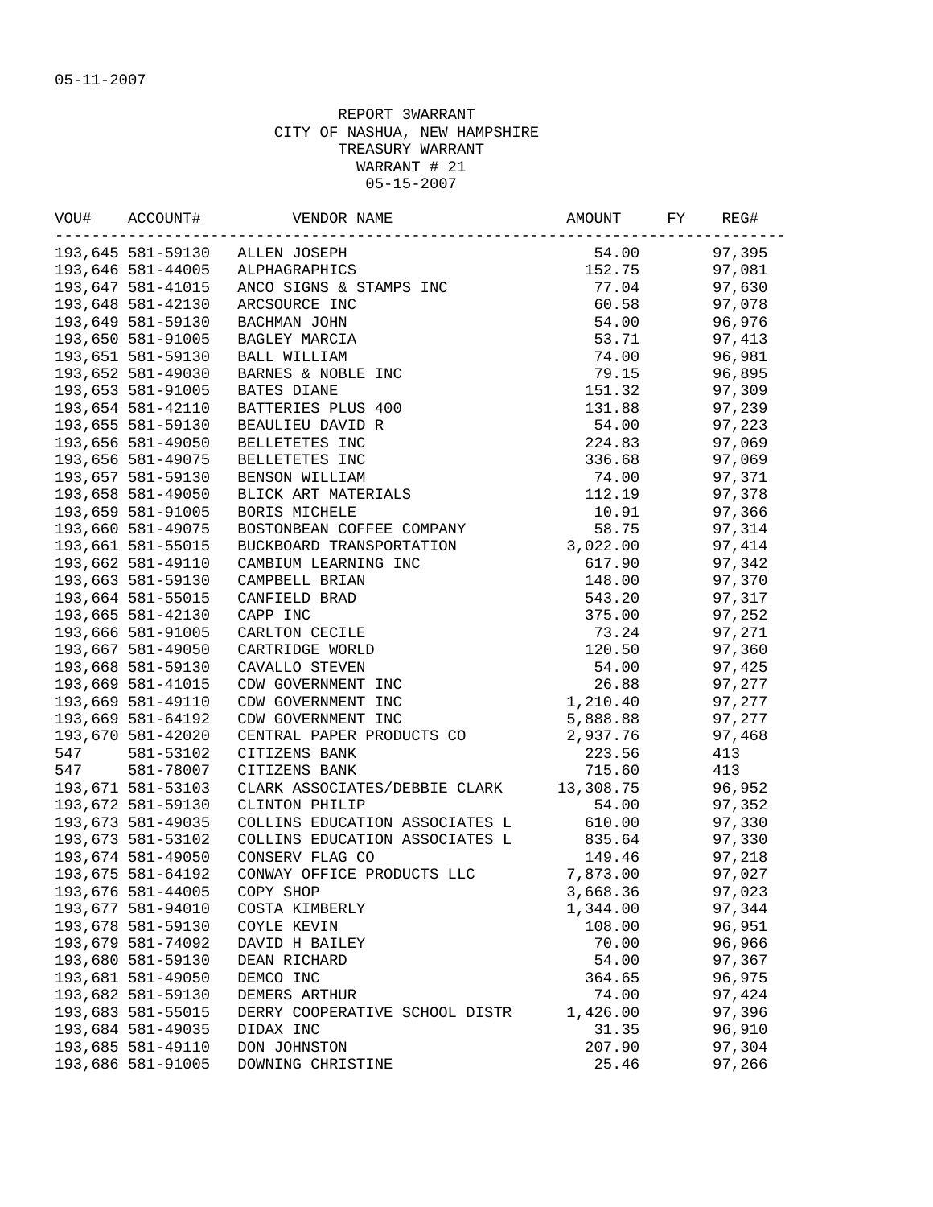05-11-2007

REPORT 3WARRANT
CITY OF NASHUA, NEW HAMPSHIRE
TREASURY WARRANT
WARRANT # 21
05-15-2007

| VOU# | ACCOUNT# | VENDOR NAME | AMOUNT | FY | REG# |
|---|---|---|---|---|---|
| 193,645 | 581-59130 | ALLEN JOSEPH | 54.00 | | 97,395 |
| 193,646 | 581-44005 | ALPHAGRAPHICS | 152.75 | | 97,081 |
| 193,647 | 581-41015 | ANCO SIGNS & STAMPS INC | 77.04 | | 97,630 |
| 193,648 | 581-42130 | ARCSOURCE INC | 60.58 | | 97,078 |
| 193,649 | 581-59130 | BACHMAN JOHN | 54.00 | | 96,976 |
| 193,650 | 581-91005 | BAGLEY MARCIA | 53.71 | | 97,413 |
| 193,651 | 581-59130 | BALL WILLIAM | 74.00 | | 96,981 |
| 193,652 | 581-49030 | BARNES & NOBLE INC | 79.15 | | 96,895 |
| 193,653 | 581-91005 | BATES DIANE | 151.32 | | 97,309 |
| 193,654 | 581-42110 | BATTERIES PLUS 400 | 131.88 | | 97,239 |
| 193,655 | 581-59130 | BEAULIEU DAVID R | 54.00 | | 97,223 |
| 193,656 | 581-49050 | BELLETETES INC | 224.83 | | 97,069 |
| 193,656 | 581-49075 | BELLETETES INC | 336.68 | | 97,069 |
| 193,657 | 581-59130 | BENSON WILLIAM | 74.00 | | 97,371 |
| 193,658 | 581-49050 | BLICK ART MATERIALS | 112.19 | | 97,378 |
| 193,659 | 581-91005 | BORIS MICHELE | 10.91 | | 97,366 |
| 193,660 | 581-49075 | BOSTONBEAN COFFEE COMPANY | 58.75 | | 97,314 |
| 193,661 | 581-55015 | BUCKBOARD TRANSPORTATION | 3,022.00 | | 97,414 |
| 193,662 | 581-49110 | CAMBIUM LEARNING INC | 617.90 | | 97,342 |
| 193,663 | 581-59130 | CAMPBELL BRIAN | 148.00 | | 97,370 |
| 193,664 | 581-55015 | CANFIELD BRAD | 543.20 | | 97,317 |
| 193,665 | 581-42130 | CAPP INC | 375.00 | | 97,252 |
| 193,666 | 581-91005 | CARLTON CECILE | 73.24 | | 97,271 |
| 193,667 | 581-49050 | CARTRIDGE WORLD | 120.50 | | 97,360 |
| 193,668 | 581-59130 | CAVALLO STEVEN | 54.00 | | 97,425 |
| 193,669 | 581-41015 | CDW GOVERNMENT INC | 26.88 | | 97,277 |
| 193,669 | 581-49110 | CDW GOVERNMENT INC | 1,210.40 | | 97,277 |
| 193,669 | 581-64192 | CDW GOVERNMENT INC | 5,888.88 | | 97,277 |
| 193,670 | 581-42020 | CENTRAL PAPER PRODUCTS CO | 2,937.76 | | 97,468 |
| 547 | 581-53102 | CITIZENS BANK | 223.56 | | 413 |
| 547 | 581-78007 | CITIZENS BANK | 715.60 | | 413 |
| 193,671 | 581-53103 | CLARK ASSOCIATES/DEBBIE CLARK | 13,308.75 | | 96,952 |
| 193,672 | 581-59130 | CLINTON PHILIP | 54.00 | | 97,352 |
| 193,673 | 581-49035 | COLLINS EDUCATION ASSOCIATES L | 610.00 | | 97,330 |
| 193,673 | 581-53102 | COLLINS EDUCATION ASSOCIATES L | 835.64 | | 97,330 |
| 193,674 | 581-49050 | CONSERV FLAG CO | 149.46 | | 97,218 |
| 193,675 | 581-64192 | CONWAY OFFICE PRODUCTS LLC | 7,873.00 | | 97,027 |
| 193,676 | 581-44005 | COPY SHOP | 3,668.36 | | 97,023 |
| 193,677 | 581-94010 | COSTA KIMBERLY | 1,344.00 | | 97,344 |
| 193,678 | 581-59130 | COYLE KEVIN | 108.00 | | 96,951 |
| 193,679 | 581-74092 | DAVID H BAILEY | 70.00 | | 96,966 |
| 193,680 | 581-59130 | DEAN RICHARD | 54.00 | | 97,367 |
| 193,681 | 581-49050 | DEMCO INC | 364.65 | | 96,975 |
| 193,682 | 581-59130 | DEMERS ARTHUR | 74.00 | | 97,424 |
| 193,683 | 581-55015 | DERRY COOPERATIVE SCHOOL DISTR | 1,426.00 | | 97,396 |
| 193,684 | 581-49035 | DIDAX INC | 31.35 | | 96,910 |
| 193,685 | 581-49110 | DON JOHNSTON | 207.90 | | 97,304 |
| 193,686 | 581-91005 | DOWNING CHRISTINE | 25.46 | | 97,266 |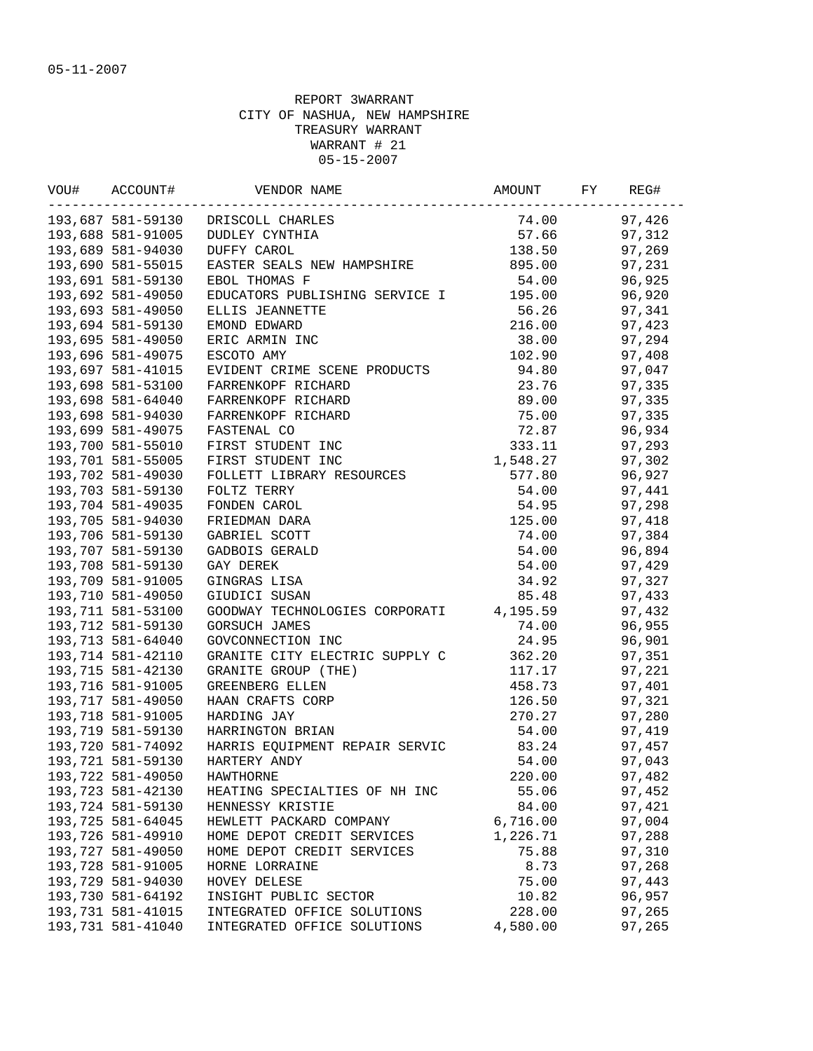05-11-2007

REPORT 3WARRANT
CITY OF NASHUA, NEW HAMPSHIRE
TREASURY WARRANT
WARRANT # 21
05-15-2007

| VOU# | ACCOUNT# | VENDOR NAME | AMOUNT | FY | REG# |
|---|---|---|---|---|---|
| 193,687 | 581-59130 | DRISCOLL CHARLES | 74.00 | | 97,426 |
| 193,688 | 581-91005 | DUDLEY CYNTHIA | 57.66 | | 97,312 |
| 193,689 | 581-94030 | DUFFY CAROL | 138.50 | | 97,269 |
| 193,690 | 581-55015 | EASTER SEALS NEW HAMPSHIRE | 895.00 | | 97,231 |
| 193,691 | 581-59130 | EBOL THOMAS F | 54.00 | | 96,925 |
| 193,692 | 581-49050 | EDUCATORS PUBLISHING SERVICE I | 195.00 | | 96,920 |
| 193,693 | 581-49050 | ELLIS JEANNETTE | 56.26 | | 97,341 |
| 193,694 | 581-59130 | EMOND EDWARD | 216.00 | | 97,423 |
| 193,695 | 581-49050 | ERIC ARMIN INC | 38.00 | | 97,294 |
| 193,696 | 581-49075 | ESCOTO AMY | 102.90 | | 97,408 |
| 193,697 | 581-41015 | EVIDENT CRIME SCENE PRODUCTS | 94.80 | | 97,047 |
| 193,698 | 581-53100 | FARRENKOPF RICHARD | 23.76 | | 97,335 |
| 193,698 | 581-64040 | FARRENKOPF RICHARD | 89.00 | | 97,335 |
| 193,698 | 581-94030 | FARRENKOPF RICHARD | 75.00 | | 97,335 |
| 193,699 | 581-49075 | FASTENAL CO | 72.87 | | 96,934 |
| 193,700 | 581-55010 | FIRST STUDENT INC | 333.11 | | 97,293 |
| 193,701 | 581-55005 | FIRST STUDENT INC | 1,548.27 | | 97,302 |
| 193,702 | 581-49030 | FOLLETT LIBRARY RESOURCES | 577.80 | | 96,927 |
| 193,703 | 581-59130 | FOLTZ TERRY | 54.00 | | 97,441 |
| 193,704 | 581-49035 | FONDEN CAROL | 54.95 | | 97,298 |
| 193,705 | 581-94030 | FRIEDMAN DARA | 125.00 | | 97,418 |
| 193,706 | 581-59130 | GABRIEL SCOTT | 74.00 | | 97,384 |
| 193,707 | 581-59130 | GADBOIS GERALD | 54.00 | | 96,894 |
| 193,708 | 581-59130 | GAY DEREK | 54.00 | | 97,429 |
| 193,709 | 581-91005 | GINGRAS LISA | 34.92 | | 97,327 |
| 193,710 | 581-49050 | GIUDICI SUSAN | 85.48 | | 97,433 |
| 193,711 | 581-53100 | GOODWAY TECHNOLOGIES CORPORATI | 4,195.59 | | 97,432 |
| 193,712 | 581-59130 | GORSUCH JAMES | 74.00 | | 96,955 |
| 193,713 | 581-64040 | GOVCONNECTION INC | 24.95 | | 96,901 |
| 193,714 | 581-42110 | GRANITE CITY ELECTRIC SUPPLY C | 362.20 | | 97,351 |
| 193,715 | 581-42130 | GRANITE GROUP (THE) | 117.17 | | 97,221 |
| 193,716 | 581-91005 | GREENBERG ELLEN | 458.73 | | 97,401 |
| 193,717 | 581-49050 | HAAN CRAFTS CORP | 126.50 | | 97,321 |
| 193,718 | 581-91005 | HARDING JAY | 270.27 | | 97,280 |
| 193,719 | 581-59130 | HARRINGTON BRIAN | 54.00 | | 97,419 |
| 193,720 | 581-74092 | HARRIS EQUIPMENT REPAIR SERVIC | 83.24 | | 97,457 |
| 193,721 | 581-59130 | HARTERY ANDY | 54.00 | | 97,043 |
| 193,722 | 581-49050 | HAWTHORNE | 220.00 | | 97,482 |
| 193,723 | 581-42130 | HEATING SPECIALTIES OF NH INC | 55.06 | | 97,452 |
| 193,724 | 581-59130 | HENNESSY KRISTIE | 84.00 | | 97,421 |
| 193,725 | 581-64045 | HEWLETT PACKARD COMPANY | 6,716.00 | | 97,004 |
| 193,726 | 581-49910 | HOME DEPOT CREDIT SERVICES | 1,226.71 | | 97,288 |
| 193,727 | 581-49050 | HOME DEPOT CREDIT SERVICES | 75.88 | | 97,310 |
| 193,728 | 581-91005 | HORNE LORRAINE | 8.73 | | 97,268 |
| 193,729 | 581-94030 | HOVEY DELESE | 75.00 | | 97,443 |
| 193,730 | 581-64192 | INSIGHT PUBLIC SECTOR | 10.82 | | 96,957 |
| 193,731 | 581-41015 | INTEGRATED OFFICE SOLUTIONS | 228.00 | | 97,265 |
| 193,731 | 581-41040 | INTEGRATED OFFICE SOLUTIONS | 4,580.00 | | 97,265 |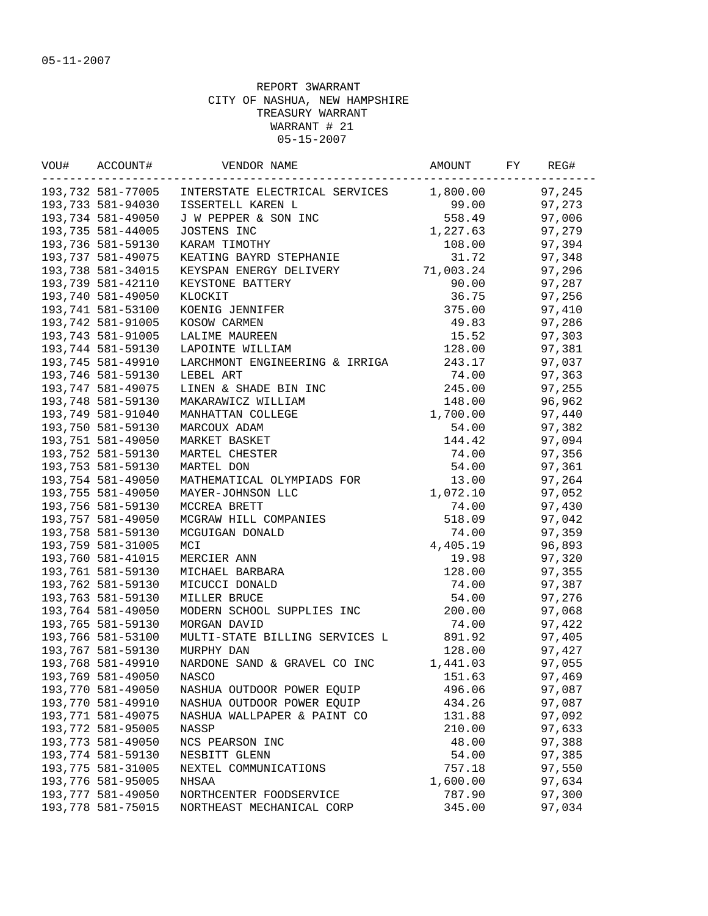05-11-2007

REPORT 3WARRANT
CITY OF NASHUA, NEW HAMPSHIRE
TREASURY WARRANT
WARRANT # 21
05-15-2007

| VOU# | ACCOUNT# | VENDOR NAME | AMOUNT | FY | REG# |
|---|---|---|---|---|---|
| 193,732 | 581-77005 | INTERSTATE ELECTRICAL SERVICES | 1,800.00 | | 97,245 |
| 193,733 | 581-94030 | ISSERTELL KAREN L | 99.00 | | 97,273 |
| 193,734 | 581-49050 | J W PEPPER & SON INC | 558.49 | | 97,006 |
| 193,735 | 581-44005 | JOSTENS INC | 1,227.63 | | 97,279 |
| 193,736 | 581-59130 | KARAM TIMOTHY | 108.00 | | 97,394 |
| 193,737 | 581-49075 | KEATING BAYRD STEPHANIE | 31.72 | | 97,348 |
| 193,738 | 581-34015 | KEYSPAN ENERGY DELIVERY | 71,003.24 | | 97,296 |
| 193,739 | 581-42110 | KEYSTONE BATTERY | 90.00 | | 97,287 |
| 193,740 | 581-49050 | KLOCKIT | 36.75 | | 97,256 |
| 193,741 | 581-53100 | KOENIG JENNIFER | 375.00 | | 97,410 |
| 193,742 | 581-91005 | KOSOW CARMEN | 49.83 | | 97,286 |
| 193,743 | 581-91005 | LALIME MAUREEN | 15.52 | | 97,303 |
| 193,744 | 581-59130 | LAPOINTE WILLIAM | 128.00 | | 97,381 |
| 193,745 | 581-49910 | LARCHMONT ENGINEERING & IRRIGA | 243.17 | | 97,037 |
| 193,746 | 581-59130 | LEBEL ART | 74.00 | | 97,363 |
| 193,747 | 581-49075 | LINEN & SHADE BIN INC | 245.00 | | 97,255 |
| 193,748 | 581-59130 | MAKARAWICZ WILLIAM | 148.00 | | 96,962 |
| 193,749 | 581-91040 | MANHATTAN COLLEGE | 1,700.00 | | 97,440 |
| 193,750 | 581-59130 | MARCOUX ADAM | 54.00 | | 97,382 |
| 193,751 | 581-49050 | MARKET BASKET | 144.42 | | 97,094 |
| 193,752 | 581-59130 | MARTEL CHESTER | 74.00 | | 97,356 |
| 193,753 | 581-59130 | MARTEL DON | 54.00 | | 97,361 |
| 193,754 | 581-49050 | MATHEMATICAL OLYMPIADS FOR | 13.00 | | 97,264 |
| 193,755 | 581-49050 | MAYER-JOHNSON LLC | 1,072.10 | | 97,052 |
| 193,756 | 581-59130 | MCCREA BRETT | 74.00 | | 97,430 |
| 193,757 | 581-49050 | MCGRAW HILL COMPANIES | 518.09 | | 97,042 |
| 193,758 | 581-59130 | MCGUIGAN DONALD | 74.00 | | 97,359 |
| 193,759 | 581-31005 | MCI | 4,405.19 | | 96,893 |
| 193,760 | 581-41015 | MERCIER ANN | 19.98 | | 97,320 |
| 193,761 | 581-59130 | MICHAEL BARBARA | 128.00 | | 97,355 |
| 193,762 | 581-59130 | MICUCCI DONALD | 74.00 | | 97,387 |
| 193,763 | 581-59130 | MILLER BRUCE | 54.00 | | 97,276 |
| 193,764 | 581-49050 | MODERN SCHOOL SUPPLIES INC | 200.00 | | 97,068 |
| 193,765 | 581-59130 | MORGAN DAVID | 74.00 | | 97,422 |
| 193,766 | 581-53100 | MULTI-STATE BILLING SERVICES L | 891.92 | | 97,405 |
| 193,767 | 581-59130 | MURPHY DAN | 128.00 | | 97,427 |
| 193,768 | 581-49910 | NARDONE SAND & GRAVEL CO INC | 1,441.03 | | 97,055 |
| 193,769 | 581-49050 | NASCO | 151.63 | | 97,469 |
| 193,770 | 581-49050 | NASHUA OUTDOOR POWER EQUIP | 496.06 | | 97,087 |
| 193,770 | 581-49910 | NASHUA OUTDOOR POWER EQUIP | 434.26 | | 97,087 |
| 193,771 | 581-49075 | NASHUA WALLPAPER & PAINT CO | 131.88 | | 97,092 |
| 193,772 | 581-95005 | NASSP | 210.00 | | 97,633 |
| 193,773 | 581-49050 | NCS PEARSON INC | 48.00 | | 97,388 |
| 193,774 | 581-59130 | NESBITT GLENN | 54.00 | | 97,385 |
| 193,775 | 581-31005 | NEXTEL COMMUNICATIONS | 757.18 | | 97,550 |
| 193,776 | 581-95005 | NHSAA | 1,600.00 | | 97,634 |
| 193,777 | 581-49050 | NORTHCENTER FOODSERVICE | 787.90 | | 97,300 |
| 193,778 | 581-75015 | NORTHEAST MECHANICAL CORP | 345.00 | | 97,034 |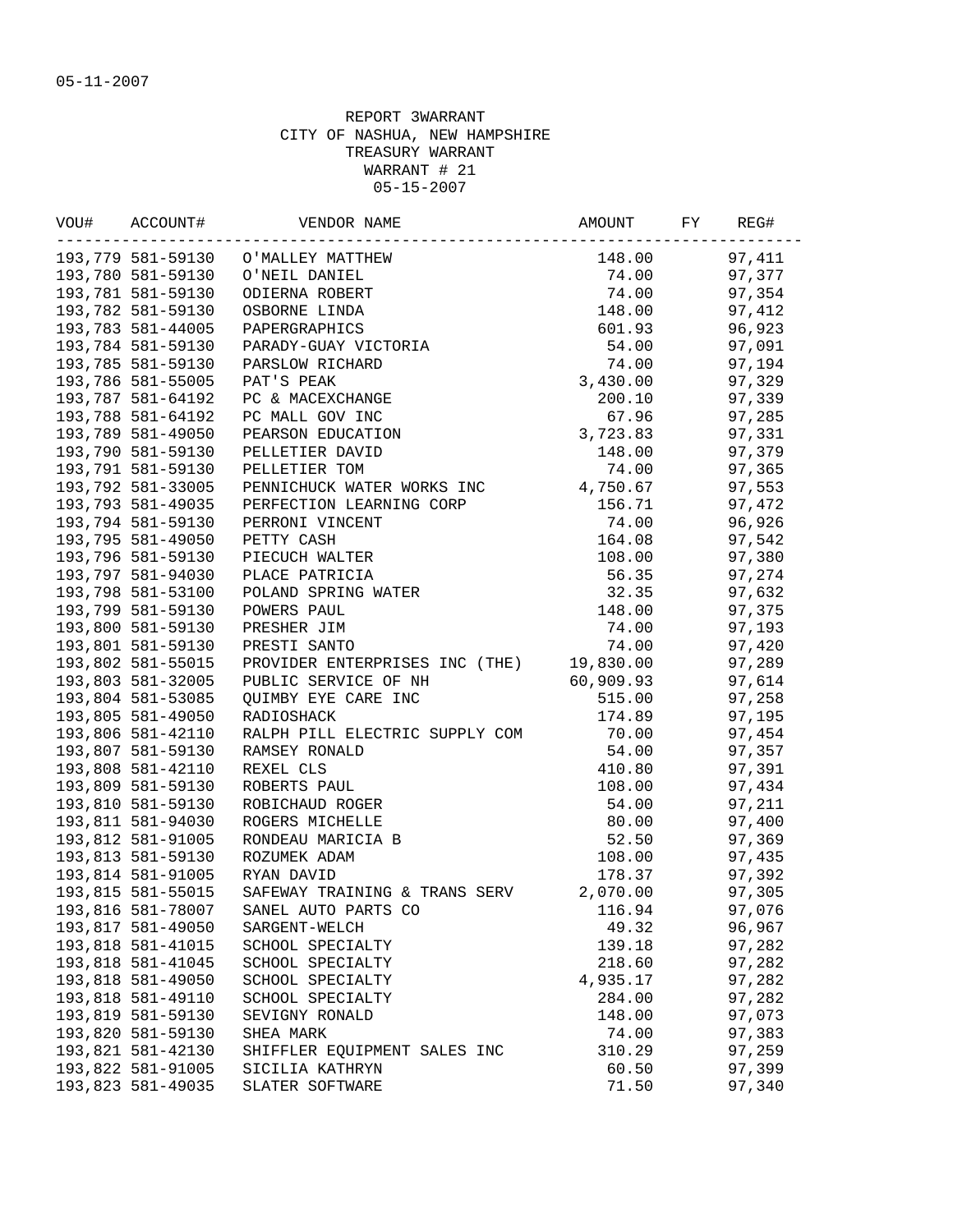05-11-2007

REPORT 3WARRANT
CITY OF NASHUA, NEW HAMPSHIRE
TREASURY WARRANT
WARRANT # 21
05-15-2007

| VOU# | ACCOUNT# | VENDOR NAME | AMOUNT | FY | REG# |
|---|---|---|---|---|---|
| 193,779 | 581-59130 | O'MALLEY MATTHEW | 148.00 | | 97,411 |
| 193,780 | 581-59130 | O'NEIL DANIEL | 74.00 | | 97,377 |
| 193,781 | 581-59130 | ODIERNA ROBERT | 74.00 | | 97,354 |
| 193,782 | 581-59130 | OSBORNE LINDA | 148.00 | | 97,412 |
| 193,783 | 581-44005 | PAPERGRAPHICS | 601.93 | | 96,923 |
| 193,784 | 581-59130 | PARADY-GUAY VICTORIA | 54.00 | | 97,091 |
| 193,785 | 581-59130 | PARSLOW RICHARD | 74.00 | | 97,194 |
| 193,786 | 581-55005 | PAT'S PEAK | 3,430.00 | | 97,329 |
| 193,787 | 581-64192 | PC & MACEXCHANGE | 200.10 | | 97,339 |
| 193,788 | 581-64192 | PC MALL GOV INC | 67.96 | | 97,285 |
| 193,789 | 581-49050 | PEARSON EDUCATION | 3,723.83 | | 97,331 |
| 193,790 | 581-59130 | PELLETIER DAVID | 148.00 | | 97,379 |
| 193,791 | 581-59130 | PELLETIER TOM | 74.00 | | 97,365 |
| 193,792 | 581-33005 | PENNICHUCK WATER WORKS INC | 4,750.67 | | 97,553 |
| 193,793 | 581-49035 | PERFECTION LEARNING CORP | 156.71 | | 97,472 |
| 193,794 | 581-59130 | PERRONI VINCENT | 74.00 | | 96,926 |
| 193,795 | 581-49050 | PETTY CASH | 164.08 | | 97,542 |
| 193,796 | 581-59130 | PIECUCH WALTER | 108.00 | | 97,380 |
| 193,797 | 581-94030 | PLACE PATRICIA | 56.35 | | 97,274 |
| 193,798 | 581-53100 | POLAND SPRING WATER | 32.35 | | 97,632 |
| 193,799 | 581-59130 | POWERS PAUL | 148.00 | | 97,375 |
| 193,800 | 581-59130 | PRESHER JIM | 74.00 | | 97,193 |
| 193,801 | 581-59130 | PRESTI SANTO | 74.00 | | 97,420 |
| 193,802 | 581-55015 | PROVIDER ENTERPRISES INC (THE) | 19,830.00 | | 97,289 |
| 193,803 | 581-32005 | PUBLIC SERVICE OF NH | 60,909.93 | | 97,614 |
| 193,804 | 581-53085 | QUIMBY EYE CARE INC | 515.00 | | 97,258 |
| 193,805 | 581-49050 | RADIOSHACK | 174.89 | | 97,195 |
| 193,806 | 581-42110 | RALPH PILL ELECTRIC SUPPLY COM | 70.00 | | 97,454 |
| 193,807 | 581-59130 | RAMSEY RONALD | 54.00 | | 97,357 |
| 193,808 | 581-42110 | REXEL CLS | 410.80 | | 97,391 |
| 193,809 | 581-59130 | ROBERTS PAUL | 108.00 | | 97,434 |
| 193,810 | 581-59130 | ROBICHAUD ROGER | 54.00 | | 97,211 |
| 193,811 | 581-94030 | ROGERS MICHELLE | 80.00 | | 97,400 |
| 193,812 | 581-91005 | RONDEAU MARICIA B | 52.50 | | 97,369 |
| 193,813 | 581-59130 | ROZUMEK ADAM | 108.00 | | 97,435 |
| 193,814 | 581-91005 | RYAN DAVID | 178.37 | | 97,392 |
| 193,815 | 581-55015 | SAFEWAY TRAINING & TRANS SERV | 2,070.00 | | 97,305 |
| 193,816 | 581-78007 | SANEL AUTO PARTS CO | 116.94 | | 97,076 |
| 193,817 | 581-49050 | SARGENT-WELCH | 49.32 | | 96,967 |
| 193,818 | 581-41015 | SCHOOL SPECIALTY | 139.18 | | 97,282 |
| 193,818 | 581-41045 | SCHOOL SPECIALTY | 218.60 | | 97,282 |
| 193,818 | 581-49050 | SCHOOL SPECIALTY | 4,935.17 | | 97,282 |
| 193,818 | 581-49110 | SCHOOL SPECIALTY | 284.00 | | 97,282 |
| 193,819 | 581-59130 | SEVIGNY RONALD | 148.00 | | 97,073 |
| 193,820 | 581-59130 | SHEA MARK | 74.00 | | 97,383 |
| 193,821 | 581-42130 | SHIFFLER EQUIPMENT SALES INC | 310.29 | | 97,259 |
| 193,822 | 581-91005 | SICILIA KATHRYN | 60.50 | | 97,399 |
| 193,823 | 581-49035 | SLATER SOFTWARE | 71.50 | | 97,340 |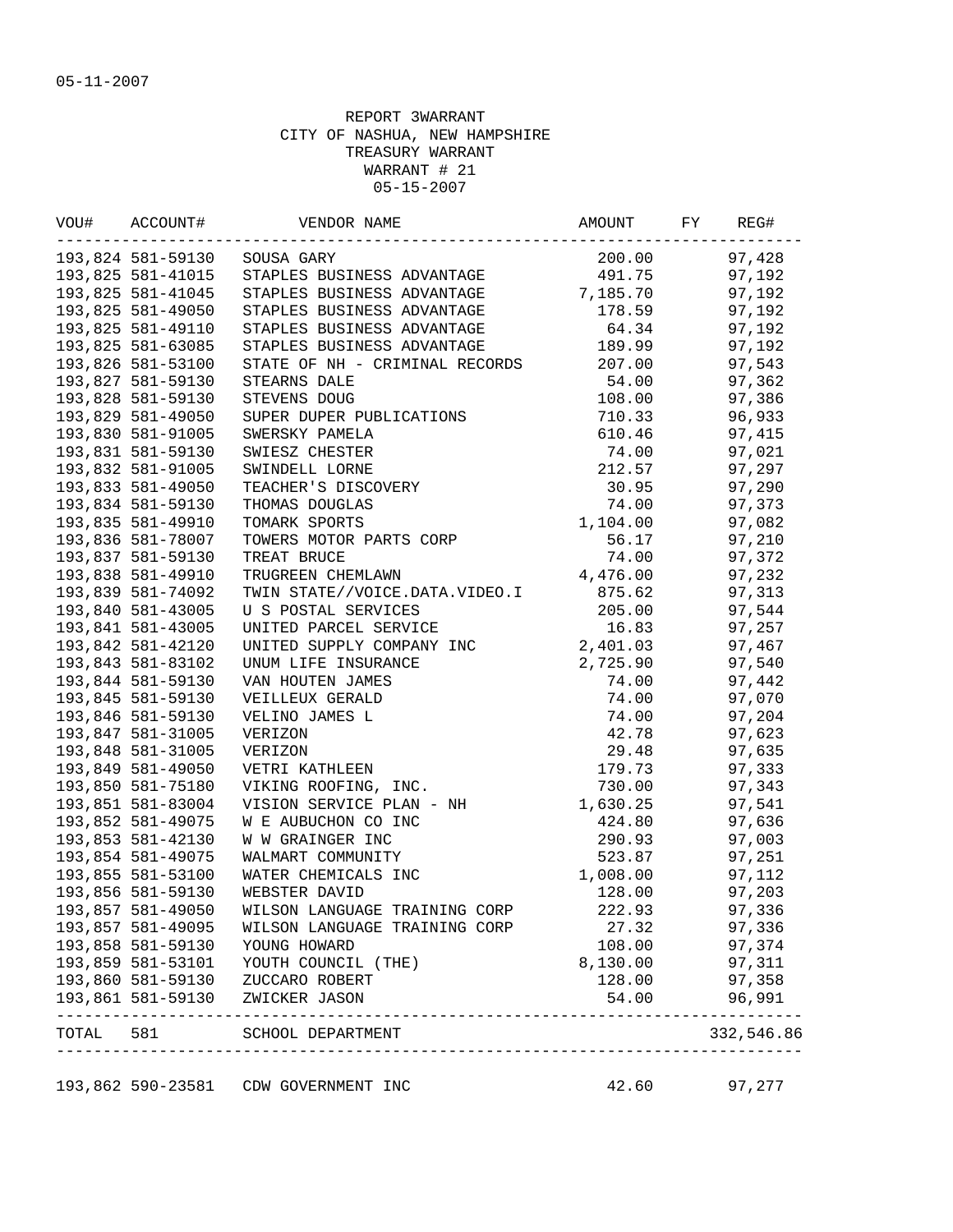05-11-2007

REPORT 3WARRANT
CITY OF NASHUA, NEW HAMPSHIRE
TREASURY WARRANT
WARRANT # 21
05-15-2007

| VOU# | ACCOUNT# | VENDOR NAME | AMOUNT | FY | REG# |
|---|---|---|---|---|---|
| 193,824 | 581-59130 | SOUSA GARY | 200.00 | | 97,428 |
| 193,825 | 581-41015 | STAPLES BUSINESS ADVANTAGE | 491.75 | | 97,192 |
| 193,825 | 581-41045 | STAPLES BUSINESS ADVANTAGE | 7,185.70 | | 97,192 |
| 193,825 | 581-49050 | STAPLES BUSINESS ADVANTAGE | 178.59 | | 97,192 |
| 193,825 | 581-49110 | STAPLES BUSINESS ADVANTAGE | 64.34 | | 97,192 |
| 193,825 | 581-63085 | STAPLES BUSINESS ADVANTAGE | 189.99 | | 97,192 |
| 193,826 | 581-53100 | STATE OF NH - CRIMINAL RECORDS | 207.00 | | 97,543 |
| 193,827 | 581-59130 | STEARNS DALE | 54.00 | | 97,362 |
| 193,828 | 581-59130 | STEVENS DOUG | 108.00 | | 97,386 |
| 193,829 | 581-49050 | SUPER DUPER PUBLICATIONS | 710.33 | | 96,933 |
| 193,830 | 581-91005 | SWERSKY PAMELA | 610.46 | | 97,415 |
| 193,831 | 581-59130 | SWIESZ CHESTER | 74.00 | | 97,021 |
| 193,832 | 581-91005 | SWINDELL LORNE | 212.57 | | 97,297 |
| 193,833 | 581-49050 | TEACHER'S DISCOVERY | 30.95 | | 97,290 |
| 193,834 | 581-59130 | THOMAS DOUGLAS | 74.00 | | 97,373 |
| 193,835 | 581-49910 | TOMARK SPORTS | 1,104.00 | | 97,082 |
| 193,836 | 581-78007 | TOWERS MOTOR PARTS CORP | 56.17 | | 97,210 |
| 193,837 | 581-59130 | TREAT BRUCE | 74.00 | | 97,372 |
| 193,838 | 581-49910 | TRUGREEN CHEMLAWN | 4,476.00 | | 97,232 |
| 193,839 | 581-74092 | TWIN STATE//VOICE.DATA.VIDEO.I | 875.62 | | 97,313 |
| 193,840 | 581-43005 | U S POSTAL SERVICES | 205.00 | | 97,544 |
| 193,841 | 581-43005 | UNITED PARCEL SERVICE | 16.83 | | 97,257 |
| 193,842 | 581-42120 | UNITED SUPPLY COMPANY INC | 2,401.03 | | 97,467 |
| 193,843 | 581-83102 | UNUM LIFE INSURANCE | 2,725.90 | | 97,540 |
| 193,844 | 581-59130 | VAN HOUTEN JAMES | 74.00 | | 97,442 |
| 193,845 | 581-59130 | VEILLEUX GERALD | 74.00 | | 97,070 |
| 193,846 | 581-59130 | VELINO JAMES L | 74.00 | | 97,204 |
| 193,847 | 581-31005 | VERIZON | 42.78 | | 97,623 |
| 193,848 | 581-31005 | VERIZON | 29.48 | | 97,635 |
| 193,849 | 581-49050 | VETRI KATHLEEN | 179.73 | | 97,333 |
| 193,850 | 581-75180 | VIKING ROOFING, INC. | 730.00 | | 97,343 |
| 193,851 | 581-83004 | VISION SERVICE PLAN - NH | 1,630.25 | | 97,541 |
| 193,852 | 581-49075 | W E AUBUCHON CO INC | 424.80 | | 97,636 |
| 193,853 | 581-42130 | W W GRAINGER INC | 290.93 | | 97,003 |
| 193,854 | 581-49075 | WALMART COMMUNITY | 523.87 | | 97,251 |
| 193,855 | 581-53100 | WATER CHEMICALS INC | 1,008.00 | | 97,112 |
| 193,856 | 581-59130 | WEBSTER DAVID | 128.00 | | 97,203 |
| 193,857 | 581-49050 | WILSON LANGUAGE TRAINING CORP | 222.93 | | 97,336 |
| 193,857 | 581-49095 | WILSON LANGUAGE TRAINING CORP | 27.32 | | 97,336 |
| 193,858 | 581-59130 | YOUNG HOWARD | 108.00 | | 97,374 |
| 193,859 | 581-53101 | YOUTH COUNCIL (THE) | 8,130.00 | | 97,311 |
| 193,860 | 581-59130 | ZUCCARO ROBERT | 128.00 | | 97,358 |
| 193,861 | 581-59130 | ZWICKER JASON | 54.00 | | 96,991 |
| TOTAL | 581 | SCHOOL DEPARTMENT | | | 332,546.86 |
| 193,862 | 590-23581 | CDW GOVERNMENT INC | 42.60 | | 97,277 |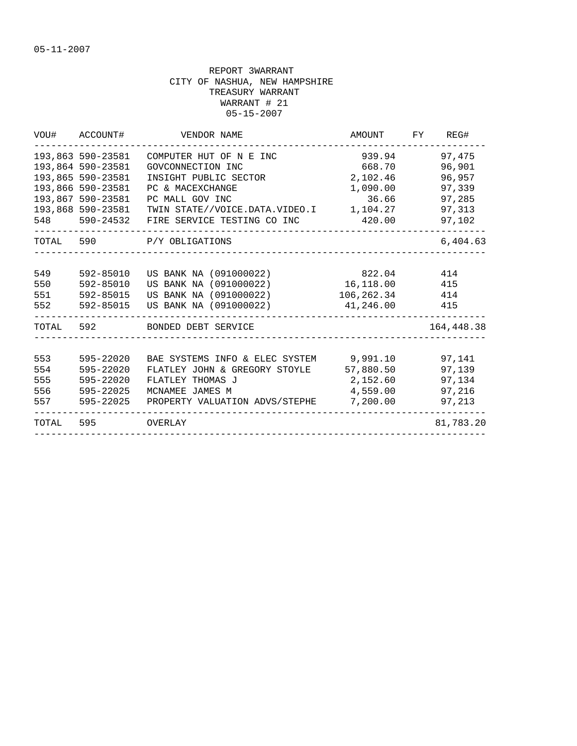05-11-2007

REPORT 3WARRANT
CITY OF NASHUA, NEW HAMPSHIRE
TREASURY WARRANT
WARRANT # 21
05-15-2007

| VOU# | ACCOUNT# | VENDOR NAME | AMOUNT | FY | REG# |
|---|---|---|---|---|---|
| 193,863 | 590-23581 | COMPUTER HUT OF N E INC | 939.94 | | 97,475 |
| 193,864 | 590-23581 | GOVCONNECTION INC | 668.70 | | 96,901 |
| 193,865 | 590-23581 | INSIGHT PUBLIC SECTOR | 2,102.46 | | 96,957 |
| 193,866 | 590-23581 | PC & MACEXCHANGE | 1,090.00 | | 97,339 |
| 193,867 | 590-23581 | PC MALL GOV INC | 36.66 | | 97,285 |
| 193,868 | 590-23581 | TWIN STATE//VOICE.DATA.VIDEO.I | 1,104.27 | | 97,313 |
| 548 | 590-24532 | FIRE SERVICE TESTING CO INC | 420.00 | | 97,102 |
| TOTAL | 590 | P/Y OBLIGATIONS | | | 6,404.63 |
| 549 | 592-85010 | US BANK NA (091000022) | 822.04 | | 414 |
| 550 | 592-85010 | US BANK NA (091000022) | 16,118.00 | | 415 |
| 551 | 592-85015 | US BANK NA (091000022) | 106,262.34 | | 414 |
| 552 | 592-85015 | US BANK NA (091000022) | 41,246.00 | | 415 |
| TOTAL | 592 | BONDED DEBT SERVICE | | | 164,448.38 |
| 553 | 595-22020 | BAE SYSTEMS INFO & ELEC SYSTEM | 9,991.10 | | 97,141 |
| 554 | 595-22020 | FLATLEY JOHN & GREGORY STOYLE | 57,880.50 | | 97,139 |
| 555 | 595-22020 | FLATLEY THOMAS J | 2,152.60 | | 97,134 |
| 556 | 595-22025 | MCNAMEE JAMES M | 4,559.00 | | 97,216 |
| 557 | 595-22025 | PROPERTY VALUATION ADVS/STEPHE | 7,200.00 | | 97,213 |
| TOTAL | 595 | OVERLAY | | | 81,783.20 |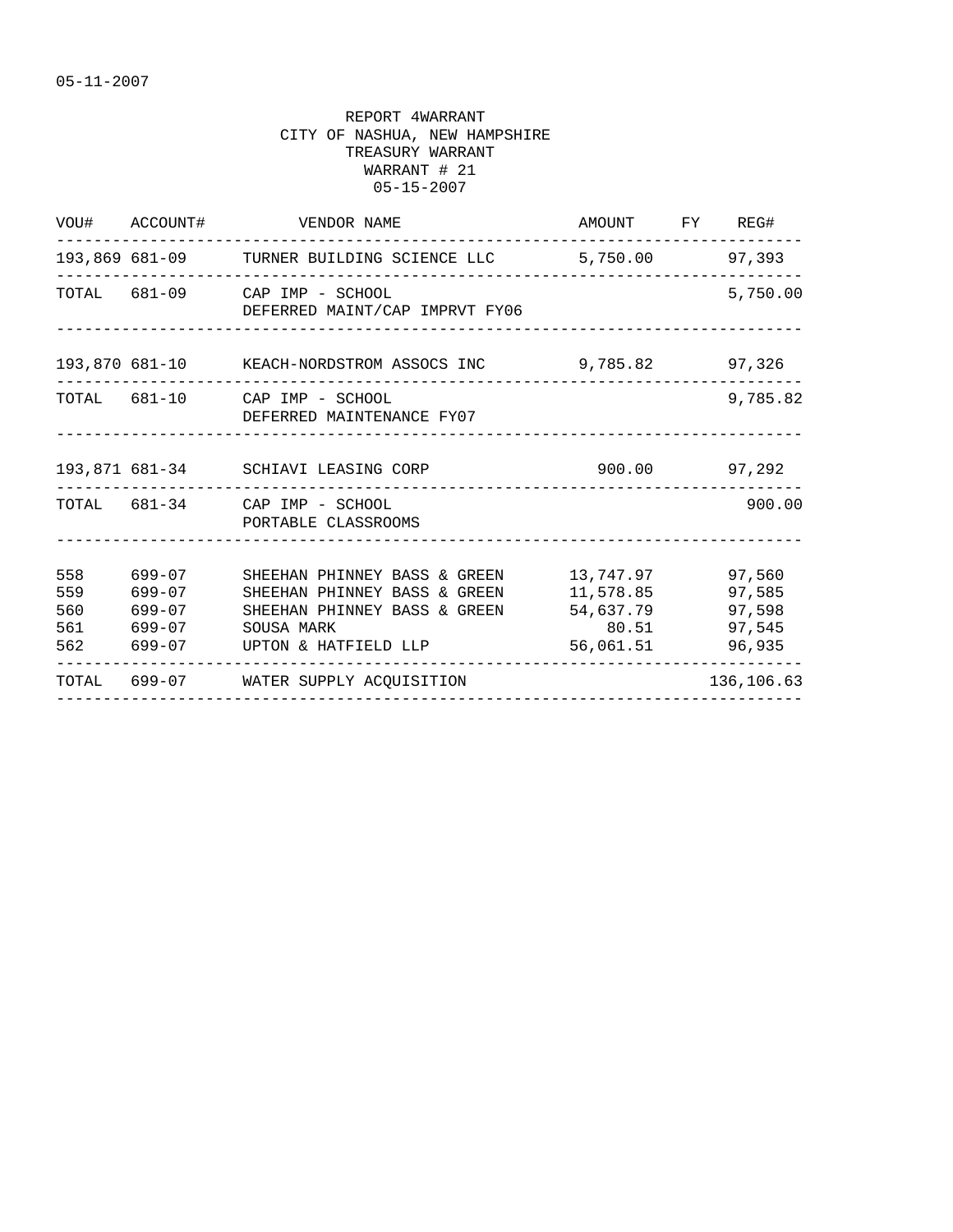05-11-2007

REPORT 4WARRANT
CITY OF NASHUA, NEW HAMPSHIRE
TREASURY WARRANT
WARRANT # 21
05-15-2007

| VOU# | ACCOUNT# | VENDOR NAME | AMOUNT | FY | REG# |
|---|---|---|---|---|---|
| 193,869 | 681-09 | TURNER BUILDING SCIENCE LLC | 5,750.00 | | 97,393 |
| TOTAL | 681-09 | CAP IMP - SCHOOL<br>DEFERRED MAINT/CAP IMPRVT FY06 | | | 5,750.00 |
| 193,870 | 681-10 | KEACH-NORDSTROM ASSOCS INC | 9,785.82 | | 97,326 |
| TOTAL | 681-10 | CAP IMP - SCHOOL<br>DEFERRED MAINTENANCE FY07 | | | 9,785.82 |
| 193,871 | 681-34 | SCHIAVI LEASING CORP | 900.00 | | 97,292 |
| TOTAL | 681-34 | CAP IMP - SCHOOL<br>PORTABLE CLASSROOMS | | | 900.00 |
| 558 | 699-07 | SHEEHAN PHINNEY BASS & GREEN | 13,747.97 | | 97,560 |
| 559 | 699-07 | SHEEHAN PHINNEY BASS & GREEN | 11,578.85 | | 97,585 |
| 560 | 699-07 | SHEEHAN PHINNEY BASS & GREEN | 54,637.79 | | 97,598 |
| 561 | 699-07 | SOUSA MARK | 80.51 | | 97,545 |
| 562 | 699-07 | UPTON & HATFIELD LLP | 56,061.51 | | 96,935 |
| TOTAL | 699-07 | WATER SUPPLY ACQUISITION | | | 136,106.63 |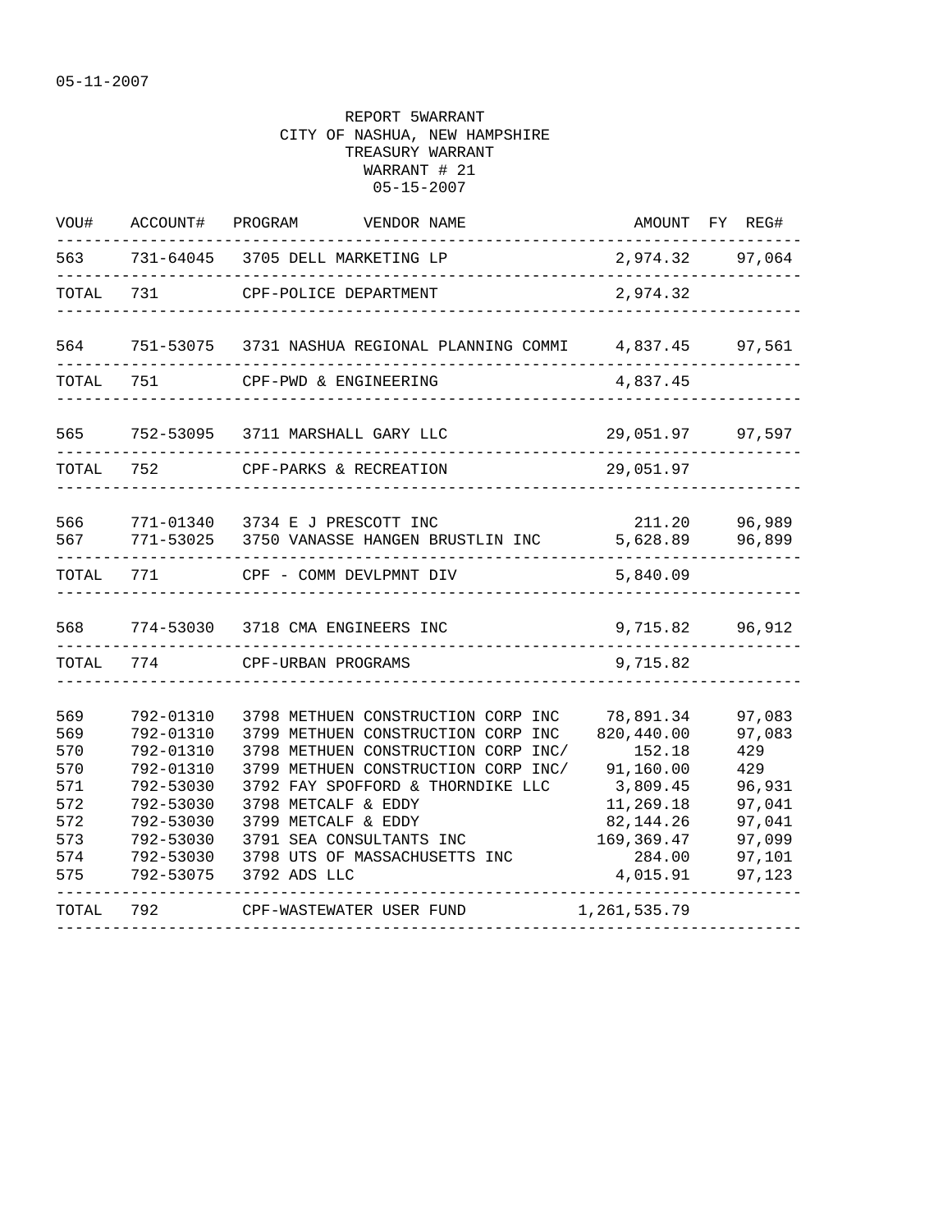05-11-2007

REPORT 5WARRANT
CITY OF NASHUA, NEW HAMPSHIRE
TREASURY WARRANT
WARRANT # 21
05-15-2007

| VOU# | ACCOUNT# | PROGRAM | VENDOR NAME | AMOUNT | FY REG# |
|---|---|---|---|---|---|
| 563 | 731-64045 | 3705 | DELL MARKETING LP | 2,974.32 | 97,064 |
| TOTAL | 731 | | CPF-POLICE DEPARTMENT | 2,974.32 | |
| 564 | 751-53075 | 3731 | NASHUA REGIONAL PLANNING COMMI | 4,837.45 | 97,561 |
| TOTAL | 751 | | CPF-PWD & ENGINEERING | 4,837.45 | |
| 565 | 752-53095 | 3711 | MARSHALL GARY LLC | 29,051.97 | 97,597 |
| TOTAL | 752 | | CPF-PARKS & RECREATION | 29,051.97 | |
| 566 | 771-01340 | 3734 | E J PRESCOTT INC | 211.20 | 96,989 |
| 567 | 771-53025 | 3750 | VANASSE HANGEN BRUSTLIN INC | 5,628.89 | 96,899 |
| TOTAL | 771 | | CPF - COMM DEVLPMNT DIV | 5,840.09 | |
| 568 | 774-53030 | 3718 | CMA ENGINEERS INC | 9,715.82 | 96,912 |
| TOTAL | 774 | | CPF-URBAN PROGRAMS | 9,715.82 | |
| 569 | 792-01310 | 3798 | METHUEN CONSTRUCTION CORP INC | 78,891.34 | 97,083 |
| 569 | 792-01310 | 3799 | METHUEN CONSTRUCTION CORP INC | 820,440.00 | 97,083 |
| 570 | 792-01310 | 3798 | METHUEN CONSTRUCTION CORP INC/ | 152.18 | 429 |
| 570 | 792-01310 | 3799 | METHUEN CONSTRUCTION CORP INC/ | 91,160.00 | 429 |
| 571 | 792-53030 | 3792 | FAY SPOFFORD & THORNDIKE LLC | 3,809.45 | 96,931 |
| 572 | 792-53030 | 3798 | METCALF & EDDY | 11,269.18 | 97,041 |
| 572 | 792-53030 | 3799 | METCALF & EDDY | 82,144.26 | 97,041 |
| 573 | 792-53030 | 3791 | SEA CONSULTANTS INC | 169,369.47 | 97,099 |
| 574 | 792-53030 | 3798 | UTS OF MASSACHUSETTS INC | 284.00 | 97,101 |
| 575 | 792-53075 | 3792 | ADS LLC | 4,015.91 | 97,123 |
| TOTAL | 792 | | CPF-WASTEWATER USER FUND | 1,261,535.79 | |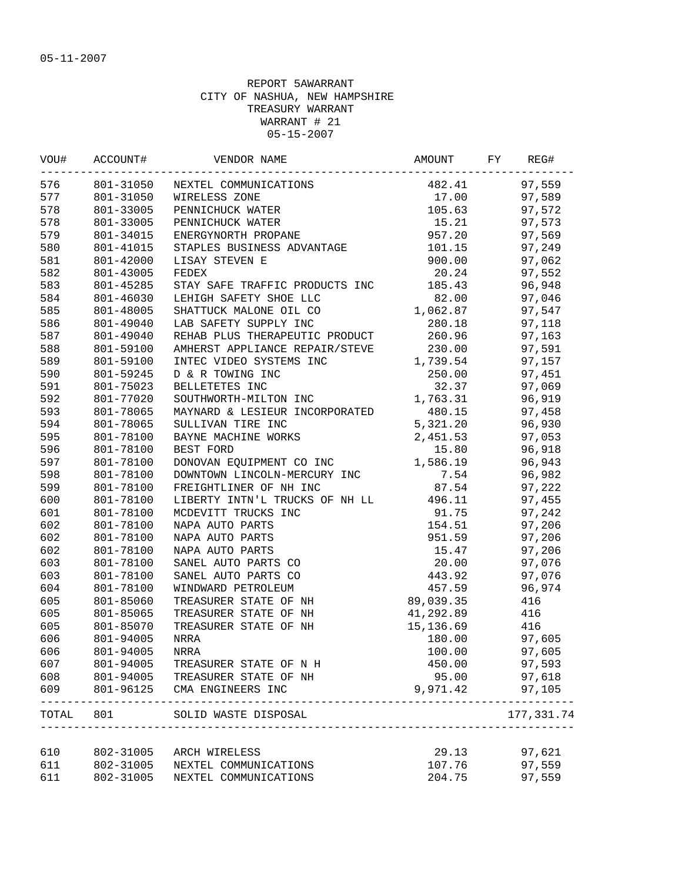05-11-2007

REPORT 5AWARRANT
CITY OF NASHUA, NEW HAMPSHIRE
TREASURY WARRANT
WARRANT # 21
05-15-2007

| VOU# | ACCOUNT# | VENDOR NAME | AMOUNT | FY | REG# |
|---|---|---|---|---|---|
| 576 | 801-31050 | NEXTEL COMMUNICATIONS | 482.41 | | 97,559 |
| 577 | 801-31050 | WIRELESS ZONE | 17.00 | | 97,589 |
| 578 | 801-33005 | PENNICHUCK WATER | 105.63 | | 97,572 |
| 578 | 801-33005 | PENNICHUCK WATER | 15.21 | | 97,573 |
| 579 | 801-34015 | ENERGYNORTH PROPANE | 957.20 | | 97,569 |
| 580 | 801-41015 | STAPLES BUSINESS ADVANTAGE | 101.15 | | 97,249 |
| 581 | 801-42000 | LISAY STEVEN E | 900.00 | | 97,062 |
| 582 | 801-43005 | FEDEX | 20.24 | | 97,552 |
| 583 | 801-45285 | STAY SAFE TRAFFIC PRODUCTS INC | 185.43 | | 96,948 |
| 584 | 801-46030 | LEHIGH SAFETY SHOE LLC | 82.00 | | 97,046 |
| 585 | 801-48005 | SHATTUCK MALONE OIL CO | 1,062.87 | | 97,547 |
| 586 | 801-49040 | LAB SAFETY SUPPLY INC | 280.18 | | 97,118 |
| 587 | 801-49040 | REHAB PLUS THERAPEUTIC PRODUCT | 260.96 | | 97,163 |
| 588 | 801-59100 | AMHERST APPLIANCE REPAIR/STEVE | 230.00 | | 97,591 |
| 589 | 801-59100 | INTEC VIDEO SYSTEMS INC | 1,739.54 | | 97,157 |
| 590 | 801-59245 | D & R TOWING INC | 250.00 | | 97,451 |
| 591 | 801-75023 | BELLETETES INC | 32.37 | | 97,069 |
| 592 | 801-77020 | SOUTHWORTH-MILTON INC | 1,763.31 | | 96,919 |
| 593 | 801-78065 | MAYNARD & LESIEUR INCORPORATED | 480.15 | | 97,458 |
| 594 | 801-78065 | SULLIVAN TIRE INC | 5,321.20 | | 96,930 |
| 595 | 801-78100 | BAYNE MACHINE WORKS | 2,451.53 | | 97,053 |
| 596 | 801-78100 | BEST FORD | 15.80 | | 96,918 |
| 597 | 801-78100 | DONOVAN EQUIPMENT CO INC | 1,586.19 | | 96,943 |
| 598 | 801-78100 | DOWNTOWN LINCOLN-MERCURY INC | 7.54 | | 96,982 |
| 599 | 801-78100 | FREIGHTLINER OF NH INC | 87.54 | | 97,222 |
| 600 | 801-78100 | LIBERTY INTN'L TRUCKS OF NH LL | 496.11 | | 97,455 |
| 601 | 801-78100 | MCDEVITT TRUCKS INC | 91.75 | | 97,242 |
| 602 | 801-78100 | NAPA AUTO PARTS | 154.51 | | 97,206 |
| 602 | 801-78100 | NAPA AUTO PARTS | 951.59 | | 97,206 |
| 602 | 801-78100 | NAPA AUTO PARTS | 15.47 | | 97,206 |
| 603 | 801-78100 | SANEL AUTO PARTS CO | 20.00 | | 97,076 |
| 603 | 801-78100 | SANEL AUTO PARTS CO | 443.92 | | 97,076 |
| 604 | 801-78100 | WINDWARD PETROLEUM | 457.59 | | 96,974 |
| 605 | 801-85060 | TREASURER STATE OF NH | 89,039.35 | | 416 |
| 605 | 801-85065 | TREASURER STATE OF NH | 41,292.89 | | 416 |
| 605 | 801-85070 | TREASURER STATE OF NH | 15,136.69 | | 416 |
| 606 | 801-94005 | NRRA | 180.00 | | 97,605 |
| 606 | 801-94005 | NRRA | 100.00 | | 97,605 |
| 607 | 801-94005 | TREASURER STATE OF N H | 450.00 | | 97,593 |
| 608 | 801-94005 | TREASURER STATE OF NH | 95.00 | | 97,618 |
| 609 | 801-96125 | CMA ENGINEERS INC | 9,971.42 | | 97,105 |
| TOTAL | 801 | SOLID WASTE DISPOSAL | | | 177,331.74 |
| 610 | 802-31005 | ARCH WIRELESS | 29.13 | | 97,621 |
| 611 | 802-31005 | NEXTEL COMMUNICATIONS | 107.76 | | 97,559 |
| 611 | 802-31005 | NEXTEL COMMUNICATIONS | 204.75 | | 97,559 |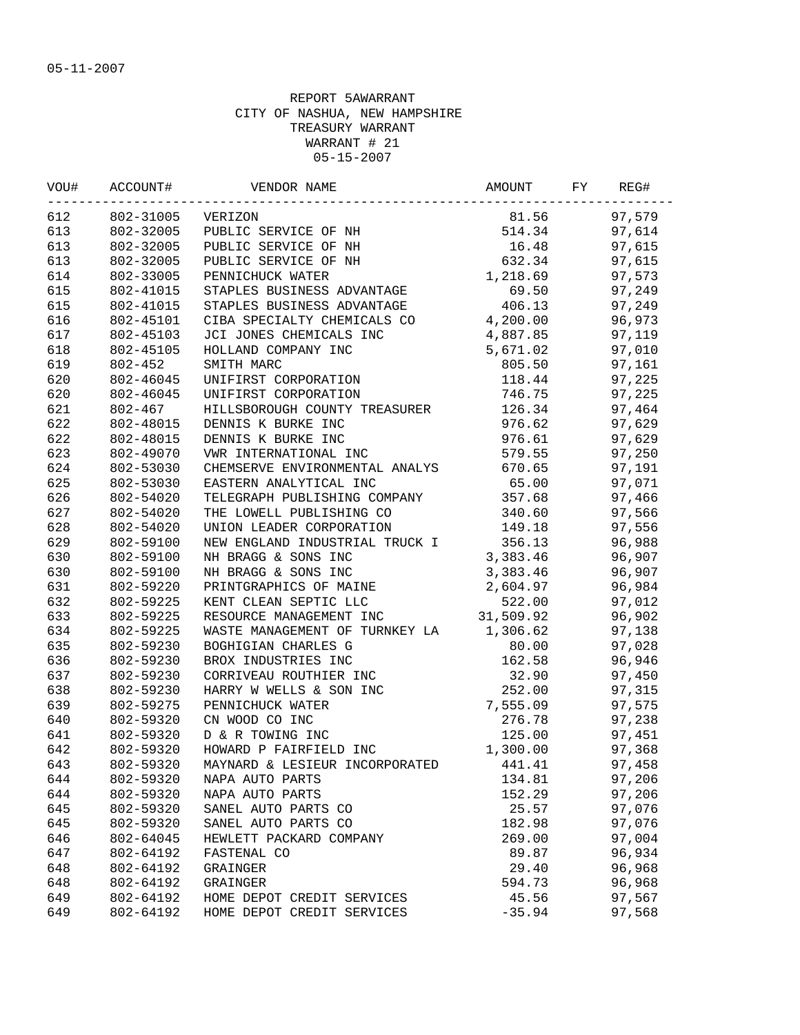05-11-2007

REPORT 5AWARRANT
CITY OF NASHUA, NEW HAMPSHIRE
TREASURY WARRANT
WARRANT # 21
05-15-2007

| VOU# | ACCOUNT# | VENDOR NAME | AMOUNT | FY | REG# |
|---|---|---|---|---|---|
| 612 | 802-31005 | VERIZON | 81.56 | | 97,579 |
| 613 | 802-32005 | PUBLIC SERVICE OF NH | 514.34 | | 97,614 |
| 613 | 802-32005 | PUBLIC SERVICE OF NH | 16.48 | | 97,615 |
| 613 | 802-32005 | PUBLIC SERVICE OF NH | 632.34 | | 97,615 |
| 614 | 802-33005 | PENNICHUCK WATER | 1,218.69 | | 97,573 |
| 615 | 802-41015 | STAPLES BUSINESS ADVANTAGE | 69.50 | | 97,249 |
| 615 | 802-41015 | STAPLES BUSINESS ADVANTAGE | 406.13 | | 97,249 |
| 616 | 802-45101 | CIBA SPECIALTY CHEMICALS CO | 4,200.00 | | 96,973 |
| 617 | 802-45103 | JCI JONES CHEMICALS INC | 4,887.85 | | 97,119 |
| 618 | 802-45105 | HOLLAND COMPANY INC | 5,671.02 | | 97,010 |
| 619 | 802-452 | SMITH MARC | 805.50 | | 97,161 |
| 620 | 802-46045 | UNIFIRST CORPORATION | 118.44 | | 97,225 |
| 620 | 802-46045 | UNIFIRST CORPORATION | 746.75 | | 97,225 |
| 621 | 802-467 | HILLSBOROUGH COUNTY TREASURER | 126.34 | | 97,464 |
| 622 | 802-48015 | DENNIS K BURKE INC | 976.62 | | 97,629 |
| 622 | 802-48015 | DENNIS K BURKE INC | 976.61 | | 97,629 |
| 623 | 802-49070 | VWR INTERNATIONAL INC | 579.55 | | 97,250 |
| 624 | 802-53030 | CHEMSERVE ENVIRONMENTAL ANALYS | 670.65 | | 97,191 |
| 625 | 802-53030 | EASTERN ANALYTICAL INC | 65.00 | | 97,071 |
| 626 | 802-54020 | TELEGRAPH PUBLISHING COMPANY | 357.68 | | 97,466 |
| 627 | 802-54020 | THE LOWELL PUBLISHING CO | 340.60 | | 97,566 |
| 628 | 802-54020 | UNION LEADER CORPORATION | 149.18 | | 97,556 |
| 629 | 802-59100 | NEW ENGLAND INDUSTRIAL TRUCK I | 356.13 | | 96,988 |
| 630 | 802-59100 | NH BRAGG & SONS INC | 3,383.46 | | 96,907 |
| 630 | 802-59100 | NH BRAGG & SONS INC | 3,383.46 | | 96,907 |
| 631 | 802-59220 | PRINTGRAPHICS OF MAINE | 2,604.97 | | 96,984 |
| 632 | 802-59225 | KENT CLEAN SEPTIC LLC | 522.00 | | 97,012 |
| 633 | 802-59225 | RESOURCE MANAGEMENT INC | 31,509.92 | | 96,902 |
| 634 | 802-59225 | WASTE MANAGEMENT OF TURNKEY LA | 1,306.62 | | 97,138 |
| 635 | 802-59230 | BOGHIGIAN CHARLES G | 80.00 | | 97,028 |
| 636 | 802-59230 | BROX INDUSTRIES INC | 162.58 | | 96,946 |
| 637 | 802-59230 | CORRIVEAU ROUTHIER INC | 32.90 | | 97,450 |
| 638 | 802-59230 | HARRY W WELLS & SON INC | 252.00 | | 97,315 |
| 639 | 802-59275 | PENNICHUCK WATER | 7,555.09 | | 97,575 |
| 640 | 802-59320 | CN WOOD CO INC | 276.78 | | 97,238 |
| 641 | 802-59320 | D & R TOWING INC | 125.00 | | 97,451 |
| 642 | 802-59320 | HOWARD P FAIRFIELD INC | 1,300.00 | | 97,368 |
| 643 | 802-59320 | MAYNARD & LESIEUR INCORPORATED | 441.41 | | 97,458 |
| 644 | 802-59320 | NAPA AUTO PARTS | 134.81 | | 97,206 |
| 644 | 802-59320 | NAPA AUTO PARTS | 152.29 | | 97,206 |
| 645 | 802-59320 | SANEL AUTO PARTS CO | 25.57 | | 97,076 |
| 645 | 802-59320 | SANEL AUTO PARTS CO | 182.98 | | 97,076 |
| 646 | 802-64045 | HEWLETT PACKARD COMPANY | 269.00 | | 97,004 |
| 647 | 802-64192 | FASTENAL CO | 89.87 | | 96,934 |
| 648 | 802-64192 | GRAINGER | 29.40 | | 96,968 |
| 648 | 802-64192 | GRAINGER | 594.73 | | 96,968 |
| 649 | 802-64192 | HOME DEPOT CREDIT SERVICES | 45.56 | | 97,567 |
| 649 | 802-64192 | HOME DEPOT CREDIT SERVICES | -35.94 | | 97,568 |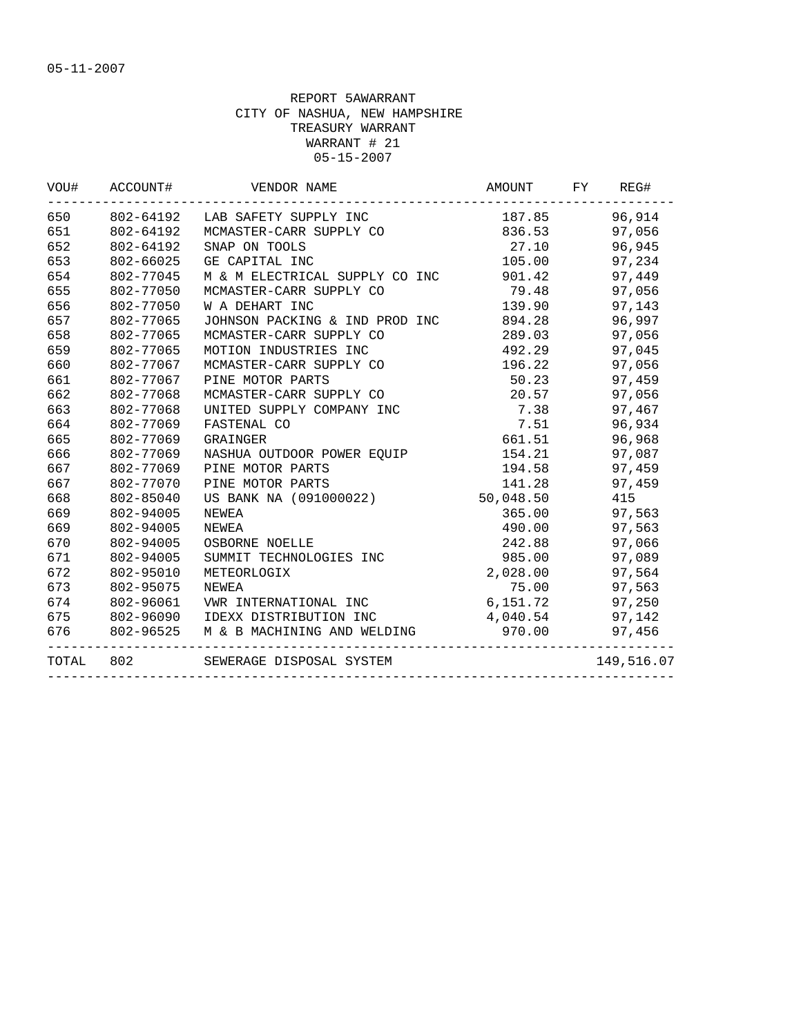05-11-2007

REPORT 5AWARRANT
CITY OF NASHUA, NEW HAMPSHIRE
TREASURY WARRANT
WARRANT # 21
05-15-2007

| VOU# | ACCOUNT# | VENDOR NAME | AMOUNT | FY | REG# |
|---|---|---|---|---|---|
| 650 | 802-64192 | LAB SAFETY SUPPLY INC | 187.85 | | 96,914 |
| 651 | 802-64192 | MCMASTER-CARR SUPPLY CO | 836.53 | | 97,056 |
| 652 | 802-64192 | SNAP ON TOOLS | 27.10 | | 96,945 |
| 653 | 802-66025 | GE CAPITAL INC | 105.00 | | 97,234 |
| 654 | 802-77045 | M & M ELECTRICAL SUPPLY CO INC | 901.42 | | 97,449 |
| 655 | 802-77050 | MCMASTER-CARR SUPPLY CO | 79.48 | | 97,056 |
| 656 | 802-77050 | W A DEHART INC | 139.90 | | 97,143 |
| 657 | 802-77065 | JOHNSON PACKING & IND PROD INC | 894.28 | | 96,997 |
| 658 | 802-77065 | MCMASTER-CARR SUPPLY CO | 289.03 | | 97,056 |
| 659 | 802-77065 | MOTION INDUSTRIES INC | 492.29 | | 97,045 |
| 660 | 802-77067 | MCMASTER-CARR SUPPLY CO | 196.22 | | 97,056 |
| 661 | 802-77067 | PINE MOTOR PARTS | 50.23 | | 97,459 |
| 662 | 802-77068 | MCMASTER-CARR SUPPLY CO | 20.57 | | 97,056 |
| 663 | 802-77068 | UNITED SUPPLY COMPANY INC | 7.38 | | 97,467 |
| 664 | 802-77069 | FASTENAL CO | 7.51 | | 96,934 |
| 665 | 802-77069 | GRAINGER | 661.51 | | 96,968 |
| 666 | 802-77069 | NASHUA OUTDOOR POWER EQUIP | 154.21 | | 97,087 |
| 667 | 802-77069 | PINE MOTOR PARTS | 194.58 | | 97,459 |
| 667 | 802-77070 | PINE MOTOR PARTS | 141.28 | | 97,459 |
| 668 | 802-85040 | US BANK NA (091000022) | 50,048.50 | | 415 |
| 669 | 802-94005 | NEWEA | 365.00 | | 97,563 |
| 669 | 802-94005 | NEWEA | 490.00 | | 97,563 |
| 670 | 802-94005 | OSBORNE NOELLE | 242.88 | | 97,066 |
| 671 | 802-94005 | SUMMIT TECHNOLOGIES INC | 985.00 | | 97,089 |
| 672 | 802-95010 | METEORLOGIX | 2,028.00 | | 97,564 |
| 673 | 802-95075 | NEWEA | 75.00 | | 97,563 |
| 674 | 802-96061 | VWR INTERNATIONAL INC | 6,151.72 | | 97,250 |
| 675 | 802-96090 | IDEXX DISTRIBUTION INC | 4,040.54 | | 97,142 |
| 676 | 802-96525 | M & B MACHINING AND WELDING | 970.00 | | 97,456 |
| TOTAL | 802 | SEWERAGE DISPOSAL SYSTEM | | | 149,516.07 |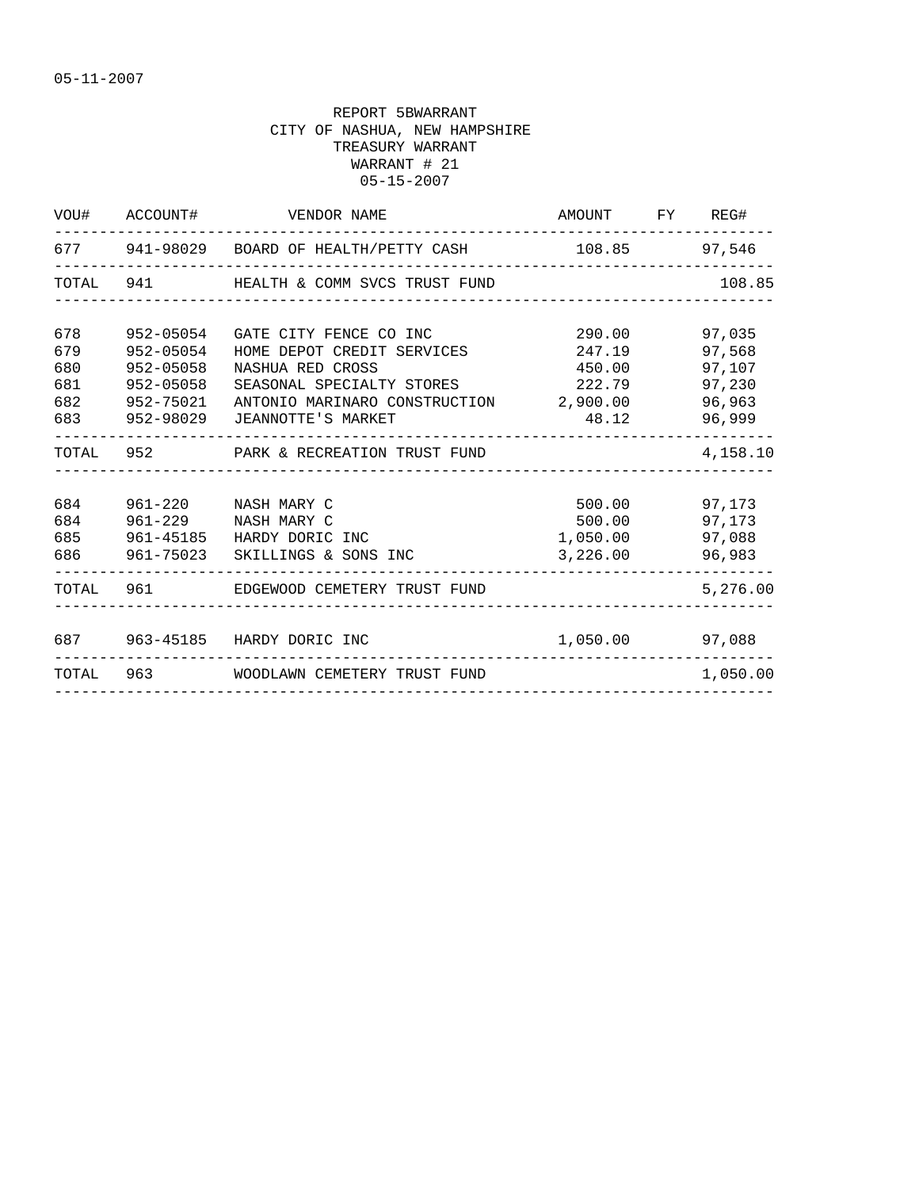05-11-2007

REPORT 5BWARRANT
CITY OF NASHUA, NEW HAMPSHIRE
TREASURY WARRANT
WARRANT # 21
05-15-2007

| VOU# | ACCOUNT# | VENDOR NAME | AMOUNT | FY | REG# |
|---|---|---|---|---|---|
| 677 | 941-98029 | BOARD OF HEALTH/PETTY CASH | 108.85 | | 97,546 |
| TOTAL | 941 | HEALTH & COMM SVCS TRUST FUND | | | 108.85 |
| 678 | 952-05054 | GATE CITY FENCE CO INC | 290.00 | | 97,035 |
| 679 | 952-05054 | HOME DEPOT CREDIT SERVICES | 247.19 | | 97,568 |
| 680 | 952-05058 | NASHUA RED CROSS | 450.00 | | 97,107 |
| 681 | 952-05058 | SEASONAL SPECIALTY STORES | 222.79 | | 97,230 |
| 682 | 952-75021 | ANTONIO MARINARO CONSTRUCTION | 2,900.00 | | 96,963 |
| 683 | 952-98029 | JEANNOTTE'S MARKET | 48.12 | | 96,999 |
| TOTAL | 952 | PARK & RECREATION TRUST FUND | | | 4,158.10 |
| 684 | 961-220 | NASH MARY C | 500.00 | | 97,173 |
| 684 | 961-229 | NASH MARY C | 500.00 | | 97,173 |
| 685 | 961-45185 | HARDY DORIC INC | 1,050.00 | | 97,088 |
| 686 | 961-75023 | SKILLINGS & SONS INC | 3,226.00 | | 96,983 |
| TOTAL | 961 | EDGEWOOD CEMETERY TRUST FUND | | | 5,276.00 |
| 687 | 963-45185 | HARDY DORIC INC | 1,050.00 | | 97,088 |
| TOTAL | 963 | WOODLAWN CEMETERY TRUST FUND | | | 1,050.00 |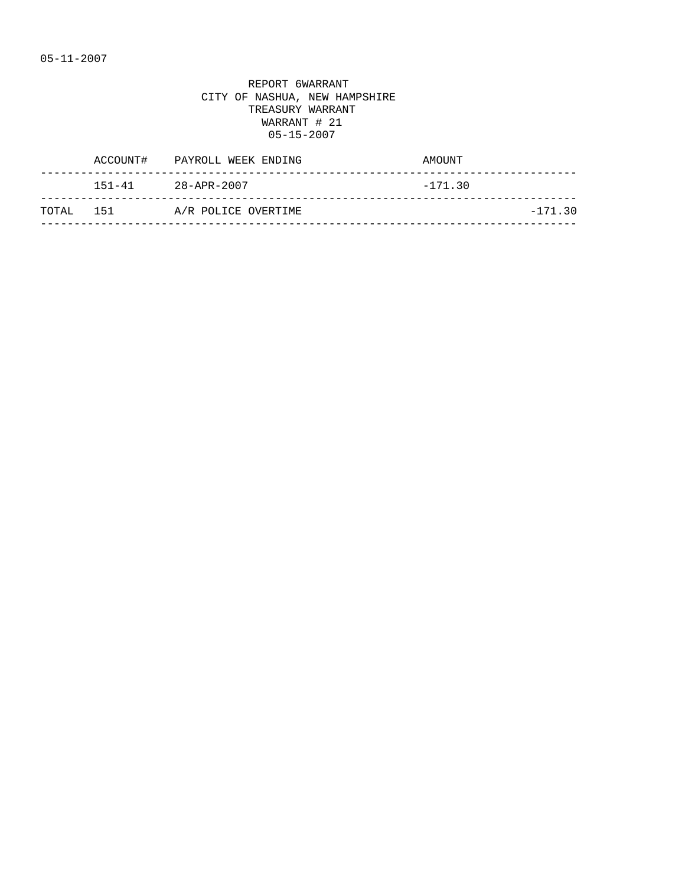05-11-2007

REPORT 6WARRANT
CITY OF NASHUA, NEW HAMPSHIRE
TREASURY WARRANT
WARRANT # 21
05-15-2007

| | ACCOUNT# | PAYROLL WEEK ENDING | AMOUNT | |
|---|---|---|---|---|
| | 151-41 | 28-APR-2007 | -171.30 | |
| TOTAL | 151 | A/R POLICE OVERTIME | | -171.30 |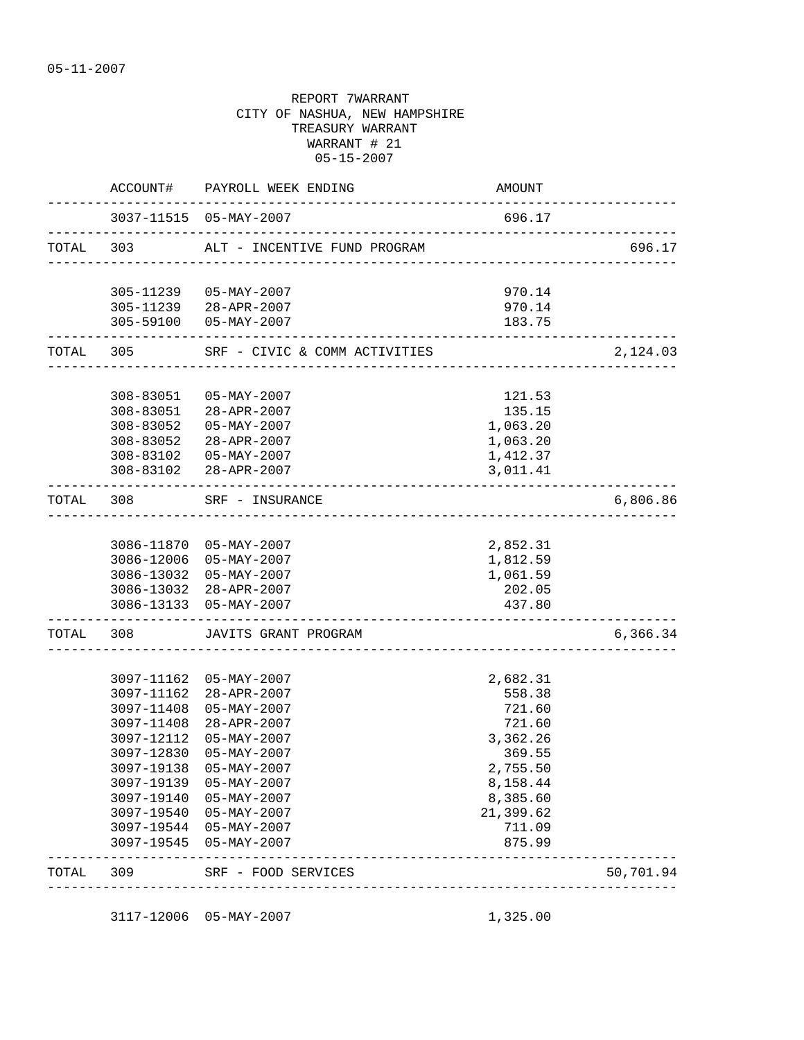05-11-2007

REPORT 7WARRANT
CITY OF NASHUA, NEW HAMPSHIRE
TREASURY WARRANT
WARRANT # 21
05-15-2007

| | ACCOUNT# | PAYROLL WEEK ENDING | AMOUNT | |
|---|---|---|---|---|
| | 3037-11515 | 05-MAY-2007 | 696.17 | |
| TOTAL | 303 | ALT - INCENTIVE FUND PROGRAM | | 696.17 |
| | 305-11239 | 05-MAY-2007 | 970.14 | |
| | 305-11239 | 28-APR-2007 | 970.14 | |
| | 305-59100 | 05-MAY-2007 | 183.75 | |
| TOTAL | 305 | SRF - CIVIC & COMM ACTIVITIES | | 2,124.03 |
| | 308-83051 | 05-MAY-2007 | 121.53 | |
| | 308-83051 | 28-APR-2007 | 135.15 | |
| | 308-83052 | 05-MAY-2007 | 1,063.20 | |
| | 308-83052 | 28-APR-2007 | 1,063.20 | |
| | 308-83102 | 05-MAY-2007 | 1,412.37 | |
| | 308-83102 | 28-APR-2007 | 3,011.41 | |
| TOTAL | 308 | SRF - INSURANCE | | 6,806.86 |
| | 3086-11870 | 05-MAY-2007 | 2,852.31 | |
| | 3086-12006 | 05-MAY-2007 | 1,812.59 | |
| | 3086-13032 | 05-MAY-2007 | 1,061.59 | |
| | 3086-13032 | 28-APR-2007 | 202.05 | |
| | 3086-13133 | 05-MAY-2007 | 437.80 | |
| TOTAL | 308 | JAVITS GRANT PROGRAM | | 6,366.34 |
| | 3097-11162 | 05-MAY-2007 | 2,682.31 | |
| | 3097-11162 | 28-APR-2007 | 558.38 | |
| | 3097-11408 | 05-MAY-2007 | 721.60 | |
| | 3097-11408 | 28-APR-2007 | 721.60 | |
| | 3097-12112 | 05-MAY-2007 | 3,362.26 | |
| | 3097-12830 | 05-MAY-2007 | 369.55 | |
| | 3097-19138 | 05-MAY-2007 | 2,755.50 | |
| | 3097-19139 | 05-MAY-2007 | 8,158.44 | |
| | 3097-19140 | 05-MAY-2007 | 8,385.60 | |
| | 3097-19540 | 05-MAY-2007 | 21,399.62 | |
| | 3097-19544 | 05-MAY-2007 | 711.09 | |
| | 3097-19545 | 05-MAY-2007 | 875.99 | |
| TOTAL | 309 | SRF - FOOD SERVICES | | 50,701.94 |
| | 3117-12006 | 05-MAY-2007 | 1,325.00 | |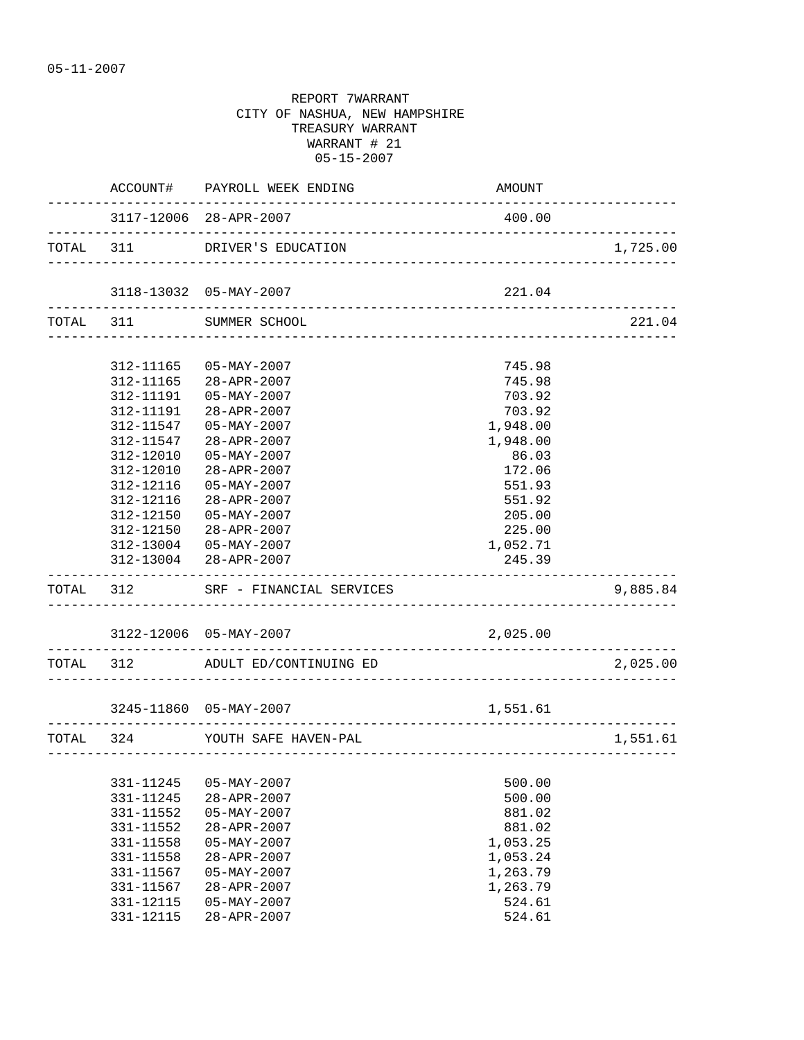05-11-2007

REPORT 7WARRANT
CITY OF NASHUA, NEW HAMPSHIRE
TREASURY WARRANT
WARRANT # 21
05-15-2007

| | ACCOUNT# | PAYROLL WEEK ENDING | AMOUNT | |
|---|---|---|---|---|
| | 3117-12006 | 28-APR-2007 | 400.00 | |
| TOTAL | 311 | DRIVER'S EDUCATION | | 1,725.00 |
| | 3118-13032 | 05-MAY-2007 | 221.04 | |
| TOTAL | 311 | SUMMER SCHOOL | | 221.04 |
| | 312-11165 | 05-MAY-2007 | 745.98 | |
| | 312-11165 | 28-APR-2007 | 745.98 | |
| | 312-11191 | 05-MAY-2007 | 703.92 | |
| | 312-11191 | 28-APR-2007 | 703.92 | |
| | 312-11547 | 05-MAY-2007 | 1,948.00 | |
| | 312-11547 | 28-APR-2007 | 1,948.00 | |
| | 312-12010 | 05-MAY-2007 | 86.03 | |
| | 312-12010 | 28-APR-2007 | 172.06 | |
| | 312-12116 | 05-MAY-2007 | 551.93 | |
| | 312-12116 | 28-APR-2007 | 551.92 | |
| | 312-12150 | 05-MAY-2007 | 205.00 | |
| | 312-12150 | 28-APR-2007 | 225.00 | |
| | 312-13004 | 05-MAY-2007 | 1,052.71 | |
| | 312-13004 | 28-APR-2007 | 245.39 | |
| TOTAL | 312 | SRF - FINANCIAL SERVICES | | 9,885.84 |
| | 3122-12006 | 05-MAY-2007 | 2,025.00 | |
| TOTAL | 312 | ADULT ED/CONTINUING ED | | 2,025.00 |
| | 3245-11860 | 05-MAY-2007 | 1,551.61 | |
| TOTAL | 324 | YOUTH SAFE HAVEN-PAL | | 1,551.61 |
| | 331-11245 | 05-MAY-2007 | 500.00 | |
| | 331-11245 | 28-APR-2007 | 500.00 | |
| | 331-11552 | 05-MAY-2007 | 881.02 | |
| | 331-11552 | 28-APR-2007 | 881.02 | |
| | 331-11558 | 05-MAY-2007 | 1,053.25 | |
| | 331-11558 | 28-APR-2007 | 1,053.24 | |
| | 331-11567 | 05-MAY-2007 | 1,263.79 | |
| | 331-11567 | 28-APR-2007 | 1,263.79 | |
| | 331-12115 | 05-MAY-2007 | 524.61 | |
| | 331-12115 | 28-APR-2007 | 524.61 | |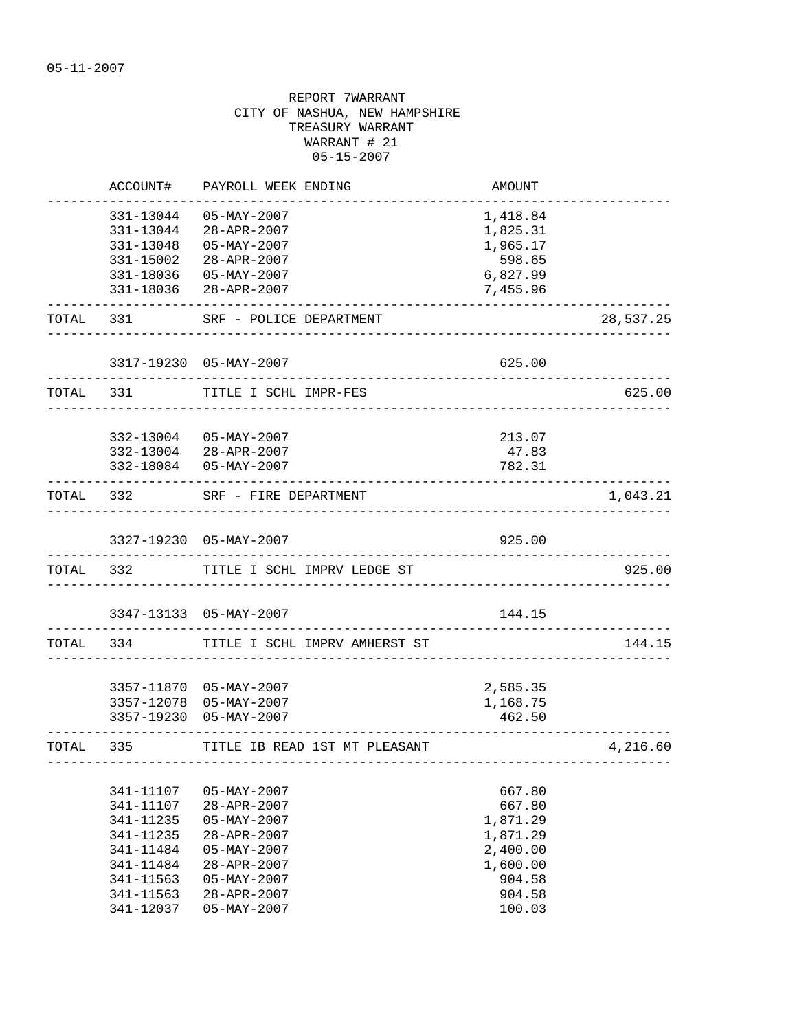05-11-2007

REPORT 7WARRANT
CITY OF NASHUA, NEW HAMPSHIRE
TREASURY WARRANT
WARRANT # 21
05-15-2007

| | ACCOUNT# | PAYROLL WEEK ENDING | AMOUNT | |
|---|---|---|---|---|
| | 331-13044 | 05-MAY-2007 | 1,418.84 | |
| | 331-13044 | 28-APR-2007 | 1,825.31 | |
| | 331-13048 | 05-MAY-2007 | 1,965.17 | |
| | 331-15002 | 28-APR-2007 | 598.65 | |
| | 331-18036 | 05-MAY-2007 | 6,827.99 | |
| | 331-18036 | 28-APR-2007 | 7,455.96 | |
| TOTAL | 331 | SRF - POLICE DEPARTMENT | | 28,537.25 |
| | 3317-19230 | 05-MAY-2007 | 625.00 | |
| TOTAL | 331 | TITLE I SCHL IMPR-FES | | 625.00 |
| | 332-13004 | 05-MAY-2007 | 213.07 | |
| | 332-13004 | 28-APR-2007 | 47.83 | |
| | 332-18084 | 05-MAY-2007 | 782.31 | |
| TOTAL | 332 | SRF - FIRE DEPARTMENT | | 1,043.21 |
| | 3327-19230 | 05-MAY-2007 | 925.00 | |
| TOTAL | 332 | TITLE I SCHL IMPRV LEDGE ST | | 925.00 |
| | 3347-13133 | 05-MAY-2007 | 144.15 | |
| TOTAL | 334 | TITLE I SCHL IMPRV AMHERST ST | | 144.15 |
| | 3357-11870 | 05-MAY-2007 | 2,585.35 | |
| | 3357-12078 | 05-MAY-2007 | 1,168.75 | |
| | 3357-19230 | 05-MAY-2007 | 462.50 | |
| TOTAL | 335 | TITLE IB READ 1ST MT PLEASANT | | 4,216.60 |
| | 341-11107 | 05-MAY-2007 | 667.80 | |
| | 341-11107 | 28-APR-2007 | 667.80 | |
| | 341-11235 | 05-MAY-2007 | 1,871.29 | |
| | 341-11235 | 28-APR-2007 | 1,871.29 | |
| | 341-11484 | 05-MAY-2007 | 2,400.00 | |
| | 341-11484 | 28-APR-2007 | 1,600.00 | |
| | 341-11563 | 05-MAY-2007 | 904.58 | |
| | 341-11563 | 28-APR-2007 | 904.58 | |
| | 341-12037 | 05-MAY-2007 | 100.03 | |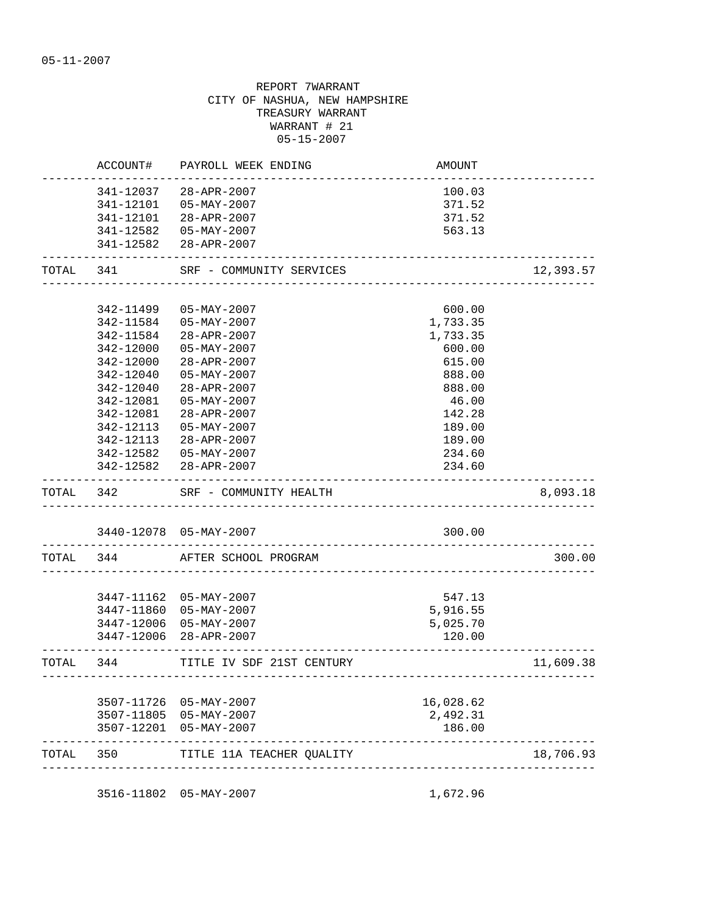05-11-2007

REPORT 7WARRANT
CITY OF NASHUA, NEW HAMPSHIRE
TREASURY WARRANT
WARRANT # 21
05-15-2007

| | ACCOUNT# | PAYROLL WEEK ENDING | AMOUNT | |
|---|---|---|---|---|
| | 341-12037 | 28-APR-2007 | 100.03 | |
| | 341-12101 | 05-MAY-2007 | 371.52 | |
| | 341-12101 | 28-APR-2007 | 371.52 | |
| | 341-12582 | 05-MAY-2007 | 563.13 | |
| | 341-12582 | 28-APR-2007 | | |
| TOTAL | 341 | SRF - COMMUNITY SERVICES | | 12,393.57 |
| | 342-11499 | 05-MAY-2007 | 600.00 | |
| | 342-11584 | 05-MAY-2007 | 1,733.35 | |
| | 342-11584 | 28-APR-2007 | 1,733.35 | |
| | 342-12000 | 05-MAY-2007 | 600.00 | |
| | 342-12000 | 28-APR-2007 | 615.00 | |
| | 342-12040 | 05-MAY-2007 | 888.00 | |
| | 342-12040 | 28-APR-2007 | 888.00 | |
| | 342-12081 | 05-MAY-2007 | 46.00 | |
| | 342-12081 | 28-APR-2007 | 142.28 | |
| | 342-12113 | 05-MAY-2007 | 189.00 | |
| | 342-12113 | 28-APR-2007 | 189.00 | |
| | 342-12582 | 05-MAY-2007 | 234.60 | |
| | 342-12582 | 28-APR-2007 | 234.60 | |
| TOTAL | 342 | SRF - COMMUNITY HEALTH | | 8,093.18 |
| | 3440-12078 | 05-MAY-2007 | 300.00 | |
| TOTAL | 344 | AFTER SCHOOL PROGRAM | | 300.00 |
| | 3447-11162 | 05-MAY-2007 | 547.13 | |
| | 3447-11860 | 05-MAY-2007 | 5,916.55 | |
| | 3447-12006 | 05-MAY-2007 | 5,025.70 | |
| | 3447-12006 | 28-APR-2007 | 120.00 | |
| TOTAL | 344 | TITLE IV SDF 21ST CENTURY | | 11,609.38 |
| | 3507-11726 | 05-MAY-2007 | 16,028.62 | |
| | 3507-11805 | 05-MAY-2007 | 2,492.31 | |
| | 3507-12201 | 05-MAY-2007 | 186.00 | |
| TOTAL | 350 | TITLE 11A TEACHER QUALITY | | 18,706.93 |
| | 3516-11802 | 05-MAY-2007 | 1,672.96 | |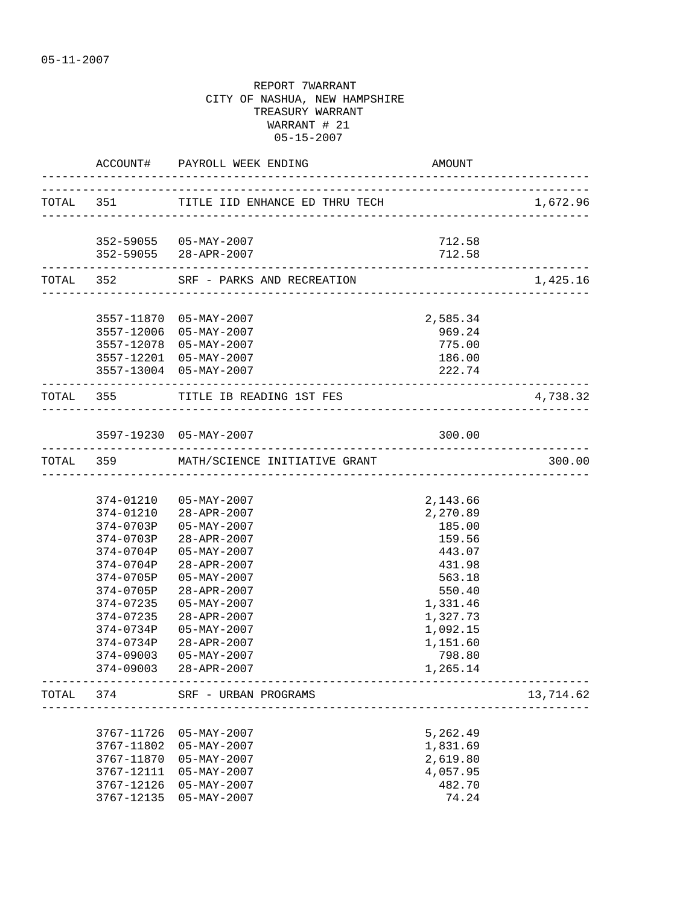05-11-2007

REPORT 7WARRANT
CITY OF NASHUA, NEW HAMPSHIRE
TREASURY WARRANT
WARRANT # 21
05-15-2007

| | ACCOUNT# | PAYROLL WEEK ENDING | AMOUNT | |
|---|---|---|---|---|
| TOTAL | 351 | TITLE IID ENHANCE ED THRU TECH | | 1,672.96 |
| | 352-59055 | 05-MAY-2007 | 712.58 | |
| | 352-59055 | 28-APR-2007 | 712.58 | |
| TOTAL | 352 | SRF - PARKS AND RECREATION | | 1,425.16 |
| | 3557-11870 | 05-MAY-2007 | 2,585.34 | |
| | 3557-12006 | 05-MAY-2007 | 969.24 | |
| | 3557-12078 | 05-MAY-2007 | 775.00 | |
| | 3557-12201 | 05-MAY-2007 | 186.00 | |
| | 3557-13004 | 05-MAY-2007 | 222.74 | |
| TOTAL | 355 | TITLE IB READING 1ST FES | | 4,738.32 |
| | 3597-19230 | 05-MAY-2007 | 300.00 | |
| TOTAL | 359 | MATH/SCIENCE INITIATIVE GRANT | | 300.00 |
| | 374-01210 | 05-MAY-2007 | 2,143.66 | |
| | 374-01210 | 28-APR-2007 | 2,270.89 | |
| | 374-0703P | 05-MAY-2007 | 185.00 | |
| | 374-0703P | 28-APR-2007 | 159.56 | |
| | 374-0704P | 05-MAY-2007 | 443.07 | |
| | 374-0704P | 28-APR-2007 | 431.98 | |
| | 374-0705P | 05-MAY-2007 | 563.18 | |
| | 374-0705P | 28-APR-2007 | 550.40 | |
| | 374-07235 | 05-MAY-2007 | 1,331.46 | |
| | 374-07235 | 28-APR-2007 | 1,327.73 | |
| | 374-0734P | 05-MAY-2007 | 1,092.15 | |
| | 374-0734P | 28-APR-2007 | 1,151.60 | |
| | 374-09003 | 05-MAY-2007 | 798.80 | |
| | 374-09003 | 28-APR-2007 | 1,265.14 | |
| TOTAL | 374 | SRF - URBAN PROGRAMS | | 13,714.62 |
| | 3767-11726 | 05-MAY-2007 | 5,262.49 | |
| | 3767-11802 | 05-MAY-2007 | 1,831.69 | |
| | 3767-11870 | 05-MAY-2007 | 2,619.80 | |
| | 3767-12111 | 05-MAY-2007 | 4,057.95 | |
| | 3767-12126 | 05-MAY-2007 | 482.70 | |
| | 3767-12135 | 05-MAY-2007 | 74.24 | |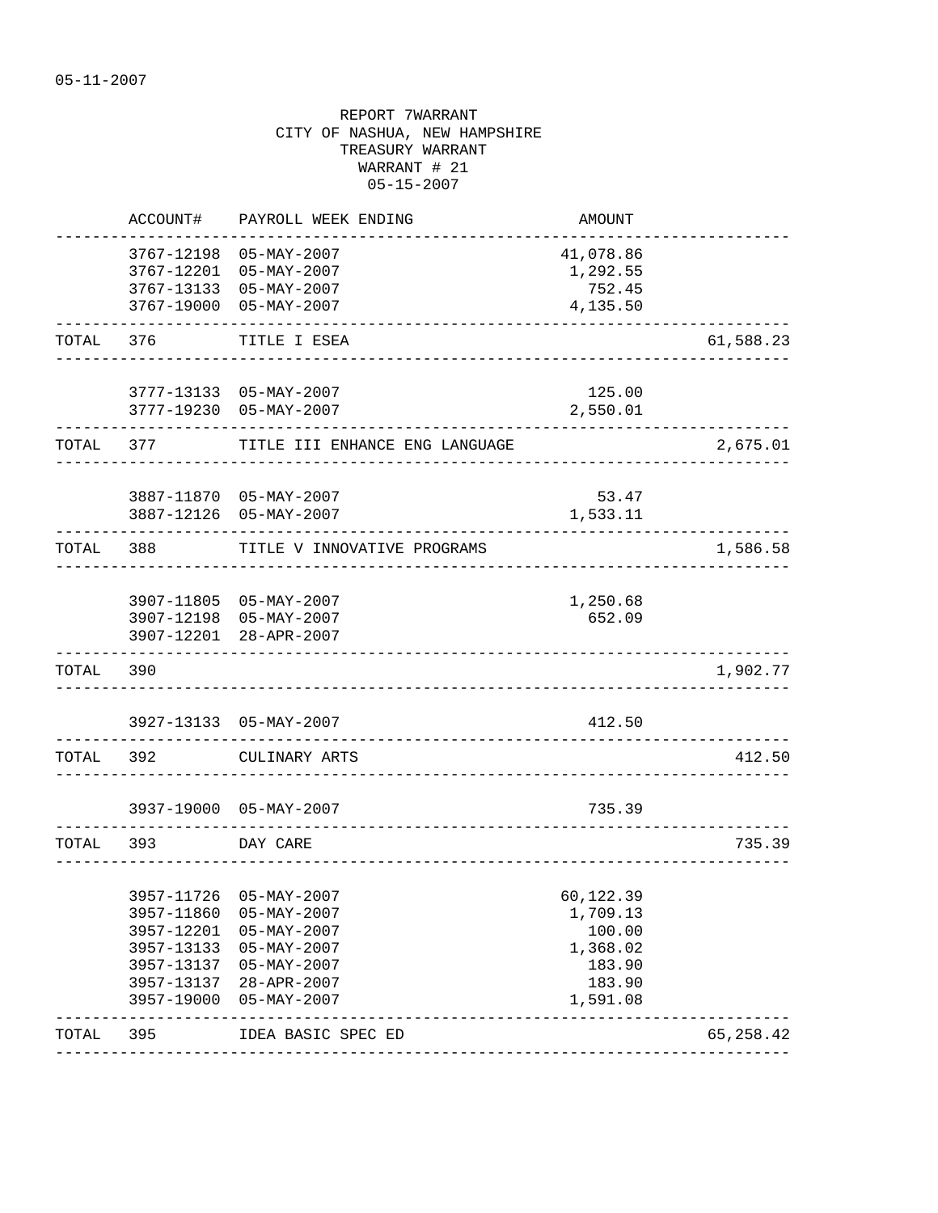05-11-2007

REPORT 7WARRANT
CITY OF NASHUA, NEW HAMPSHIRE
TREASURY WARRANT
WARRANT # 21
05-15-2007

| | ACCOUNT# | PAYROLL WEEK ENDING | AMOUNT | |
|---|---|---|---|---|
| | 3767-12198 | 05-MAY-2007 | 41,078.86 | |
| | 3767-12201 | 05-MAY-2007 | 1,292.55 | |
| | 3767-13133 | 05-MAY-2007 | 752.45 | |
| | 3767-19000 | 05-MAY-2007 | 4,135.50 | |
| TOTAL | 376 | TITLE I ESEA | | 61,588.23 |
| | 3777-13133 | 05-MAY-2007 | 125.00 | |
| | 3777-19230 | 05-MAY-2007 | 2,550.01 | |
| TOTAL | 377 | TITLE III ENHANCE ENG LANGUAGE | | 2,675.01 |
| | 3887-11870 | 05-MAY-2007 | 53.47 | |
| | 3887-12126 | 05-MAY-2007 | 1,533.11 | |
| TOTAL | 388 | TITLE V INNOVATIVE PROGRAMS | | 1,586.58 |
| | 3907-11805 | 05-MAY-2007 | 1,250.68 | |
| | 3907-12198 | 05-MAY-2007 | 652.09 | |
| | 3907-12201 | 28-APR-2007 | | |
| TOTAL | 390 | | | 1,902.77 |
| | 3927-13133 | 05-MAY-2007 | 412.50 | |
| TOTAL | 392 | CULINARY ARTS | | 412.50 |
| | 3937-19000 | 05-MAY-2007 | 735.39 | |
| TOTAL | 393 | DAY CARE | | 735.39 |
| | 3957-11726 | 05-MAY-2007 | 60,122.39 | |
| | 3957-11860 | 05-MAY-2007 | 1,709.13 | |
| | 3957-12201 | 05-MAY-2007 | 100.00 | |
| | 3957-13133 | 05-MAY-2007 | 1,368.02 | |
| | 3957-13137 | 05-MAY-2007 | 183.90 | |
| | 3957-13137 | 28-APR-2007 | 183.90 | |
| | 3957-19000 | 05-MAY-2007 | 1,591.08 | |
| TOTAL | 395 | IDEA BASIC SPEC ED | | 65,258.42 |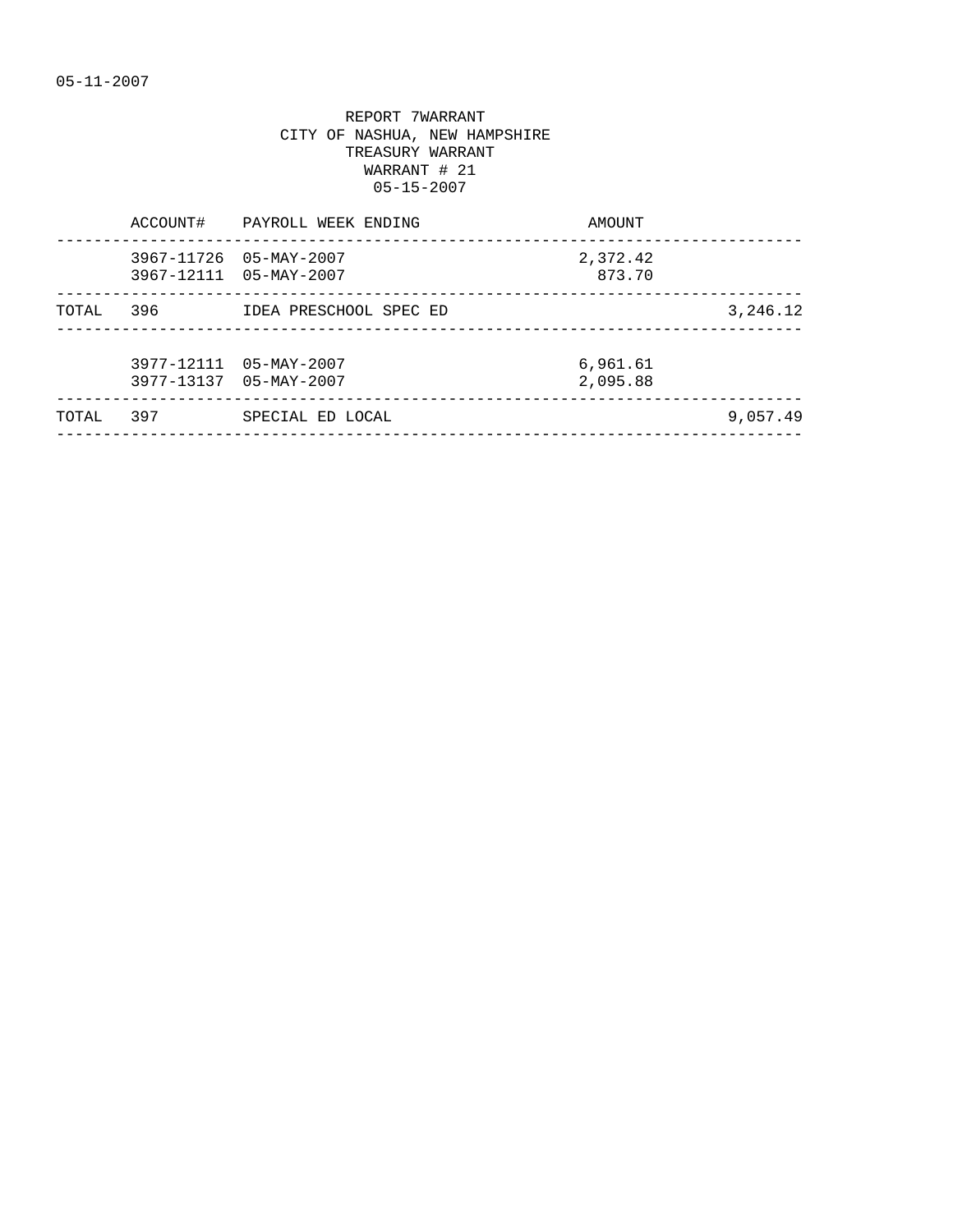05-11-2007

REPORT 7WARRANT
CITY OF NASHUA, NEW HAMPSHIRE
TREASURY WARRANT
WARRANT # 21
05-15-2007

| | ACCOUNT# | PAYROLL WEEK ENDING | AMOUNT | |
|---|---|---|---|---|
| | 3967-11726 | 05-MAY-2007 | 2,372.42 | |
| | 3967-12111 | 05-MAY-2007 | 873.70 | |
| TOTAL | 396 | IDEA PRESCHOOL SPEC ED | | 3,246.12 |
| | 3977-12111 | 05-MAY-2007 | 6,961.61 | |
| | 3977-13137 | 05-MAY-2007 | 2,095.88 | |
| TOTAL | 397 | SPECIAL ED LOCAL | | 9,057.49 |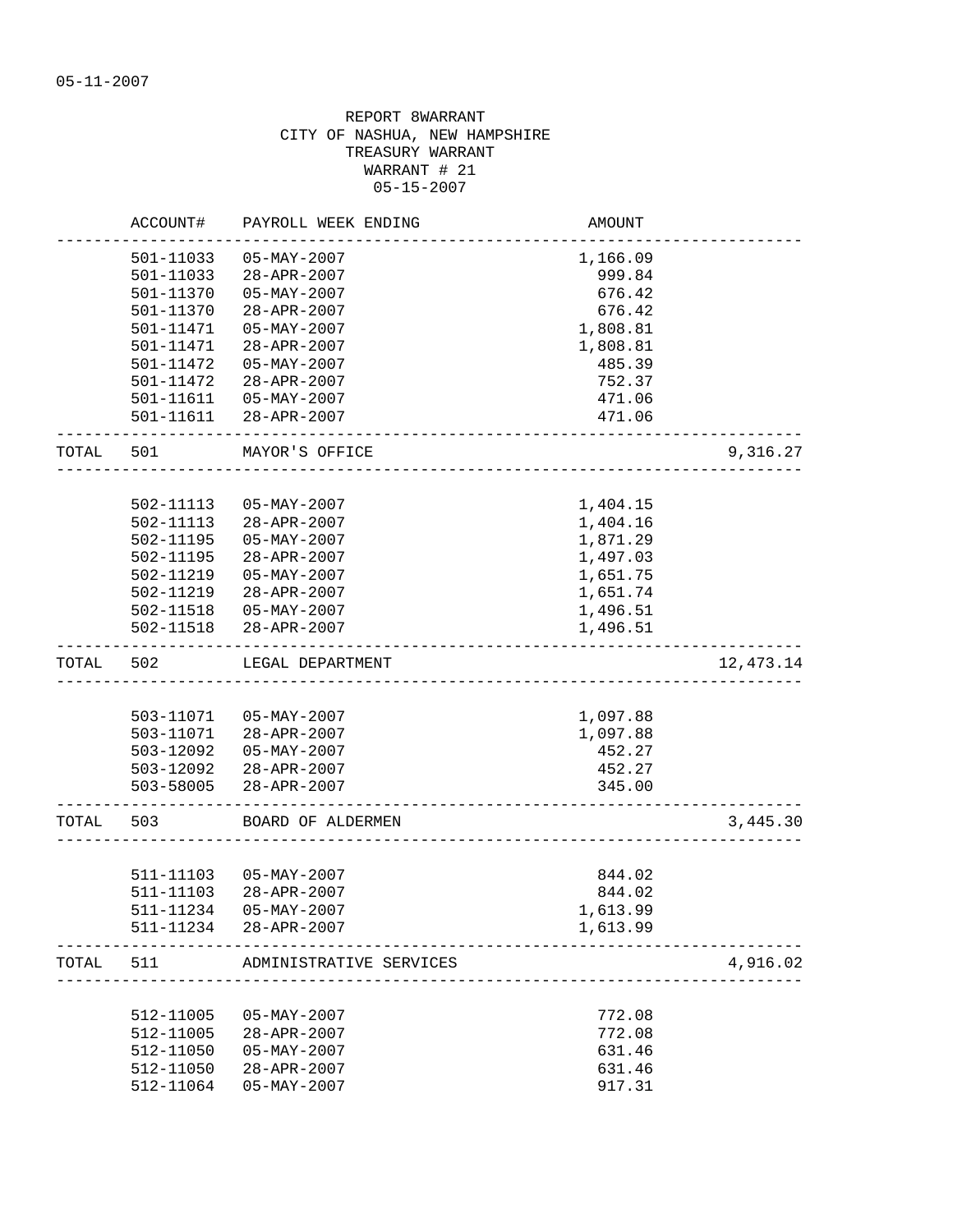05-11-2007

REPORT 8WARRANT
CITY OF NASHUA, NEW HAMPSHIRE
TREASURY WARRANT
WARRANT # 21
05-15-2007

| | ACCOUNT# | PAYROLL WEEK ENDING | AMOUNT | |
|---|---|---|---|---|
| | 501-11033 | 05-MAY-2007 | 1,166.09 | |
| | 501-11033 | 28-APR-2007 | 999.84 | |
| | 501-11370 | 05-MAY-2007 | 676.42 | |
| | 501-11370 | 28-APR-2007 | 676.42 | |
| | 501-11471 | 05-MAY-2007 | 1,808.81 | |
| | 501-11471 | 28-APR-2007 | 1,808.81 | |
| | 501-11472 | 05-MAY-2007 | 485.39 | |
| | 501-11472 | 28-APR-2007 | 752.37 | |
| | 501-11611 | 05-MAY-2007 | 471.06 | |
| | 501-11611 | 28-APR-2007 | 471.06 | |
| TOTAL | 501 | MAYOR'S OFFICE | | 9,316.27 |
| | 502-11113 | 05-MAY-2007 | 1,404.15 | |
| | 502-11113 | 28-APR-2007 | 1,404.16 | |
| | 502-11195 | 05-MAY-2007 | 1,871.29 | |
| | 502-11195 | 28-APR-2007 | 1,497.03 | |
| | 502-11219 | 05-MAY-2007 | 1,651.75 | |
| | 502-11219 | 28-APR-2007 | 1,651.74 | |
| | 502-11518 | 05-MAY-2007 | 1,496.51 | |
| | 502-11518 | 28-APR-2007 | 1,496.51 | |
| TOTAL | 502 | LEGAL DEPARTMENT | | 12,473.14 |
| | 503-11071 | 05-MAY-2007 | 1,097.88 | |
| | 503-11071 | 28-APR-2007 | 1,097.88 | |
| | 503-12092 | 05-MAY-2007 | 452.27 | |
| | 503-12092 | 28-APR-2007 | 452.27 | |
| | 503-58005 | 28-APR-2007 | 345.00 | |
| TOTAL | 503 | BOARD OF ALDERMEN | | 3,445.30 |
| | 511-11103 | 05-MAY-2007 | 844.02 | |
| | 511-11103 | 28-APR-2007 | 844.02 | |
| | 511-11234 | 05-MAY-2007 | 1,613.99 | |
| | 511-11234 | 28-APR-2007 | 1,613.99 | |
| TOTAL | 511 | ADMINISTRATIVE SERVICES | | 4,916.02 |
| | 512-11005 | 05-MAY-2007 | 772.08 | |
| | 512-11005 | 28-APR-2007 | 772.08 | |
| | 512-11050 | 05-MAY-2007 | 631.46 | |
| | 512-11050 | 28-APR-2007 | 631.46 | |
| | 512-11064 | 05-MAY-2007 | 917.31 | |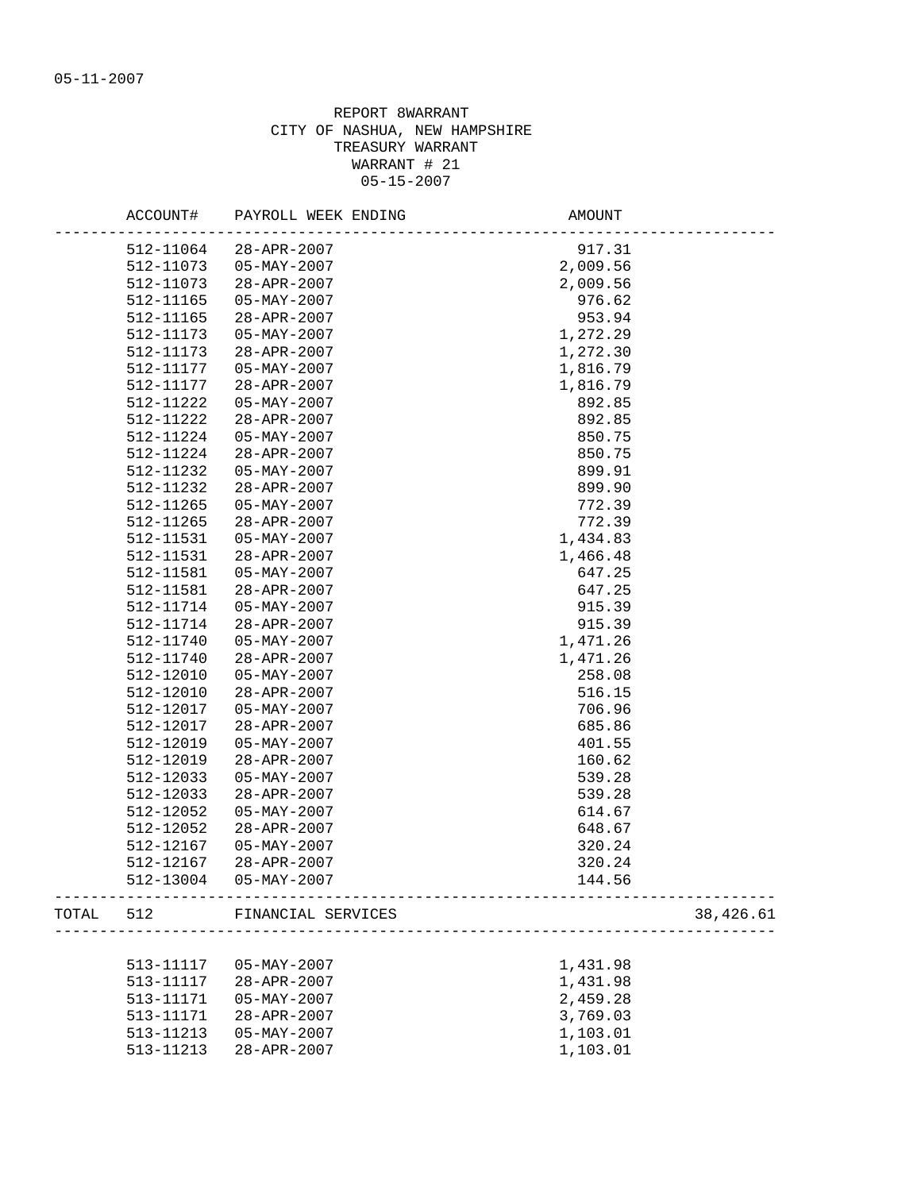05-11-2007

REPORT 8WARRANT
CITY OF NASHUA, NEW HAMPSHIRE
TREASURY WARRANT
WARRANT # 21
05-15-2007

| | ACCOUNT# | PAYROLL WEEK ENDING | AMOUNT | |
|---|---|---|---|---|
| | 512-11064 | 28-APR-2007 | 917.31 | |
| | 512-11073 | 05-MAY-2007 | 2,009.56 | |
| | 512-11073 | 28-APR-2007 | 2,009.56 | |
| | 512-11165 | 05-MAY-2007 | 976.62 | |
| | 512-11165 | 28-APR-2007 | 953.94 | |
| | 512-11173 | 05-MAY-2007 | 1,272.29 | |
| | 512-11173 | 28-APR-2007 | 1,272.30 | |
| | 512-11177 | 05-MAY-2007 | 1,816.79 | |
| | 512-11177 | 28-APR-2007 | 1,816.79 | |
| | 512-11222 | 05-MAY-2007 | 892.85 | |
| | 512-11222 | 28-APR-2007 | 892.85 | |
| | 512-11224 | 05-MAY-2007 | 850.75 | |
| | 512-11224 | 28-APR-2007 | 850.75 | |
| | 512-11232 | 05-MAY-2007 | 899.91 | |
| | 512-11232 | 28-APR-2007 | 899.90 | |
| | 512-11265 | 05-MAY-2007 | 772.39 | |
| | 512-11265 | 28-APR-2007 | 772.39 | |
| | 512-11531 | 05-MAY-2007 | 1,434.83 | |
| | 512-11531 | 28-APR-2007 | 1,466.48 | |
| | 512-11581 | 05-MAY-2007 | 647.25 | |
| | 512-11581 | 28-APR-2007 | 647.25 | |
| | 512-11714 | 05-MAY-2007 | 915.39 | |
| | 512-11714 | 28-APR-2007 | 915.39 | |
| | 512-11740 | 05-MAY-2007 | 1,471.26 | |
| | 512-11740 | 28-APR-2007 | 1,471.26 | |
| | 512-12010 | 05-MAY-2007 | 258.08 | |
| | 512-12010 | 28-APR-2007 | 516.15 | |
| | 512-12017 | 05-MAY-2007 | 706.96 | |
| | 512-12017 | 28-APR-2007 | 685.86 | |
| | 512-12019 | 05-MAY-2007 | 401.55 | |
| | 512-12019 | 28-APR-2007 | 160.62 | |
| | 512-12033 | 05-MAY-2007 | 539.28 | |
| | 512-12033 | 28-APR-2007 | 539.28 | |
| | 512-12052 | 05-MAY-2007 | 614.67 | |
| | 512-12052 | 28-APR-2007 | 648.67 | |
| | 512-12167 | 05-MAY-2007 | 320.24 | |
| | 512-12167 | 28-APR-2007 | 320.24 | |
| | 512-13004 | 05-MAY-2007 | 144.56 | |
| TOTAL | 512 | FINANCIAL SERVICES | | 38,426.61 |
| | 513-11117 | 05-MAY-2007 | 1,431.98 | |
| | 513-11117 | 28-APR-2007 | 1,431.98 | |
| | 513-11171 | 05-MAY-2007 | 2,459.28 | |
| | 513-11171 | 28-APR-2007 | 3,769.03 | |
| | 513-11213 | 05-MAY-2007 | 1,103.01 | |
| | 513-11213 | 28-APR-2007 | 1,103.01 | |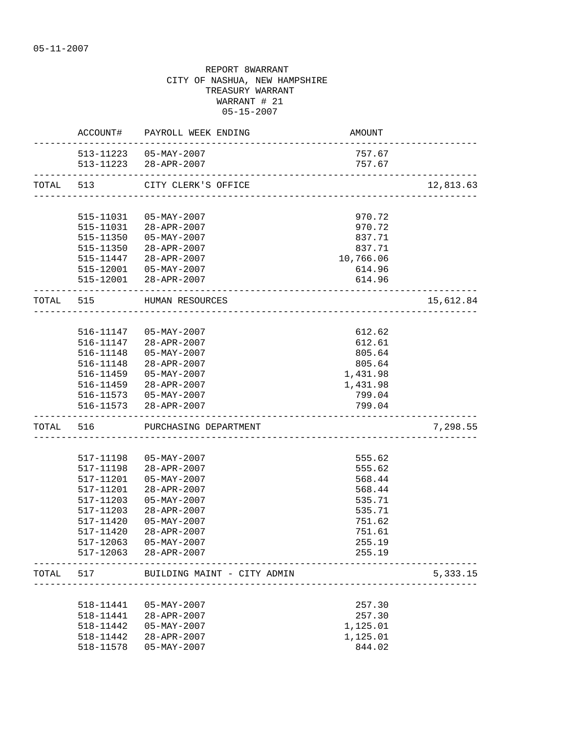05-11-2007

REPORT 8WARRANT
CITY OF NASHUA, NEW HAMPSHIRE
TREASURY WARRANT
WARRANT # 21
05-15-2007

| | ACCOUNT# | PAYROLL WEEK ENDING | AMOUNT | |
|---|---|---|---|---|
| | 513-11223 | 05-MAY-2007 | 757.67 | |
| | 513-11223 | 28-APR-2007 | 757.67 | |
| TOTAL | 513 | CITY CLERK'S OFFICE | | 12,813.63 |
| | 515-11031 | 05-MAY-2007 | 970.72 | |
| | 515-11031 | 28-APR-2007 | 970.72 | |
| | 515-11350 | 05-MAY-2007 | 837.71 | |
| | 515-11350 | 28-APR-2007 | 837.71 | |
| | 515-11447 | 28-APR-2007 | 10,766.06 | |
| | 515-12001 | 05-MAY-2007 | 614.96 | |
| | 515-12001 | 28-APR-2007 | 614.96 | |
| TOTAL | 515 | HUMAN RESOURCES | | 15,612.84 |
| | 516-11147 | 05-MAY-2007 | 612.62 | |
| | 516-11147 | 28-APR-2007 | 612.61 | |
| | 516-11148 | 05-MAY-2007 | 805.64 | |
| | 516-11148 | 28-APR-2007 | 805.64 | |
| | 516-11459 | 05-MAY-2007 | 1,431.98 | |
| | 516-11459 | 28-APR-2007 | 1,431.98 | |
| | 516-11573 | 05-MAY-2007 | 799.04 | |
| | 516-11573 | 28-APR-2007 | 799.04 | |
| TOTAL | 516 | PURCHASING DEPARTMENT | | 7,298.55 |
| | 517-11198 | 05-MAY-2007 | 555.62 | |
| | 517-11198 | 28-APR-2007 | 555.62 | |
| | 517-11201 | 05-MAY-2007 | 568.44 | |
| | 517-11201 | 28-APR-2007 | 568.44 | |
| | 517-11203 | 05-MAY-2007 | 535.71 | |
| | 517-11203 | 28-APR-2007 | 535.71 | |
| | 517-11420 | 05-MAY-2007 | 751.62 | |
| | 517-11420 | 28-APR-2007 | 751.61 | |
| | 517-12063 | 05-MAY-2007 | 255.19 | |
| | 517-12063 | 28-APR-2007 | 255.19 | |
| TOTAL | 517 | BUILDING MAINT - CITY ADMIN | | 5,333.15 |
| | 518-11441 | 05-MAY-2007 | 257.30 | |
| | 518-11441 | 28-APR-2007 | 257.30 | |
| | 518-11442 | 05-MAY-2007 | 1,125.01 | |
| | 518-11442 | 28-APR-2007 | 1,125.01 | |
| | 518-11578 | 05-MAY-2007 | 844.02 | |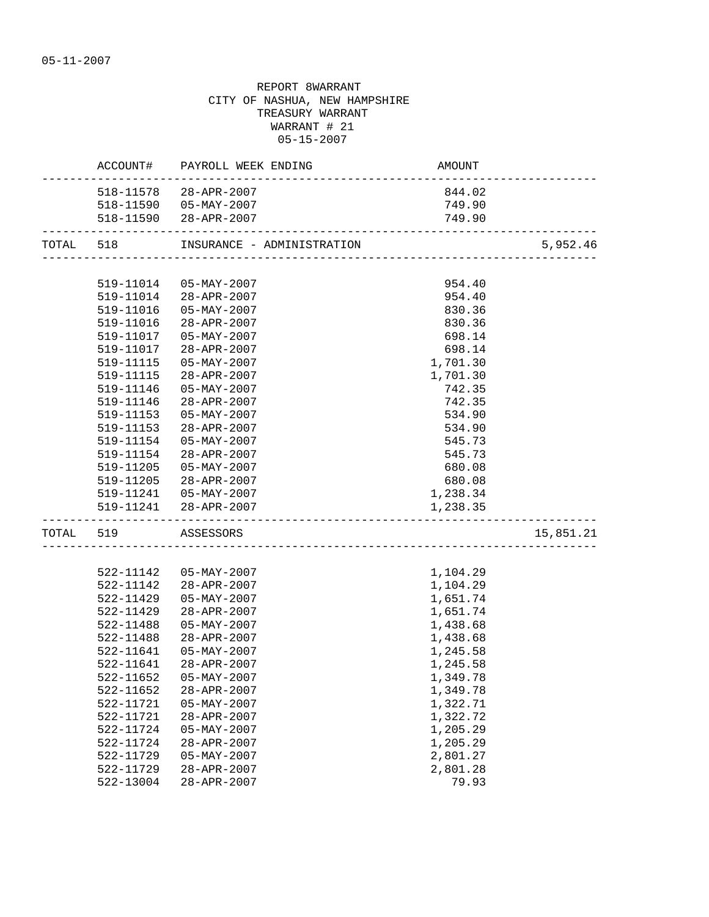05-11-2007

REPORT 8WARRANT
CITY OF NASHUA, NEW HAMPSHIRE
TREASURY WARRANT
WARRANT # 21
05-15-2007

| | ACCOUNT# | PAYROLL WEEK ENDING | AMOUNT | |
|---|---|---|---|---|
| | 518-11578 | 28-APR-2007 | 844.02 | |
| | 518-11590 | 05-MAY-2007 | 749.90 | |
| | 518-11590 | 28-APR-2007 | 749.90 | |
| TOTAL | 518 | INSURANCE - ADMINISTRATION | | 5,952.46 |
| | 519-11014 | 05-MAY-2007 | 954.40 | |
| | 519-11014 | 28-APR-2007 | 954.40 | |
| | 519-11016 | 05-MAY-2007 | 830.36 | |
| | 519-11016 | 28-APR-2007 | 830.36 | |
| | 519-11017 | 05-MAY-2007 | 698.14 | |
| | 519-11017 | 28-APR-2007 | 698.14 | |
| | 519-11115 | 05-MAY-2007 | 1,701.30 | |
| | 519-11115 | 28-APR-2007 | 1,701.30 | |
| | 519-11146 | 05-MAY-2007 | 742.35 | |
| | 519-11146 | 28-APR-2007 | 742.35 | |
| | 519-11153 | 05-MAY-2007 | 534.90 | |
| | 519-11153 | 28-APR-2007 | 534.90 | |
| | 519-11154 | 05-MAY-2007 | 545.73 | |
| | 519-11154 | 28-APR-2007 | 545.73 | |
| | 519-11205 | 05-MAY-2007 | 680.08 | |
| | 519-11205 | 28-APR-2007 | 680.08 | |
| | 519-11241 | 05-MAY-2007 | 1,238.34 | |
| | 519-11241 | 28-APR-2007 | 1,238.35 | |
| TOTAL | 519 | ASSESSORS | | 15,851.21 |
| | 522-11142 | 05-MAY-2007 | 1,104.29 | |
| | 522-11142 | 28-APR-2007 | 1,104.29 | |
| | 522-11429 | 05-MAY-2007 | 1,651.74 | |
| | 522-11429 | 28-APR-2007 | 1,651.74 | |
| | 522-11488 | 05-MAY-2007 | 1,438.68 | |
| | 522-11488 | 28-APR-2007 | 1,438.68 | |
| | 522-11641 | 05-MAY-2007 | 1,245.58 | |
| | 522-11641 | 28-APR-2007 | 1,245.58 | |
| | 522-11652 | 05-MAY-2007 | 1,349.78 | |
| | 522-11652 | 28-APR-2007 | 1,349.78 | |
| | 522-11721 | 05-MAY-2007 | 1,322.71 | |
| | 522-11721 | 28-APR-2007 | 1,322.72 | |
| | 522-11724 | 05-MAY-2007 | 1,205.29 | |
| | 522-11724 | 28-APR-2007 | 1,205.29 | |
| | 522-11729 | 05-MAY-2007 | 2,801.27 | |
| | 522-11729 | 28-APR-2007 | 2,801.28 | |
| | 522-13004 | 28-APR-2007 | 79.93 | |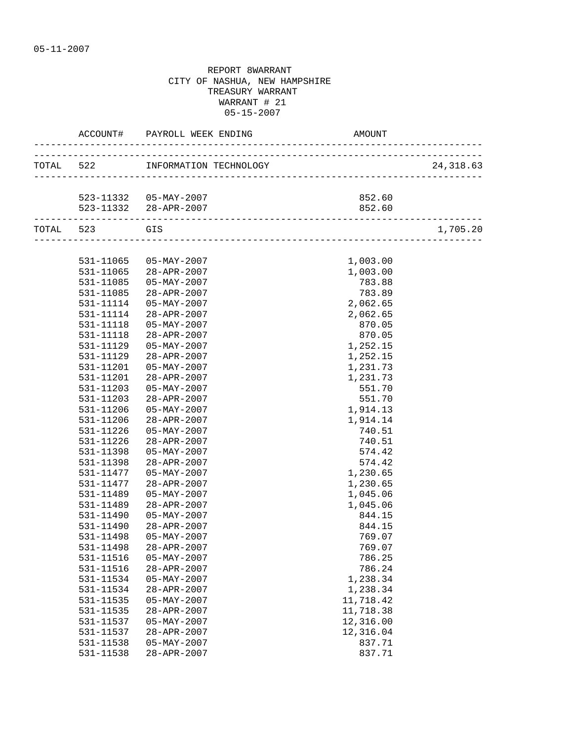05-11-2007

REPORT 8WARRANT
CITY OF NASHUA, NEW HAMPSHIRE
TREASURY WARRANT
WARRANT # 21
05-15-2007

| | ACCOUNT# | PAYROLL WEEK ENDING | AMOUNT | |
|---|---|---|---|---|
| TOTAL | 522 | INFORMATION TECHNOLOGY | | 24,318.63 |
| | 523-11332 | 05-MAY-2007 | 852.60 | |
| | 523-11332 | 28-APR-2007 | 852.60 | |
| TOTAL | 523 | GIS | | 1,705.20 |
| | 531-11065 | 05-MAY-2007 | 1,003.00 | |
| | 531-11065 | 28-APR-2007 | 1,003.00 | |
| | 531-11085 | 05-MAY-2007 | 783.88 | |
| | 531-11085 | 28-APR-2007 | 783.89 | |
| | 531-11114 | 05-MAY-2007 | 2,062.65 | |
| | 531-11114 | 28-APR-2007 | 2,062.65 | |
| | 531-11118 | 05-MAY-2007 | 870.05 | |
| | 531-11118 | 28-APR-2007 | 870.05 | |
| | 531-11129 | 05-MAY-2007 | 1,252.15 | |
| | 531-11129 | 28-APR-2007 | 1,252.15 | |
| | 531-11201 | 05-MAY-2007 | 1,231.73 | |
| | 531-11201 | 28-APR-2007 | 1,231.73 | |
| | 531-11203 | 05-MAY-2007 | 551.70 | |
| | 531-11203 | 28-APR-2007 | 551.70 | |
| | 531-11206 | 05-MAY-2007 | 1,914.13 | |
| | 531-11206 | 28-APR-2007 | 1,914.14 | |
| | 531-11226 | 05-MAY-2007 | 740.51 | |
| | 531-11226 | 28-APR-2007 | 740.51 | |
| | 531-11398 | 05-MAY-2007 | 574.42 | |
| | 531-11398 | 28-APR-2007 | 574.42 | |
| | 531-11477 | 05-MAY-2007 | 1,230.65 | |
| | 531-11477 | 28-APR-2007 | 1,230.65 | |
| | 531-11489 | 05-MAY-2007 | 1,045.06 | |
| | 531-11489 | 28-APR-2007 | 1,045.06 | |
| | 531-11490 | 05-MAY-2007 | 844.15 | |
| | 531-11490 | 28-APR-2007 | 844.15 | |
| | 531-11498 | 05-MAY-2007 | 769.07 | |
| | 531-11498 | 28-APR-2007 | 769.07 | |
| | 531-11516 | 05-MAY-2007 | 786.25 | |
| | 531-11516 | 28-APR-2007 | 786.24 | |
| | 531-11534 | 05-MAY-2007 | 1,238.34 | |
| | 531-11534 | 28-APR-2007 | 1,238.34 | |
| | 531-11535 | 05-MAY-2007 | 11,718.42 | |
| | 531-11535 | 28-APR-2007 | 11,718.38 | |
| | 531-11537 | 05-MAY-2007 | 12,316.00 | |
| | 531-11537 | 28-APR-2007 | 12,316.04 | |
| | 531-11538 | 05-MAY-2007 | 837.71 | |
| | 531-11538 | 28-APR-2007 | 837.71 | |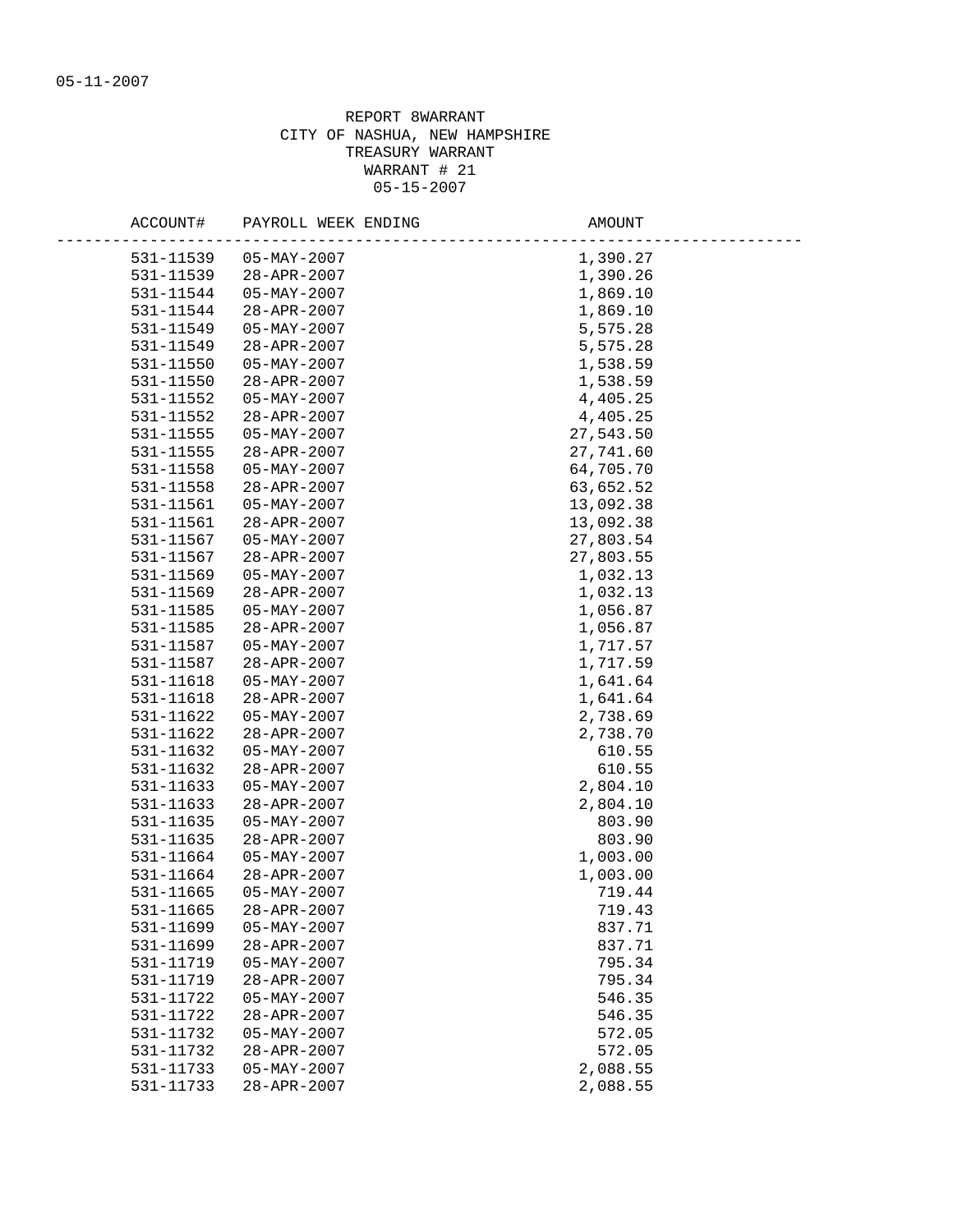05-11-2007

REPORT 8WARRANT
CITY OF NASHUA, NEW HAMPSHIRE
TREASURY WARRANT
WARRANT # 21
05-15-2007

| ACCOUNT# | PAYROLL WEEK ENDING | AMOUNT |
|---|---|---|
| 531-11539 | 05-MAY-2007 | 1,390.27 |
| 531-11539 | 28-APR-2007 | 1,390.26 |
| 531-11544 | 05-MAY-2007 | 1,869.10 |
| 531-11544 | 28-APR-2007 | 1,869.10 |
| 531-11549 | 05-MAY-2007 | 5,575.28 |
| 531-11549 | 28-APR-2007 | 5,575.28 |
| 531-11550 | 05-MAY-2007 | 1,538.59 |
| 531-11550 | 28-APR-2007 | 1,538.59 |
| 531-11552 | 05-MAY-2007 | 4,405.25 |
| 531-11552 | 28-APR-2007 | 4,405.25 |
| 531-11555 | 05-MAY-2007 | 27,543.50 |
| 531-11555 | 28-APR-2007 | 27,741.60 |
| 531-11558 | 05-MAY-2007 | 64,705.70 |
| 531-11558 | 28-APR-2007 | 63,652.52 |
| 531-11561 | 05-MAY-2007 | 13,092.38 |
| 531-11561 | 28-APR-2007 | 13,092.38 |
| 531-11567 | 05-MAY-2007 | 27,803.54 |
| 531-11567 | 28-APR-2007 | 27,803.55 |
| 531-11569 | 05-MAY-2007 | 1,032.13 |
| 531-11569 | 28-APR-2007 | 1,032.13 |
| 531-11585 | 05-MAY-2007 | 1,056.87 |
| 531-11585 | 28-APR-2007 | 1,056.87 |
| 531-11587 | 05-MAY-2007 | 1,717.57 |
| 531-11587 | 28-APR-2007 | 1,717.59 |
| 531-11618 | 05-MAY-2007 | 1,641.64 |
| 531-11618 | 28-APR-2007 | 1,641.64 |
| 531-11622 | 05-MAY-2007 | 2,738.69 |
| 531-11622 | 28-APR-2007 | 2,738.70 |
| 531-11632 | 05-MAY-2007 | 610.55 |
| 531-11632 | 28-APR-2007 | 610.55 |
| 531-11633 | 05-MAY-2007 | 2,804.10 |
| 531-11633 | 28-APR-2007 | 2,804.10 |
| 531-11635 | 05-MAY-2007 | 803.90 |
| 531-11635 | 28-APR-2007 | 803.90 |
| 531-11664 | 05-MAY-2007 | 1,003.00 |
| 531-11664 | 28-APR-2007 | 1,003.00 |
| 531-11665 | 05-MAY-2007 | 719.44 |
| 531-11665 | 28-APR-2007 | 719.43 |
| 531-11699 | 05-MAY-2007 | 837.71 |
| 531-11699 | 28-APR-2007 | 837.71 |
| 531-11719 | 05-MAY-2007 | 795.34 |
| 531-11719 | 28-APR-2007 | 795.34 |
| 531-11722 | 05-MAY-2007 | 546.35 |
| 531-11722 | 28-APR-2007 | 546.35 |
| 531-11732 | 05-MAY-2007 | 572.05 |
| 531-11732 | 28-APR-2007 | 572.05 |
| 531-11733 | 05-MAY-2007 | 2,088.55 |
| 531-11733 | 28-APR-2007 | 2,088.55 |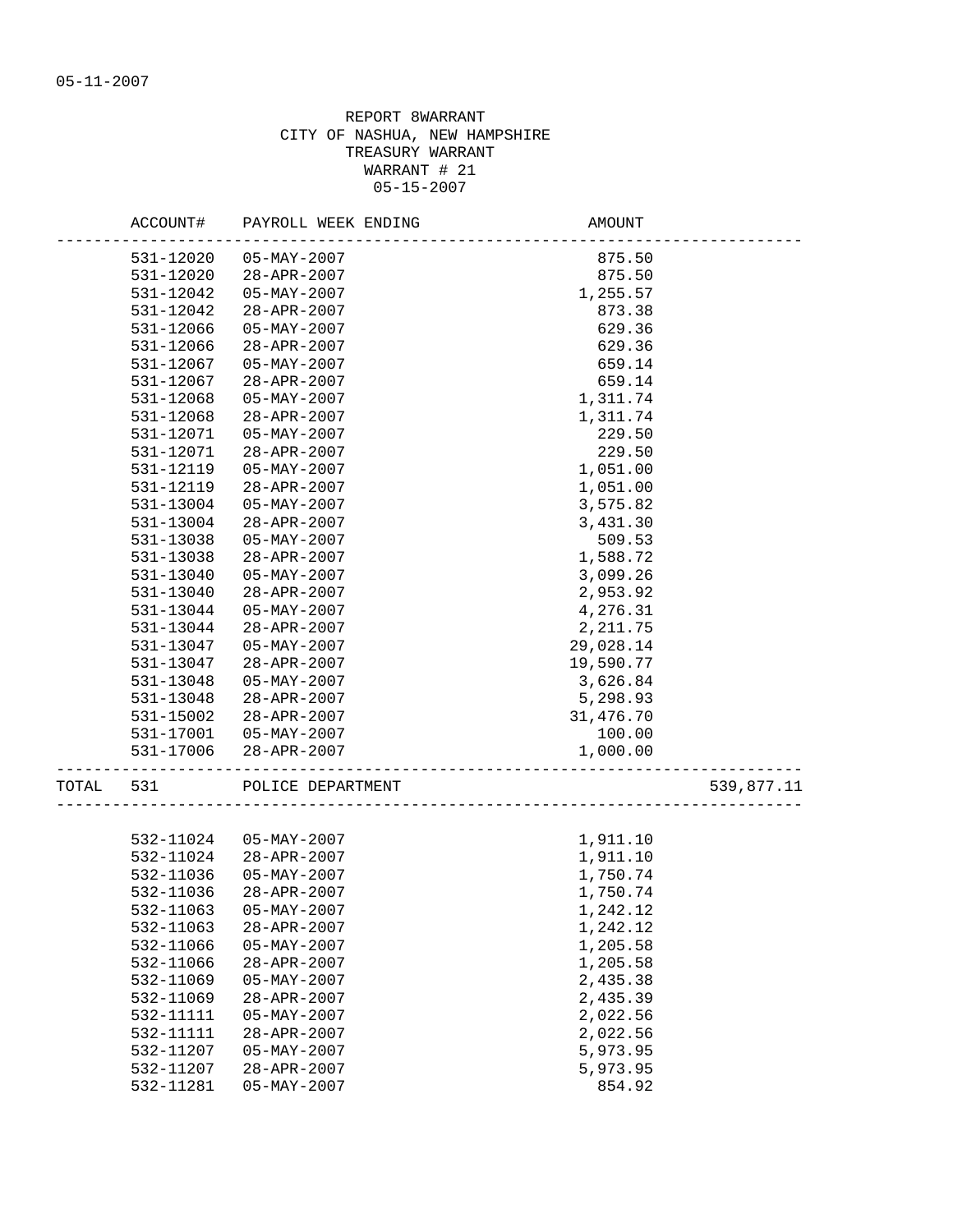05-11-2007

REPORT 8WARRANT
CITY OF NASHUA, NEW HAMPSHIRE
TREASURY WARRANT
WARRANT # 21
05-15-2007

| ACCOUNT# | PAYROLL WEEK ENDING | AMOUNT | |
|---|---|---|---|
| 531-12020 | 05-MAY-2007 | 875.50 | |
| 531-12020 | 28-APR-2007 | 875.50 | |
| 531-12042 | 05-MAY-2007 | 1,255.57 | |
| 531-12042 | 28-APR-2007 | 873.38 | |
| 531-12066 | 05-MAY-2007 | 629.36 | |
| 531-12066 | 28-APR-2007 | 629.36 | |
| 531-12067 | 05-MAY-2007 | 659.14 | |
| 531-12067 | 28-APR-2007 | 659.14 | |
| 531-12068 | 05-MAY-2007 | 1,311.74 | |
| 531-12068 | 28-APR-2007 | 1,311.74 | |
| 531-12071 | 05-MAY-2007 | 229.50 | |
| 531-12071 | 28-APR-2007 | 229.50 | |
| 531-12119 | 05-MAY-2007 | 1,051.00 | |
| 531-12119 | 28-APR-2007 | 1,051.00 | |
| 531-13004 | 05-MAY-2007 | 3,575.82 | |
| 531-13004 | 28-APR-2007 | 3,431.30 | |
| 531-13038 | 05-MAY-2007 | 509.53 | |
| 531-13038 | 28-APR-2007 | 1,588.72 | |
| 531-13040 | 05-MAY-2007 | 3,099.26 | |
| 531-13040 | 28-APR-2007 | 2,953.92 | |
| 531-13044 | 05-MAY-2007 | 4,276.31 | |
| 531-13044 | 28-APR-2007 | 2,211.75 | |
| 531-13047 | 05-MAY-2007 | 29,028.14 | |
| 531-13047 | 28-APR-2007 | 19,590.77 | |
| 531-13048 | 05-MAY-2007 | 3,626.84 | |
| 531-13048 | 28-APR-2007 | 5,298.93 | |
| 531-15002 | 28-APR-2007 | 31,476.70 | |
| 531-17001 | 05-MAY-2007 | 100.00 | |
| 531-17006 | 28-APR-2007 | 1,000.00 | |
| TOTAL 531 | POLICE DEPARTMENT | | 539,877.11 |

| ACCOUNT# | PAYROLL WEEK ENDING | AMOUNT |
|---|---|---|
| 532-11024 | 05-MAY-2007 | 1,911.10 |
| 532-11024 | 28-APR-2007 | 1,911.10 |
| 532-11036 | 05-MAY-2007 | 1,750.74 |
| 532-11036 | 28-APR-2007 | 1,750.74 |
| 532-11063 | 05-MAY-2007 | 1,242.12 |
| 532-11063 | 28-APR-2007 | 1,242.12 |
| 532-11066 | 05-MAY-2007 | 1,205.58 |
| 532-11066 | 28-APR-2007 | 1,205.58 |
| 532-11069 | 05-MAY-2007 | 2,435.38 |
| 532-11069 | 28-APR-2007 | 2,435.39 |
| 532-11111 | 05-MAY-2007 | 2,022.56 |
| 532-11111 | 28-APR-2007 | 2,022.56 |
| 532-11207 | 05-MAY-2007 | 5,973.95 |
| 532-11207 | 28-APR-2007 | 5,973.95 |
| 532-11281 | 05-MAY-2007 | 854.92 |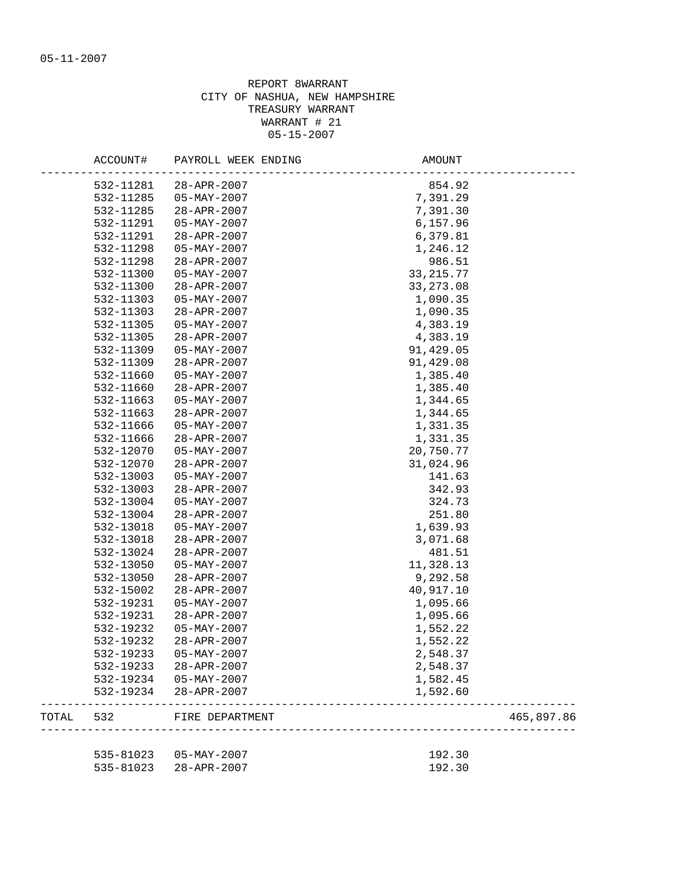05-11-2007

REPORT 8WARRANT
CITY OF NASHUA, NEW HAMPSHIRE
TREASURY WARRANT
WARRANT # 21
05-15-2007

| | ACCOUNT# | PAYROLL WEEK ENDING | AMOUNT | |
|---|---|---|---|---|
| | 532-11281 | 28-APR-2007 | 854.92 | |
| | 532-11285 | 05-MAY-2007 | 7,391.29 | |
| | 532-11285 | 28-APR-2007 | 7,391.30 | |
| | 532-11291 | 05-MAY-2007 | 6,157.96 | |
| | 532-11291 | 28-APR-2007 | 6,379.81 | |
| | 532-11298 | 05-MAY-2007 | 1,246.12 | |
| | 532-11298 | 28-APR-2007 | 986.51 | |
| | 532-11300 | 05-MAY-2007 | 33,215.77 | |
| | 532-11300 | 28-APR-2007 | 33,273.08 | |
| | 532-11303 | 05-MAY-2007 | 1,090.35 | |
| | 532-11303 | 28-APR-2007 | 1,090.35 | |
| | 532-11305 | 05-MAY-2007 | 4,383.19 | |
| | 532-11305 | 28-APR-2007 | 4,383.19 | |
| | 532-11309 | 05-MAY-2007 | 91,429.05 | |
| | 532-11309 | 28-APR-2007 | 91,429.08 | |
| | 532-11660 | 05-MAY-2007 | 1,385.40 | |
| | 532-11660 | 28-APR-2007 | 1,385.40 | |
| | 532-11663 | 05-MAY-2007 | 1,344.65 | |
| | 532-11663 | 28-APR-2007 | 1,344.65 | |
| | 532-11666 | 05-MAY-2007 | 1,331.35 | |
| | 532-11666 | 28-APR-2007 | 1,331.35 | |
| | 532-12070 | 05-MAY-2007 | 20,750.77 | |
| | 532-12070 | 28-APR-2007 | 31,024.96 | |
| | 532-13003 | 05-MAY-2007 | 141.63 | |
| | 532-13003 | 28-APR-2007 | 342.93 | |
| | 532-13004 | 05-MAY-2007 | 324.73 | |
| | 532-13004 | 28-APR-2007 | 251.80 | |
| | 532-13018 | 05-MAY-2007 | 1,639.93 | |
| | 532-13018 | 28-APR-2007 | 3,071.68 | |
| | 532-13024 | 28-APR-2007 | 481.51 | |
| | 532-13050 | 05-MAY-2007 | 11,328.13 | |
| | 532-13050 | 28-APR-2007 | 9,292.58 | |
| | 532-15002 | 28-APR-2007 | 40,917.10 | |
| | 532-19231 | 05-MAY-2007 | 1,095.66 | |
| | 532-19231 | 28-APR-2007 | 1,095.66 | |
| | 532-19232 | 05-MAY-2007 | 1,552.22 | |
| | 532-19232 | 28-APR-2007 | 1,552.22 | |
| | 532-19233 | 05-MAY-2007 | 2,548.37 | |
| | 532-19233 | 28-APR-2007 | 2,548.37 | |
| | 532-19234 | 05-MAY-2007 | 1,582.45 | |
| | 532-19234 | 28-APR-2007 | 1,592.60 | |
| TOTAL | 532 | FIRE DEPARTMENT | | 465,897.86 |
| | 535-81023 | 05-MAY-2007 | 192.30 | |
| | 535-81023 | 28-APR-2007 | 192.30 | |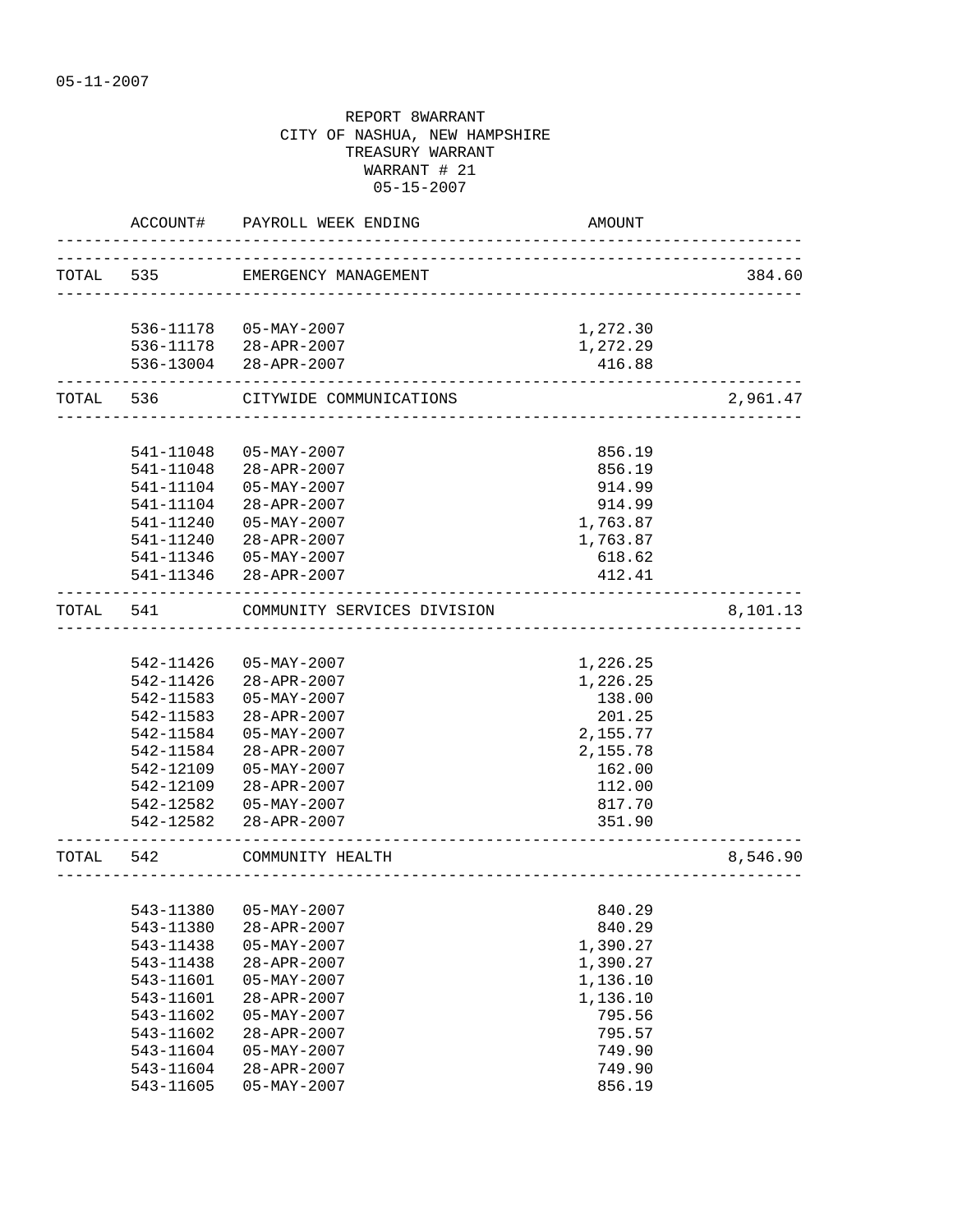05-11-2007

REPORT 8WARRANT
CITY OF NASHUA, NEW HAMPSHIRE
TREASURY WARRANT
WARRANT # 21
05-15-2007

| | ACCOUNT# | PAYROLL WEEK ENDING | AMOUNT | |
|---|---|---|---|---|
| TOTAL | 535 | EMERGENCY MANAGEMENT | | 384.60 |
| | 536-11178 | 05-MAY-2007 | 1,272.30 | |
| | 536-11178 | 28-APR-2007 | 1,272.29 | |
| | 536-13004 | 28-APR-2007 | 416.88 | |
| TOTAL | 536 | CITYWIDE COMMUNICATIONS | | 2,961.47 |
| | 541-11048 | 05-MAY-2007 | 856.19 | |
| | 541-11048 | 28-APR-2007 | 856.19 | |
| | 541-11104 | 05-MAY-2007 | 914.99 | |
| | 541-11104 | 28-APR-2007 | 914.99 | |
| | 541-11240 | 05-MAY-2007 | 1,763.87 | |
| | 541-11240 | 28-APR-2007 | 1,763.87 | |
| | 541-11346 | 05-MAY-2007 | 618.62 | |
| | 541-11346 | 28-APR-2007 | 412.41 | |
| TOTAL | 541 | COMMUNITY SERVICES DIVISION | | 8,101.13 |
| | 542-11426 | 05-MAY-2007 | 1,226.25 | |
| | 542-11426 | 28-APR-2007 | 1,226.25 | |
| | 542-11583 | 05-MAY-2007 | 138.00 | |
| | 542-11583 | 28-APR-2007 | 201.25 | |
| | 542-11584 | 05-MAY-2007 | 2,155.77 | |
| | 542-11584 | 28-APR-2007 | 2,155.78 | |
| | 542-12109 | 05-MAY-2007 | 162.00 | |
| | 542-12109 | 28-APR-2007 | 112.00 | |
| | 542-12582 | 05-MAY-2007 | 817.70 | |
| | 542-12582 | 28-APR-2007 | 351.90 | |
| TOTAL | 542 | COMMUNITY HEALTH | | 8,546.90 |
| | 543-11380 | 05-MAY-2007 | 840.29 | |
| | 543-11380 | 28-APR-2007 | 840.29 | |
| | 543-11438 | 05-MAY-2007 | 1,390.27 | |
| | 543-11438 | 28-APR-2007 | 1,390.27 | |
| | 543-11601 | 05-MAY-2007 | 1,136.10 | |
| | 543-11601 | 28-APR-2007 | 1,136.10 | |
| | 543-11602 | 05-MAY-2007 | 795.56 | |
| | 543-11602 | 28-APR-2007 | 795.57 | |
| | 543-11604 | 05-MAY-2007 | 749.90 | |
| | 543-11604 | 28-APR-2007 | 749.90 | |
| | 543-11605 | 05-MAY-2007 | 856.19 | |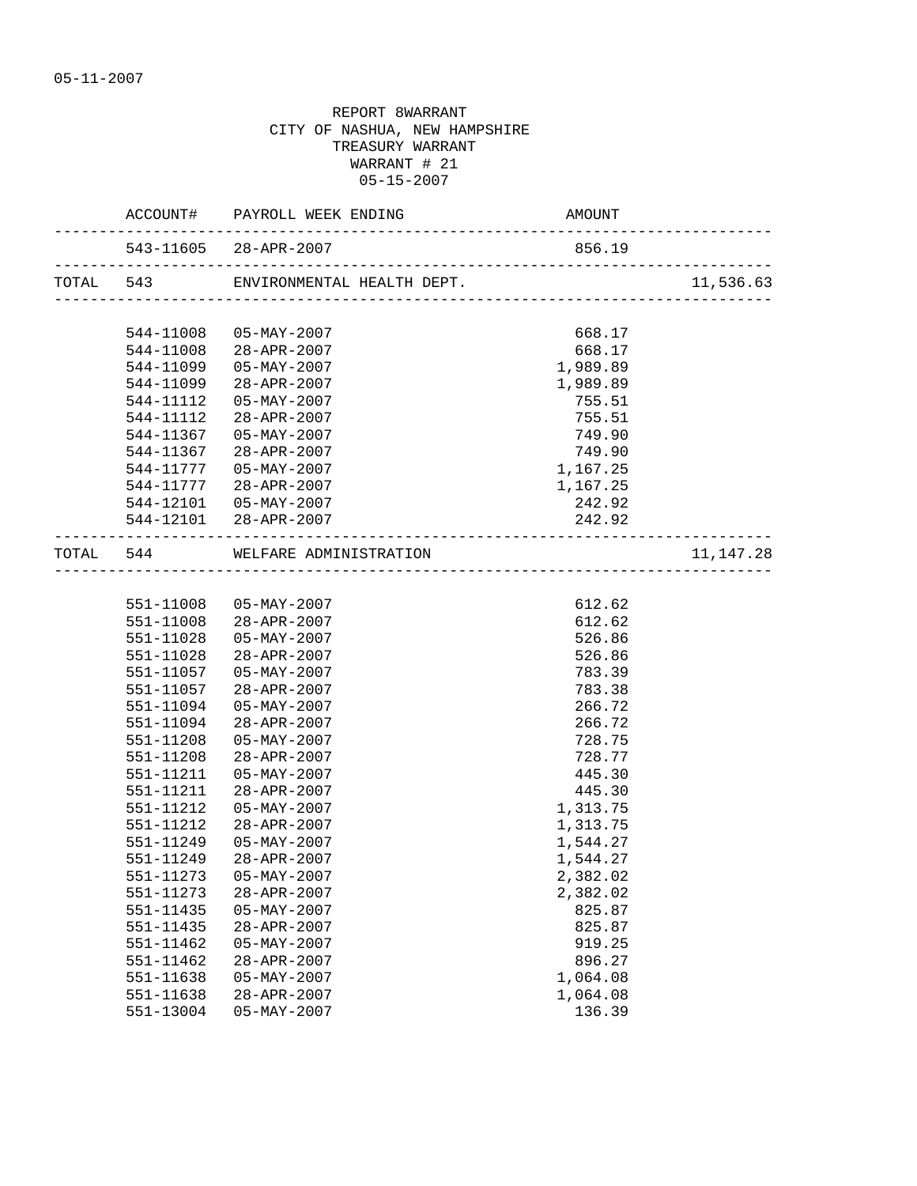05-11-2007

REPORT 8WARRANT
CITY OF NASHUA, NEW HAMPSHIRE
TREASURY WARRANT
WARRANT # 21
05-15-2007

| | ACCOUNT# | PAYROLL WEEK ENDING | AMOUNT | |
|---|---|---|---|---|
| | 543-11605 | 28-APR-2007 | 856.19 | |
| TOTAL | 543 | ENVIRONMENTAL HEALTH DEPT. | | 11,536.63 |
| | 544-11008 | 05-MAY-2007 | 668.17 | |
| | 544-11008 | 28-APR-2007 | 668.17 | |
| | 544-11099 | 05-MAY-2007 | 1,989.89 | |
| | 544-11099 | 28-APR-2007 | 1,989.89 | |
| | 544-11112 | 05-MAY-2007 | 755.51 | |
| | 544-11112 | 28-APR-2007 | 755.51 | |
| | 544-11367 | 05-MAY-2007 | 749.90 | |
| | 544-11367 | 28-APR-2007 | 749.90 | |
| | 544-11777 | 05-MAY-2007 | 1,167.25 | |
| | 544-11777 | 28-APR-2007 | 1,167.25 | |
| | 544-12101 | 05-MAY-2007 | 242.92 | |
| | 544-12101 | 28-APR-2007 | 242.92 | |
| TOTAL | 544 | WELFARE ADMINISTRATION | | 11,147.28 |
| | 551-11008 | 05-MAY-2007 | 612.62 | |
| | 551-11008 | 28-APR-2007 | 612.62 | |
| | 551-11028 | 05-MAY-2007 | 526.86 | |
| | 551-11028 | 28-APR-2007 | 526.86 | |
| | 551-11057 | 05-MAY-2007 | 783.39 | |
| | 551-11057 | 28-APR-2007 | 783.38 | |
| | 551-11094 | 05-MAY-2007 | 266.72 | |
| | 551-11094 | 28-APR-2007 | 266.72 | |
| | 551-11208 | 05-MAY-2007 | 728.75 | |
| | 551-11208 | 28-APR-2007 | 728.77 | |
| | 551-11211 | 05-MAY-2007 | 445.30 | |
| | 551-11211 | 28-APR-2007 | 445.30 | |
| | 551-11212 | 05-MAY-2007 | 1,313.75 | |
| | 551-11212 | 28-APR-2007 | 1,313.75 | |
| | 551-11249 | 05-MAY-2007 | 1,544.27 | |
| | 551-11249 | 28-APR-2007 | 1,544.27 | |
| | 551-11273 | 05-MAY-2007 | 2,382.02 | |
| | 551-11273 | 28-APR-2007 | 2,382.02 | |
| | 551-11435 | 05-MAY-2007 | 825.87 | |
| | 551-11435 | 28-APR-2007 | 825.87 | |
| | 551-11462 | 05-MAY-2007 | 919.25 | |
| | 551-11462 | 28-APR-2007 | 896.27 | |
| | 551-11638 | 05-MAY-2007 | 1,064.08 | |
| | 551-11638 | 28-APR-2007 | 1,064.08 | |
| | 551-13004 | 05-MAY-2007 | 136.39 | |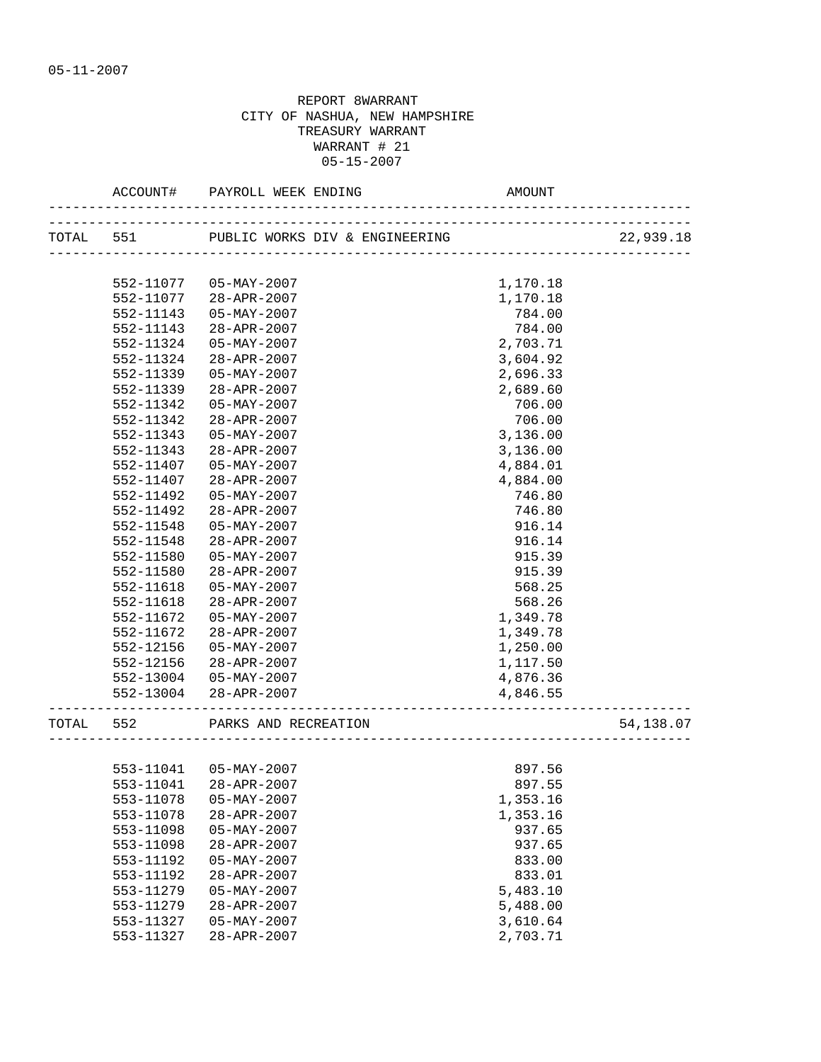05-11-2007

REPORT 8WARRANT
CITY OF NASHUA, NEW HAMPSHIRE
TREASURY WARRANT
WARRANT # 21
05-15-2007

| | ACCOUNT# | PAYROLL WEEK ENDING | AMOUNT | |
|---|---|---|---|---|
| TOTAL | 551 | PUBLIC WORKS DIV & ENGINEERING | | 22,939.18 |
| | 552-11077 | 05-MAY-2007 | 1,170.18 | |
| | 552-11077 | 28-APR-2007 | 1,170.18 | |
| | 552-11143 | 05-MAY-2007 | 784.00 | |
| | 552-11143 | 28-APR-2007 | 784.00 | |
| | 552-11324 | 05-MAY-2007 | 2,703.71 | |
| | 552-11324 | 28-APR-2007 | 3,604.92 | |
| | 552-11339 | 05-MAY-2007 | 2,696.33 | |
| | 552-11339 | 28-APR-2007 | 2,689.60 | |
| | 552-11342 | 05-MAY-2007 | 706.00 | |
| | 552-11342 | 28-APR-2007 | 706.00 | |
| | 552-11343 | 05-MAY-2007 | 3,136.00 | |
| | 552-11343 | 28-APR-2007 | 3,136.00 | |
| | 552-11407 | 05-MAY-2007 | 4,884.01 | |
| | 552-11407 | 28-APR-2007 | 4,884.00 | |
| | 552-11492 | 05-MAY-2007 | 746.80 | |
| | 552-11492 | 28-APR-2007 | 746.80 | |
| | 552-11548 | 05-MAY-2007 | 916.14 | |
| | 552-11548 | 28-APR-2007 | 916.14 | |
| | 552-11580 | 05-MAY-2007 | 915.39 | |
| | 552-11580 | 28-APR-2007 | 915.39 | |
| | 552-11618 | 05-MAY-2007 | 568.25 | |
| | 552-11618 | 28-APR-2007 | 568.26 | |
| | 552-11672 | 05-MAY-2007 | 1,349.78 | |
| | 552-11672 | 28-APR-2007 | 1,349.78 | |
| | 552-12156 | 05-MAY-2007 | 1,250.00 | |
| | 552-12156 | 28-APR-2007 | 1,117.50 | |
| | 552-13004 | 05-MAY-2007 | 4,876.36 | |
| | 552-13004 | 28-APR-2007 | 4,846.55 | |
| TOTAL | 552 | PARKS AND RECREATION | | 54,138.07 |
| | 553-11041 | 05-MAY-2007 | 897.56 | |
| | 553-11041 | 28-APR-2007 | 897.55 | |
| | 553-11078 | 05-MAY-2007 | 1,353.16 | |
| | 553-11078 | 28-APR-2007 | 1,353.16 | |
| | 553-11098 | 05-MAY-2007 | 937.65 | |
| | 553-11098 | 28-APR-2007 | 937.65 | |
| | 553-11192 | 05-MAY-2007 | 833.00 | |
| | 553-11192 | 28-APR-2007 | 833.01 | |
| | 553-11279 | 05-MAY-2007 | 5,483.10 | |
| | 553-11279 | 28-APR-2007 | 5,488.00 | |
| | 553-11327 | 05-MAY-2007 | 3,610.64 | |
| | 553-11327 | 28-APR-2007 | 2,703.71 | |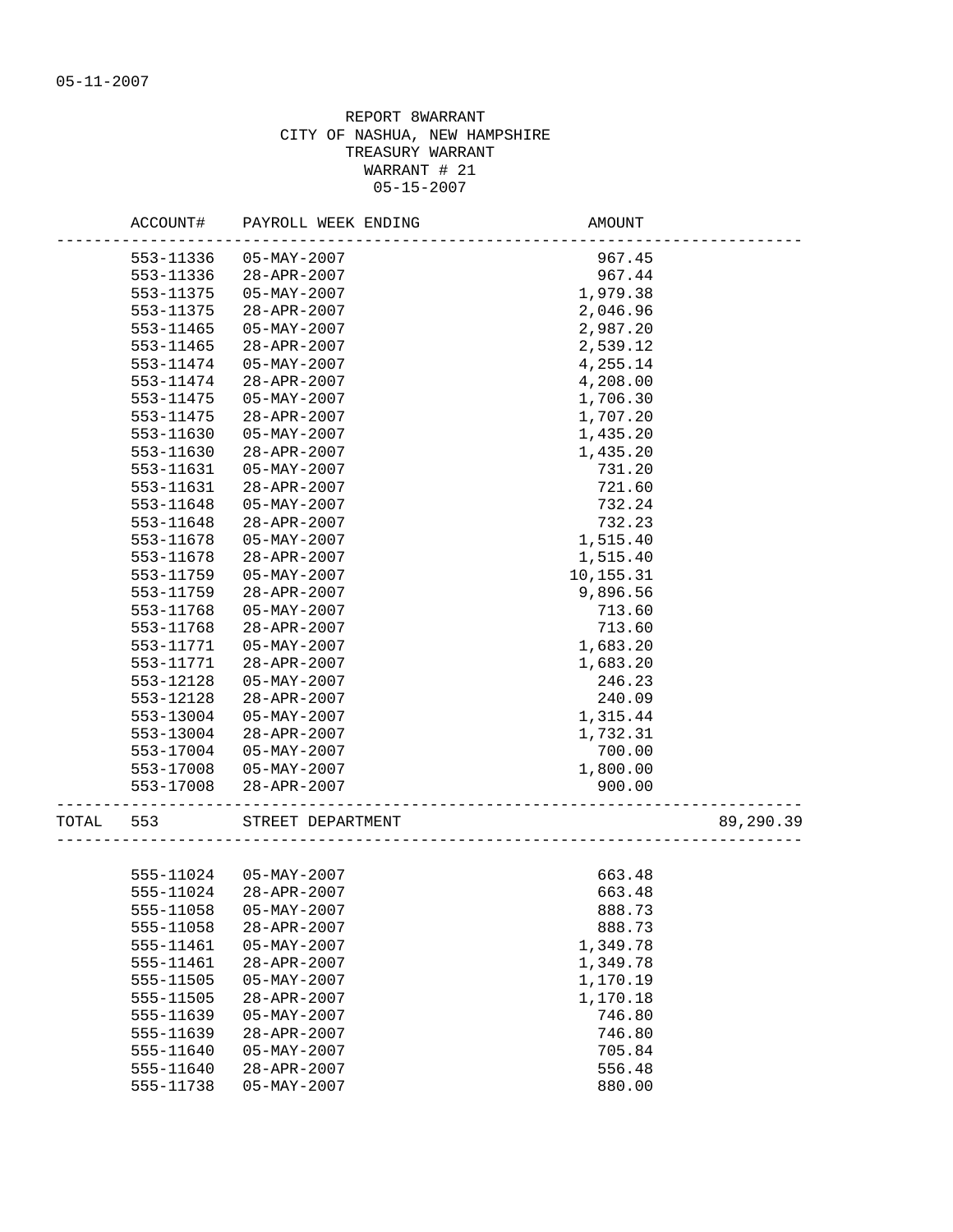05-11-2007

REPORT 8WARRANT
CITY OF NASHUA, NEW HAMPSHIRE
TREASURY WARRANT
WARRANT # 21
05-15-2007

| | ACCOUNT# | PAYROLL WEEK ENDING | AMOUNT | |
|---|---|---|---|---|
| | 553-11336 | 05-MAY-2007 | 967.45 | |
| | 553-11336 | 28-APR-2007 | 967.44 | |
| | 553-11375 | 05-MAY-2007 | 1,979.38 | |
| | 553-11375 | 28-APR-2007 | 2,046.96 | |
| | 553-11465 | 05-MAY-2007 | 2,987.20 | |
| | 553-11465 | 28-APR-2007 | 2,539.12 | |
| | 553-11474 | 05-MAY-2007 | 4,255.14 | |
| | 553-11474 | 28-APR-2007 | 4,208.00 | |
| | 553-11475 | 05-MAY-2007 | 1,706.30 | |
| | 553-11475 | 28-APR-2007 | 1,707.20 | |
| | 553-11630 | 05-MAY-2007 | 1,435.20 | |
| | 553-11630 | 28-APR-2007 | 1,435.20 | |
| | 553-11631 | 05-MAY-2007 | 731.20 | |
| | 553-11631 | 28-APR-2007 | 721.60 | |
| | 553-11648 | 05-MAY-2007 | 732.24 | |
| | 553-11648 | 28-APR-2007 | 732.23 | |
| | 553-11678 | 05-MAY-2007 | 1,515.40 | |
| | 553-11678 | 28-APR-2007 | 1,515.40 | |
| | 553-11759 | 05-MAY-2007 | 10,155.31 | |
| | 553-11759 | 28-APR-2007 | 9,896.56 | |
| | 553-11768 | 05-MAY-2007 | 713.60 | |
| | 553-11768 | 28-APR-2007 | 713.60 | |
| | 553-11771 | 05-MAY-2007 | 1,683.20 | |
| | 553-11771 | 28-APR-2007 | 1,683.20 | |
| | 553-12128 | 05-MAY-2007 | 246.23 | |
| | 553-12128 | 28-APR-2007 | 240.09 | |
| | 553-13004 | 05-MAY-2007 | 1,315.44 | |
| | 553-13004 | 28-APR-2007 | 1,732.31 | |
| | 553-17004 | 05-MAY-2007 | 700.00 | |
| | 553-17008 | 05-MAY-2007 | 1,800.00 | |
| | 553-17008 | 28-APR-2007 | 900.00 | |
| TOTAL | 553 | STREET DEPARTMENT | | 89,290.39 |
| | 555-11024 | 05-MAY-2007 | 663.48 | |
| | 555-11024 | 28-APR-2007 | 663.48 | |
| | 555-11058 | 05-MAY-2007 | 888.73 | |
| | 555-11058 | 28-APR-2007 | 888.73 | |
| | 555-11461 | 05-MAY-2007 | 1,349.78 | |
| | 555-11461 | 28-APR-2007 | 1,349.78 | |
| | 555-11505 | 05-MAY-2007 | 1,170.19 | |
| | 555-11505 | 28-APR-2007 | 1,170.18 | |
| | 555-11639 | 05-MAY-2007 | 746.80 | |
| | 555-11639 | 28-APR-2007 | 746.80 | |
| | 555-11640 | 05-MAY-2007 | 705.84 | |
| | 555-11640 | 28-APR-2007 | 556.48 | |
| | 555-11738 | 05-MAY-2007 | 880.00 | |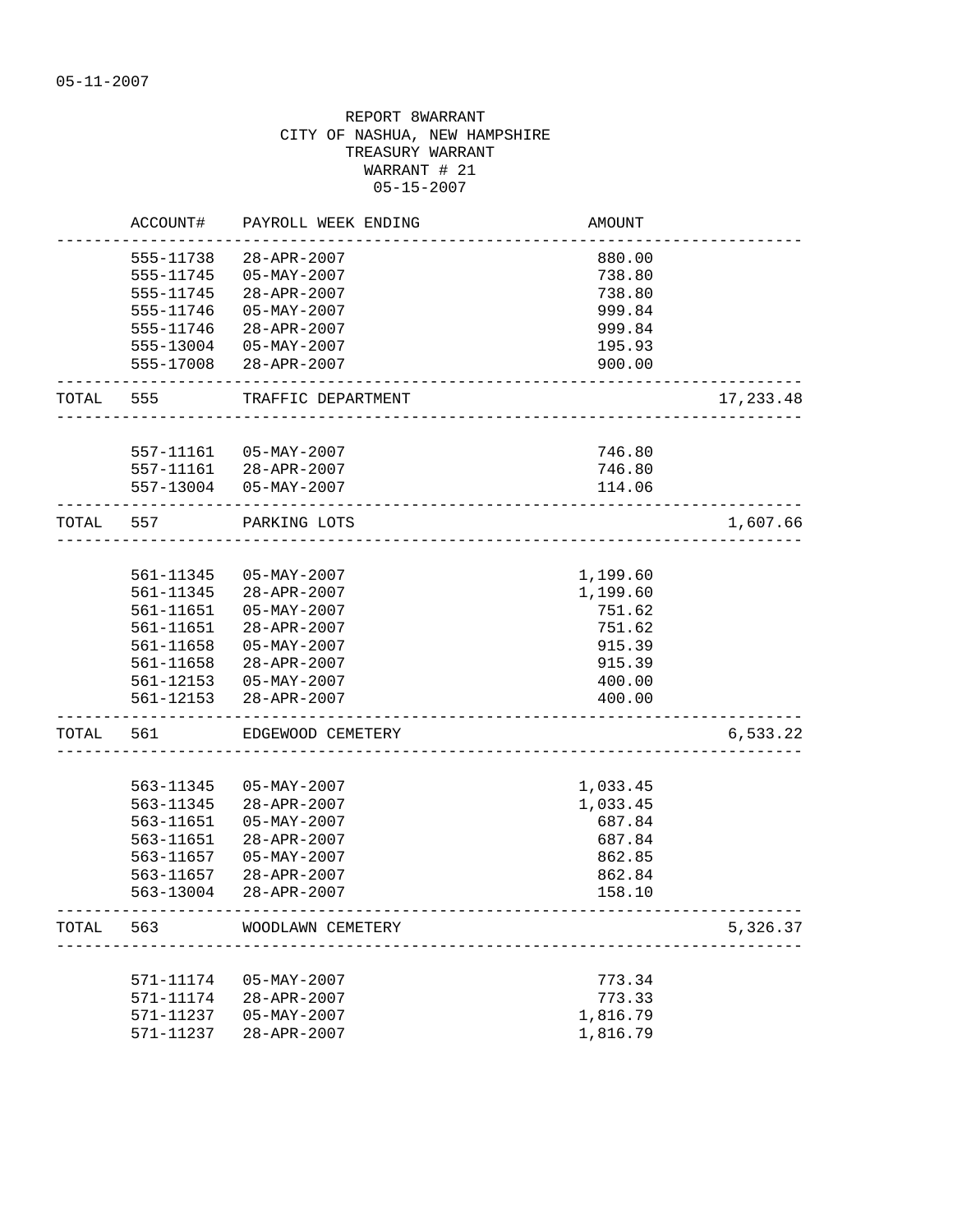05-11-2007

REPORT 8WARRANT
CITY OF NASHUA, NEW HAMPSHIRE
TREASURY WARRANT
WARRANT # 21
05-15-2007

| | ACCOUNT# | PAYROLL WEEK ENDING | AMOUNT | |
|---|---|---|---|---|
| | 555-11738 | 28-APR-2007 | 880.00 | |
| | 555-11745 | 05-MAY-2007 | 738.80 | |
| | 555-11745 | 28-APR-2007 | 738.80 | |
| | 555-11746 | 05-MAY-2007 | 999.84 | |
| | 555-11746 | 28-APR-2007 | 999.84 | |
| | 555-13004 | 05-MAY-2007 | 195.93 | |
| | 555-17008 | 28-APR-2007 | 900.00 | |
| TOTAL | 555 | TRAFFIC DEPARTMENT | | 17,233.48 |
| | 557-11161 | 05-MAY-2007 | 746.80 | |
| | 557-11161 | 28-APR-2007 | 746.80 | |
| | 557-13004 | 05-MAY-2007 | 114.06 | |
| TOTAL | 557 | PARKING LOTS | | 1,607.66 |
| | 561-11345 | 05-MAY-2007 | 1,199.60 | |
| | 561-11345 | 28-APR-2007 | 1,199.60 | |
| | 561-11651 | 05-MAY-2007 | 751.62 | |
| | 561-11651 | 28-APR-2007 | 751.62 | |
| | 561-11658 | 05-MAY-2007 | 915.39 | |
| | 561-11658 | 28-APR-2007 | 915.39 | |
| | 561-12153 | 05-MAY-2007 | 400.00 | |
| | 561-12153 | 28-APR-2007 | 400.00 | |
| TOTAL | 561 | EDGEWOOD CEMETERY | | 6,533.22 |
| | 563-11345 | 05-MAY-2007 | 1,033.45 | |
| | 563-11345 | 28-APR-2007 | 1,033.45 | |
| | 563-11651 | 05-MAY-2007 | 687.84 | |
| | 563-11651 | 28-APR-2007 | 687.84 | |
| | 563-11657 | 05-MAY-2007 | 862.85 | |
| | 563-11657 | 28-APR-2007 | 862.84 | |
| | 563-13004 | 28-APR-2007 | 158.10 | |
| TOTAL | 563 | WOODLAWN CEMETERY | | 5,326.37 |
| | 571-11174 | 05-MAY-2007 | 773.34 | |
| | 571-11174 | 28-APR-2007 | 773.33 | |
| | 571-11237 | 05-MAY-2007 | 1,816.79 | |
| | 571-11237 | 28-APR-2007 | 1,816.79 | |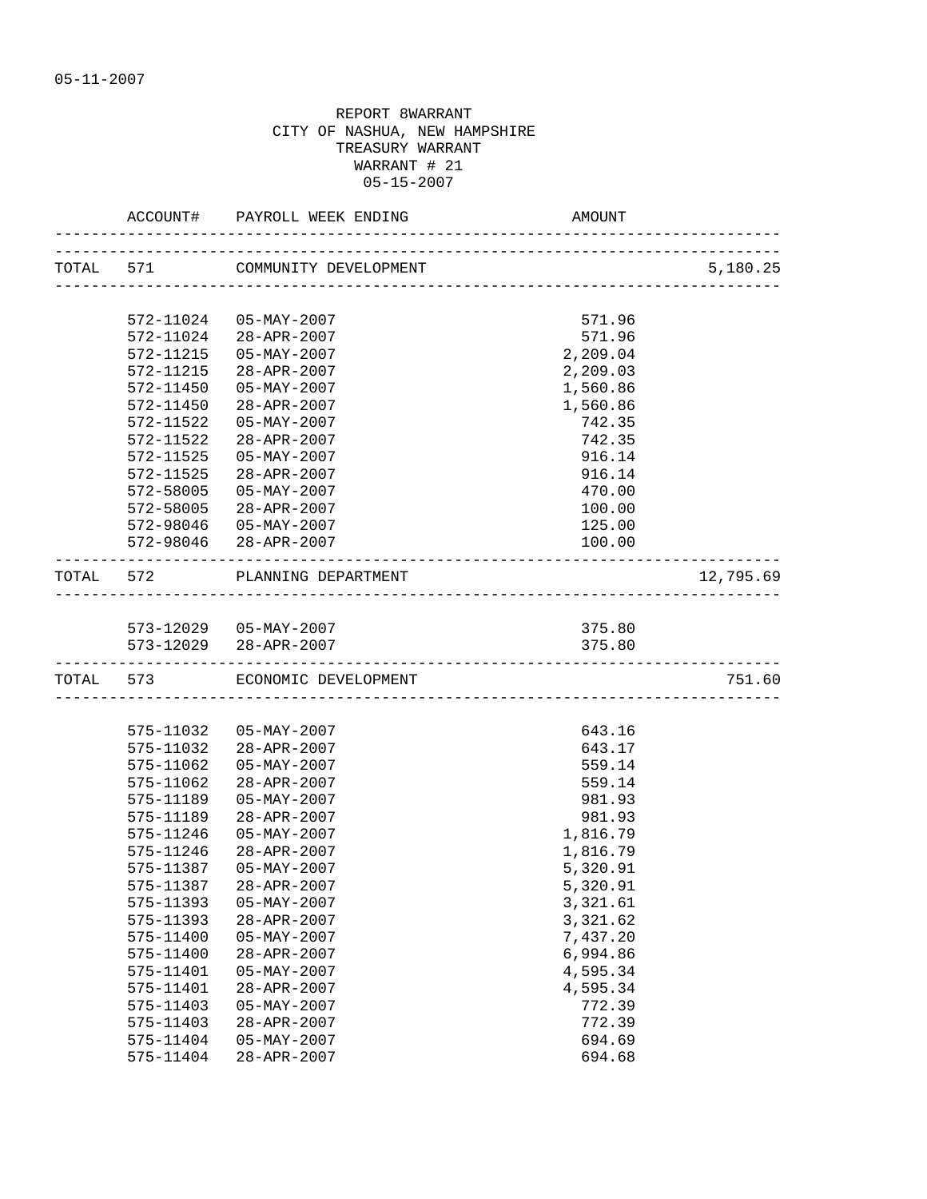05-11-2007

REPORT 8WARRANT
CITY OF NASHUA, NEW HAMPSHIRE
TREASURY WARRANT
WARRANT # 21
05-15-2007

| | ACCOUNT# | PAYROLL WEEK ENDING | AMOUNT | |
|---|---|---|---|---|
| TOTAL | 571 | COMMUNITY DEVELOPMENT | | 5,180.25 |
| | 572-11024 | 05-MAY-2007 | 571.96 | |
| | 572-11024 | 28-APR-2007 | 571.96 | |
| | 572-11215 | 05-MAY-2007 | 2,209.04 | |
| | 572-11215 | 28-APR-2007 | 2,209.03 | |
| | 572-11450 | 05-MAY-2007 | 1,560.86 | |
| | 572-11450 | 28-APR-2007 | 1,560.86 | |
| | 572-11522 | 05-MAY-2007 | 742.35 | |
| | 572-11522 | 28-APR-2007 | 742.35 | |
| | 572-11525 | 05-MAY-2007 | 916.14 | |
| | 572-11525 | 28-APR-2007 | 916.14 | |
| | 572-58005 | 05-MAY-2007 | 470.00 | |
| | 572-58005 | 28-APR-2007 | 100.00 | |
| | 572-98046 | 05-MAY-2007 | 125.00 | |
| | 572-98046 | 28-APR-2007 | 100.00 | |
| TOTAL | 572 | PLANNING DEPARTMENT | | 12,795.69 |
| | 573-12029 | 05-MAY-2007 | 375.80 | |
| | 573-12029 | 28-APR-2007 | 375.80 | |
| TOTAL | 573 | ECONOMIC DEVELOPMENT | | 751.60 |
| | 575-11032 | 05-MAY-2007 | 643.16 | |
| | 575-11032 | 28-APR-2007 | 643.17 | |
| | 575-11062 | 05-MAY-2007 | 559.14 | |
| | 575-11062 | 28-APR-2007 | 559.14 | |
| | 575-11189 | 05-MAY-2007 | 981.93 | |
| | 575-11189 | 28-APR-2007 | 981.93 | |
| | 575-11246 | 05-MAY-2007 | 1,816.79 | |
| | 575-11246 | 28-APR-2007 | 1,816.79 | |
| | 575-11387 | 05-MAY-2007 | 5,320.91 | |
| | 575-11387 | 28-APR-2007 | 5,320.91 | |
| | 575-11393 | 05-MAY-2007 | 3,321.61 | |
| | 575-11393 | 28-APR-2007 | 3,321.62 | |
| | 575-11400 | 05-MAY-2007 | 7,437.20 | |
| | 575-11400 | 28-APR-2007 | 6,994.86 | |
| | 575-11401 | 05-MAY-2007 | 4,595.34 | |
| | 575-11401 | 28-APR-2007 | 4,595.34 | |
| | 575-11403 | 05-MAY-2007 | 772.39 | |
| | 575-11403 | 28-APR-2007 | 772.39 | |
| | 575-11404 | 05-MAY-2007 | 694.69 | |
| | 575-11404 | 28-APR-2007 | 694.68 | |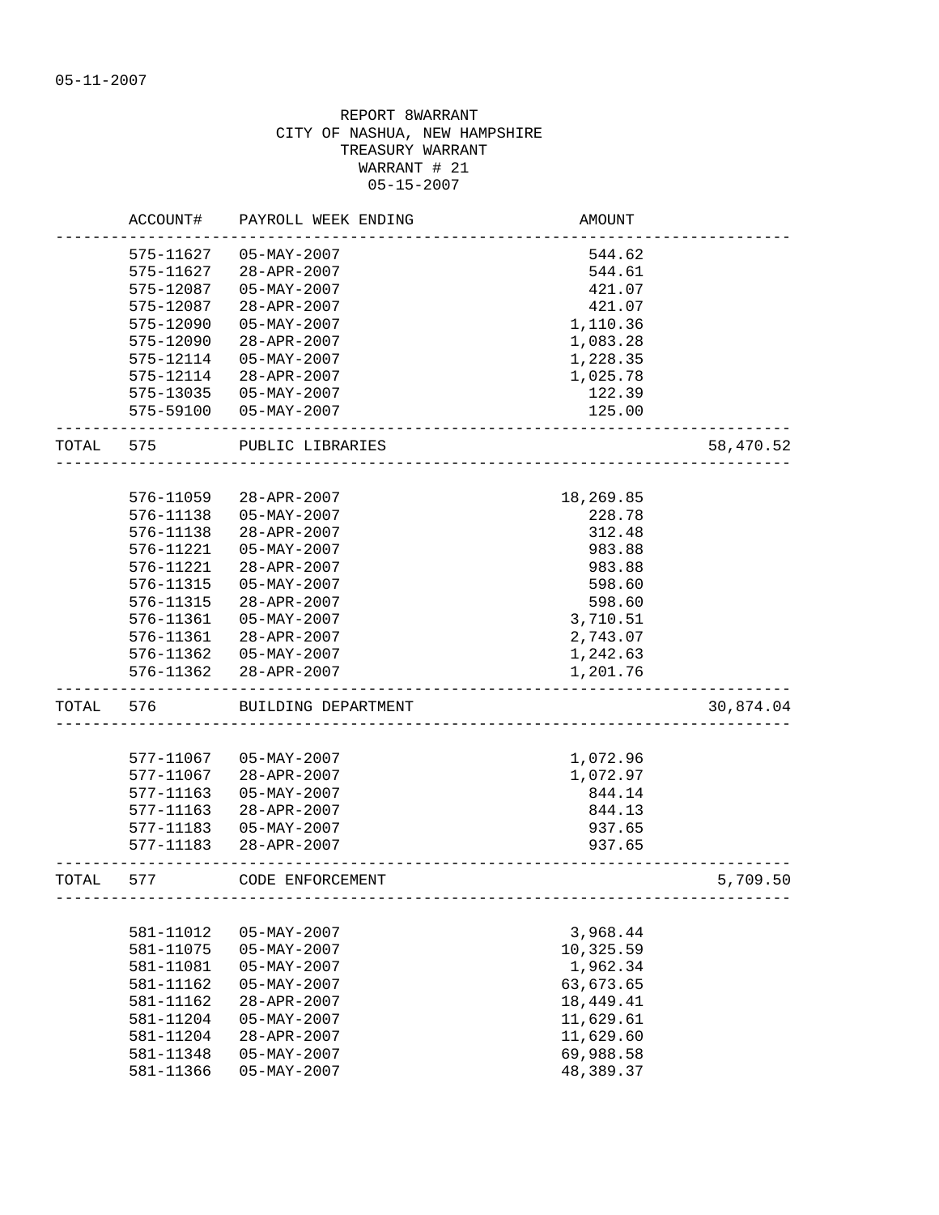05-11-2007

REPORT 8WARRANT
CITY OF NASHUA, NEW HAMPSHIRE
TREASURY WARRANT
WARRANT # 21
05-15-2007

| | ACCOUNT# | PAYROLL WEEK ENDING | AMOUNT | |
|---|---|---|---|---|
| | 575-11627 | 05-MAY-2007 | 544.62 | |
| | 575-11627 | 28-APR-2007 | 544.61 | |
| | 575-12087 | 05-MAY-2007 | 421.07 | |
| | 575-12087 | 28-APR-2007 | 421.07 | |
| | 575-12090 | 05-MAY-2007 | 1,110.36 | |
| | 575-12090 | 28-APR-2007 | 1,083.28 | |
| | 575-12114 | 05-MAY-2007 | 1,228.35 | |
| | 575-12114 | 28-APR-2007 | 1,025.78 | |
| | 575-13035 | 05-MAY-2007 | 122.39 | |
| | 575-59100 | 05-MAY-2007 | 125.00 | |
| TOTAL | 575 | PUBLIC LIBRARIES | | 58,470.52 |
| | 576-11059 | 28-APR-2007 | 18,269.85 | |
| | 576-11138 | 05-MAY-2007 | 228.78 | |
| | 576-11138 | 28-APR-2007 | 312.48 | |
| | 576-11221 | 05-MAY-2007 | 983.88 | |
| | 576-11221 | 28-APR-2007 | 983.88 | |
| | 576-11315 | 05-MAY-2007 | 598.60 | |
| | 576-11315 | 28-APR-2007 | 598.60 | |
| | 576-11361 | 05-MAY-2007 | 3,710.51 | |
| | 576-11361 | 28-APR-2007 | 2,743.07 | |
| | 576-11362 | 05-MAY-2007 | 1,242.63 | |
| | 576-11362 | 28-APR-2007 | 1,201.76 | |
| TOTAL | 576 | BUILDING DEPARTMENT | | 30,874.04 |
| | 577-11067 | 05-MAY-2007 | 1,072.96 | |
| | 577-11067 | 28-APR-2007 | 1,072.97 | |
| | 577-11163 | 05-MAY-2007 | 844.14 | |
| | 577-11163 | 28-APR-2007 | 844.13 | |
| | 577-11183 | 05-MAY-2007 | 937.65 | |
| | 577-11183 | 28-APR-2007 | 937.65 | |
| TOTAL | 577 | CODE ENFORCEMENT | | 5,709.50 |
| | 581-11012 | 05-MAY-2007 | 3,968.44 | |
| | 581-11075 | 05-MAY-2007 | 10,325.59 | |
| | 581-11081 | 05-MAY-2007 | 1,962.34 | |
| | 581-11162 | 05-MAY-2007 | 63,673.65 | |
| | 581-11162 | 28-APR-2007 | 18,449.41 | |
| | 581-11204 | 05-MAY-2007 | 11,629.61 | |
| | 581-11204 | 28-APR-2007 | 11,629.60 | |
| | 581-11348 | 05-MAY-2007 | 69,988.58 | |
| | 581-11366 | 05-MAY-2007 | 48,389.37 | |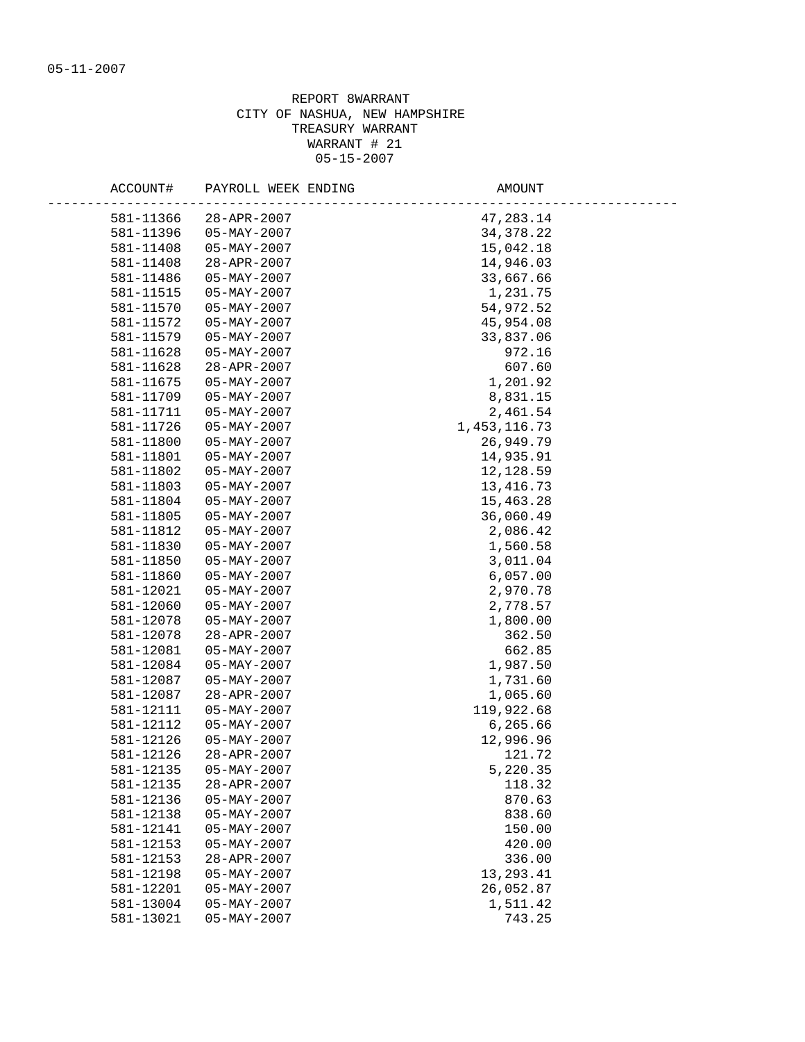05-11-2007

REPORT 8WARRANT
CITY OF NASHUA, NEW HAMPSHIRE
TREASURY WARRANT
WARRANT # 21
05-15-2007

| ACCOUNT# | PAYROLL WEEK ENDING | AMOUNT |
|---|---|---|
| 581-11366 | 28-APR-2007 | 47,283.14 |
| 581-11396 | 05-MAY-2007 | 34,378.22 |
| 581-11408 | 05-MAY-2007 | 15,042.18 |
| 581-11408 | 28-APR-2007 | 14,946.03 |
| 581-11486 | 05-MAY-2007 | 33,667.66 |
| 581-11515 | 05-MAY-2007 | 1,231.75 |
| 581-11570 | 05-MAY-2007 | 54,972.52 |
| 581-11572 | 05-MAY-2007 | 45,954.08 |
| 581-11579 | 05-MAY-2007 | 33,837.06 |
| 581-11628 | 05-MAY-2007 | 972.16 |
| 581-11628 | 28-APR-2007 | 607.60 |
| 581-11675 | 05-MAY-2007 | 1,201.92 |
| 581-11709 | 05-MAY-2007 | 8,831.15 |
| 581-11711 | 05-MAY-2007 | 2,461.54 |
| 581-11726 | 05-MAY-2007 | 1,453,116.73 |
| 581-11800 | 05-MAY-2007 | 26,949.79 |
| 581-11801 | 05-MAY-2007 | 14,935.91 |
| 581-11802 | 05-MAY-2007 | 12,128.59 |
| 581-11803 | 05-MAY-2007 | 13,416.73 |
| 581-11804 | 05-MAY-2007 | 15,463.28 |
| 581-11805 | 05-MAY-2007 | 36,060.49 |
| 581-11812 | 05-MAY-2007 | 2,086.42 |
| 581-11830 | 05-MAY-2007 | 1,560.58 |
| 581-11850 | 05-MAY-2007 | 3,011.04 |
| 581-11860 | 05-MAY-2007 | 6,057.00 |
| 581-12021 | 05-MAY-2007 | 2,970.78 |
| 581-12060 | 05-MAY-2007 | 2,778.57 |
| 581-12078 | 05-MAY-2007 | 1,800.00 |
| 581-12078 | 28-APR-2007 | 362.50 |
| 581-12081 | 05-MAY-2007 | 662.85 |
| 581-12084 | 05-MAY-2007 | 1,987.50 |
| 581-12087 | 05-MAY-2007 | 1,731.60 |
| 581-12087 | 28-APR-2007 | 1,065.60 |
| 581-12111 | 05-MAY-2007 | 119,922.68 |
| 581-12112 | 05-MAY-2007 | 6,265.66 |
| 581-12126 | 05-MAY-2007 | 12,996.96 |
| 581-12126 | 28-APR-2007 | 121.72 |
| 581-12135 | 05-MAY-2007 | 5,220.35 |
| 581-12135 | 28-APR-2007 | 118.32 |
| 581-12136 | 05-MAY-2007 | 870.63 |
| 581-12138 | 05-MAY-2007 | 838.60 |
| 581-12141 | 05-MAY-2007 | 150.00 |
| 581-12153 | 05-MAY-2007 | 420.00 |
| 581-12153 | 28-APR-2007 | 336.00 |
| 581-12198 | 05-MAY-2007 | 13,293.41 |
| 581-12201 | 05-MAY-2007 | 26,052.87 |
| 581-13004 | 05-MAY-2007 | 1,511.42 |
| 581-13021 | 05-MAY-2007 | 743.25 |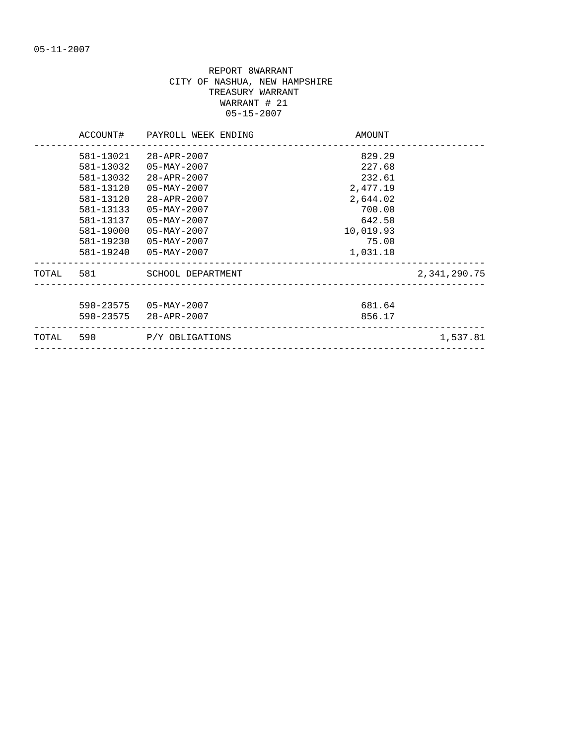05-11-2007

REPORT 8WARRANT
CITY OF NASHUA, NEW HAMPSHIRE
TREASURY WARRANT
WARRANT # 21
05-15-2007

| | ACCOUNT# | PAYROLL WEEK ENDING | AMOUNT | |
|---|---|---|---|---|
| | 581-13021 | 28-APR-2007 | 829.29 | |
| | 581-13032 | 05-MAY-2007 | 227.68 | |
| | 581-13032 | 28-APR-2007 | 232.61 | |
| | 581-13120 | 05-MAY-2007 | 2,477.19 | |
| | 581-13120 | 28-APR-2007 | 2,644.02 | |
| | 581-13133 | 05-MAY-2007 | 700.00 | |
| | 581-13137 | 05-MAY-2007 | 642.50 | |
| | 581-19000 | 05-MAY-2007 | 10,019.93 | |
| | 581-19230 | 05-MAY-2007 | 75.00 | |
| | 581-19240 | 05-MAY-2007 | 1,031.10 | |
| TOTAL | 581 | SCHOOL DEPARTMENT | | 2,341,290.75 |
| | 590-23575 | 05-MAY-2007 | 681.64 | |
| | 590-23575 | 28-APR-2007 | 856.17 | |
| TOTAL | 590 | P/Y OBLIGATIONS | | 1,537.81 |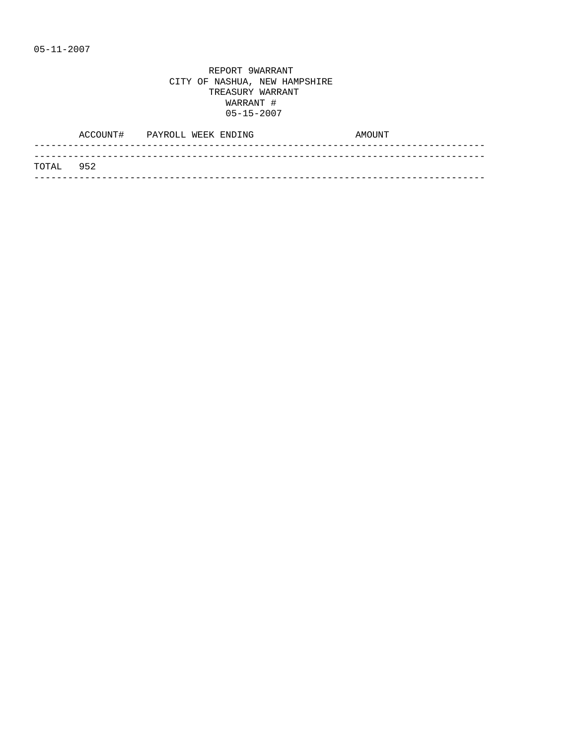05-11-2007

REPORT 9WARRANT
CITY OF NASHUA, NEW HAMPSHIRE
TREASURY WARRANT
WARRANT #
05-15-2007

| | ACCOUNT# | PAYROLL WEEK ENDING | AMOUNT |
|---|---|---|---|
| TOTAL | 952 | | |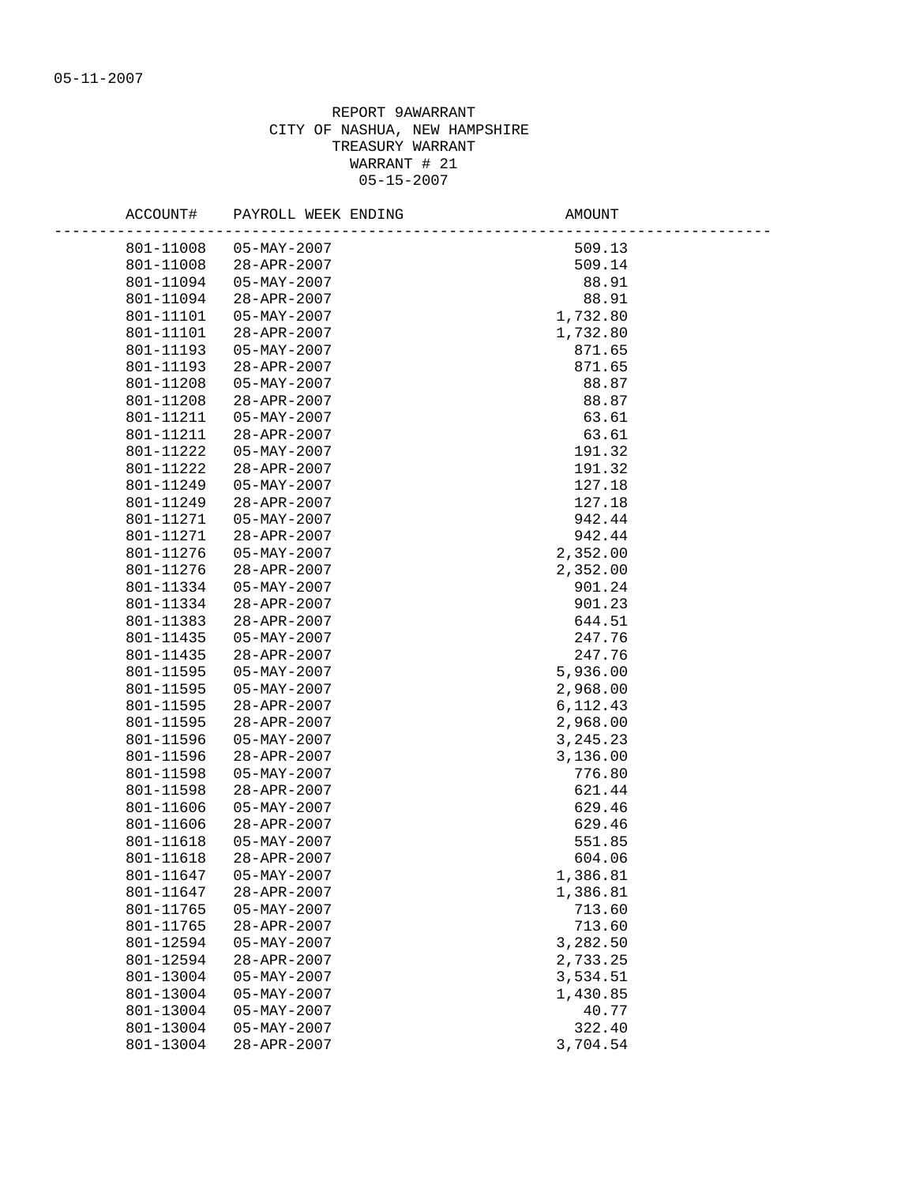05-11-2007

REPORT 9AWARRANT
CITY OF NASHUA, NEW HAMPSHIRE
TREASURY WARRANT
WARRANT # 21
05-15-2007

| ACCOUNT# | PAYROLL WEEK ENDING | AMOUNT |
|---|---|---|
| 801-11008 | 05-MAY-2007 | 509.13 |
| 801-11008 | 28-APR-2007 | 509.14 |
| 801-11094 | 05-MAY-2007 | 88.91 |
| 801-11094 | 28-APR-2007 | 88.91 |
| 801-11101 | 05-MAY-2007 | 1,732.80 |
| 801-11101 | 28-APR-2007 | 1,732.80 |
| 801-11193 | 05-MAY-2007 | 871.65 |
| 801-11193 | 28-APR-2007 | 871.65 |
| 801-11208 | 05-MAY-2007 | 88.87 |
| 801-11208 | 28-APR-2007 | 88.87 |
| 801-11211 | 05-MAY-2007 | 63.61 |
| 801-11211 | 28-APR-2007 | 63.61 |
| 801-11222 | 05-MAY-2007 | 191.32 |
| 801-11222 | 28-APR-2007 | 191.32 |
| 801-11249 | 05-MAY-2007 | 127.18 |
| 801-11249 | 28-APR-2007 | 127.18 |
| 801-11271 | 05-MAY-2007 | 942.44 |
| 801-11271 | 28-APR-2007 | 942.44 |
| 801-11276 | 05-MAY-2007 | 2,352.00 |
| 801-11276 | 28-APR-2007 | 2,352.00 |
| 801-11334 | 05-MAY-2007 | 901.24 |
| 801-11334 | 28-APR-2007 | 901.23 |
| 801-11383 | 28-APR-2007 | 644.51 |
| 801-11435 | 05-MAY-2007 | 247.76 |
| 801-11435 | 28-APR-2007 | 247.76 |
| 801-11595 | 05-MAY-2007 | 5,936.00 |
| 801-11595 | 05-MAY-2007 | 2,968.00 |
| 801-11595 | 28-APR-2007 | 6,112.43 |
| 801-11595 | 28-APR-2007 | 2,968.00 |
| 801-11596 | 05-MAY-2007 | 3,245.23 |
| 801-11596 | 28-APR-2007 | 3,136.00 |
| 801-11598 | 05-MAY-2007 | 776.80 |
| 801-11598 | 28-APR-2007 | 621.44 |
| 801-11606 | 05-MAY-2007 | 629.46 |
| 801-11606 | 28-APR-2007 | 629.46 |
| 801-11618 | 05-MAY-2007 | 551.85 |
| 801-11618 | 28-APR-2007 | 604.06 |
| 801-11647 | 05-MAY-2007 | 1,386.81 |
| 801-11647 | 28-APR-2007 | 1,386.81 |
| 801-11765 | 05-MAY-2007 | 713.60 |
| 801-11765 | 28-APR-2007 | 713.60 |
| 801-12594 | 05-MAY-2007 | 3,282.50 |
| 801-12594 | 28-APR-2007 | 2,733.25 |
| 801-13004 | 05-MAY-2007 | 3,534.51 |
| 801-13004 | 05-MAY-2007 | 1,430.85 |
| 801-13004 | 05-MAY-2007 | 40.77 |
| 801-13004 | 05-MAY-2007 | 322.40 |
| 801-13004 | 28-APR-2007 | 3,704.54 |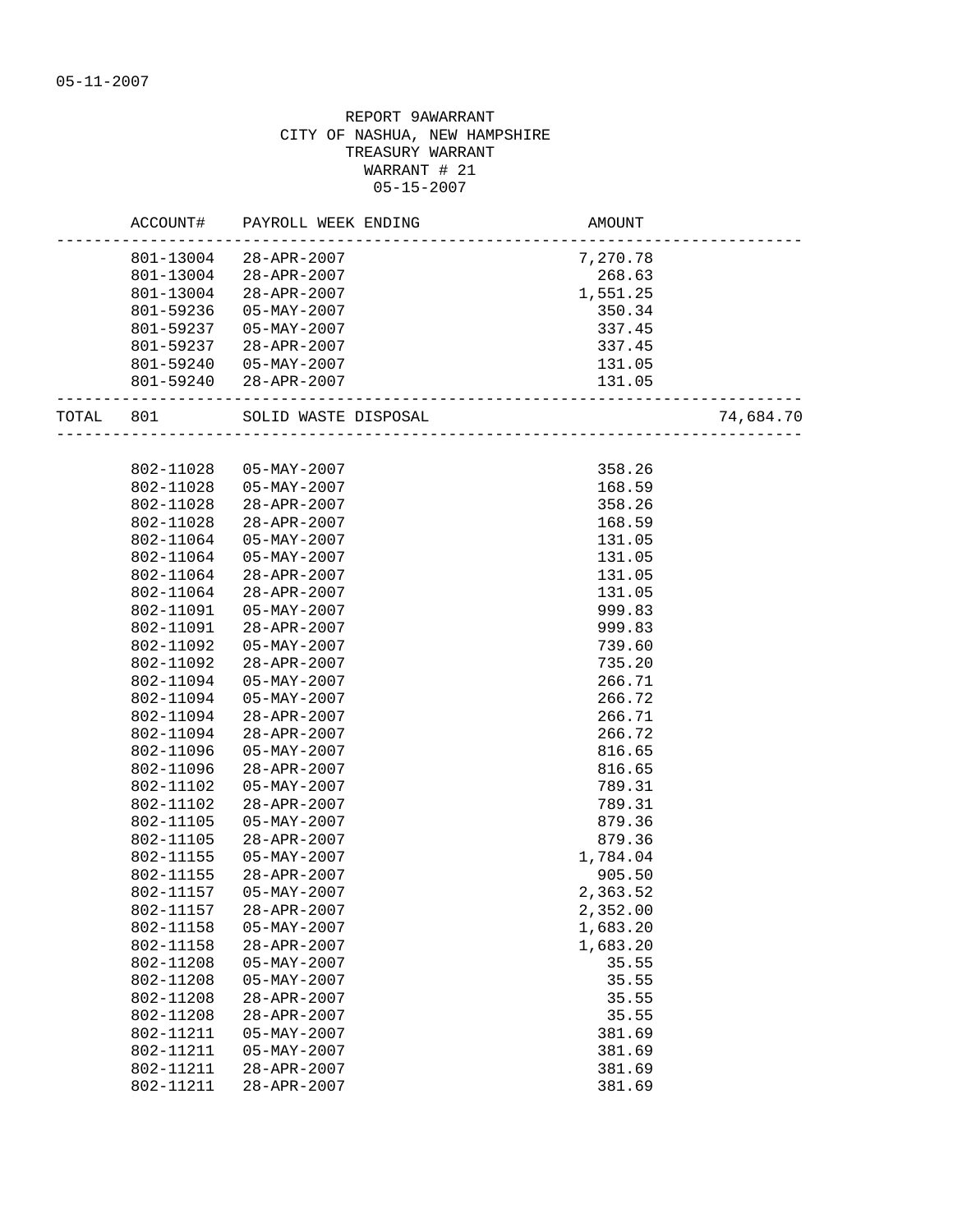05-11-2007

REPORT 9AWARRANT
CITY OF NASHUA, NEW HAMPSHIRE
TREASURY WARRANT
WARRANT # 21
05-15-2007

| | ACCOUNT# | PAYROLL WEEK ENDING | AMOUNT | |
|---|---|---|---|---|
| | 801-13004 | 28-APR-2007 | 7,270.78 | |
| | 801-13004 | 28-APR-2007 | 268.63 | |
| | 801-13004 | 28-APR-2007 | 1,551.25 | |
| | 801-59236 | 05-MAY-2007 | 350.34 | |
| | 801-59237 | 05-MAY-2007 | 337.45 | |
| | 801-59237 | 28-APR-2007 | 337.45 | |
| | 801-59240 | 05-MAY-2007 | 131.05 | |
| | 801-59240 | 28-APR-2007 | 131.05 | |
| TOTAL | 801 | SOLID WASTE DISPOSAL | | 74,684.70 |
| | 802-11028 | 05-MAY-2007 | 358.26 | |
| | 802-11028 | 05-MAY-2007 | 168.59 | |
| | 802-11028 | 28-APR-2007 | 358.26 | |
| | 802-11028 | 28-APR-2007 | 168.59 | |
| | 802-11064 | 05-MAY-2007 | 131.05 | |
| | 802-11064 | 05-MAY-2007 | 131.05 | |
| | 802-11064 | 28-APR-2007 | 131.05 | |
| | 802-11064 | 28-APR-2007 | 131.05 | |
| | 802-11091 | 05-MAY-2007 | 999.83 | |
| | 802-11091 | 28-APR-2007 | 999.83 | |
| | 802-11092 | 05-MAY-2007 | 739.60 | |
| | 802-11092 | 28-APR-2007 | 735.20 | |
| | 802-11094 | 05-MAY-2007 | 266.71 | |
| | 802-11094 | 05-MAY-2007 | 266.72 | |
| | 802-11094 | 28-APR-2007 | 266.71 | |
| | 802-11094 | 28-APR-2007 | 266.72 | |
| | 802-11096 | 05-MAY-2007 | 816.65 | |
| | 802-11096 | 28-APR-2007 | 816.65 | |
| | 802-11102 | 05-MAY-2007 | 789.31 | |
| | 802-11102 | 28-APR-2007 | 789.31 | |
| | 802-11105 | 05-MAY-2007 | 879.36 | |
| | 802-11105 | 28-APR-2007 | 879.36 | |
| | 802-11155 | 05-MAY-2007 | 1,784.04 | |
| | 802-11155 | 28-APR-2007 | 905.50 | |
| | 802-11157 | 05-MAY-2007 | 2,363.52 | |
| | 802-11157 | 28-APR-2007 | 2,352.00 | |
| | 802-11158 | 05-MAY-2007 | 1,683.20 | |
| | 802-11158 | 28-APR-2007 | 1,683.20 | |
| | 802-11208 | 05-MAY-2007 | 35.55 | |
| | 802-11208 | 05-MAY-2007 | 35.55 | |
| | 802-11208 | 28-APR-2007 | 35.55 | |
| | 802-11208 | 28-APR-2007 | 35.55 | |
| | 802-11211 | 05-MAY-2007 | 381.69 | |
| | 802-11211 | 05-MAY-2007 | 381.69 | |
| | 802-11211 | 28-APR-2007 | 381.69 | |
| | 802-11211 | 28-APR-2007 | 381.69 | |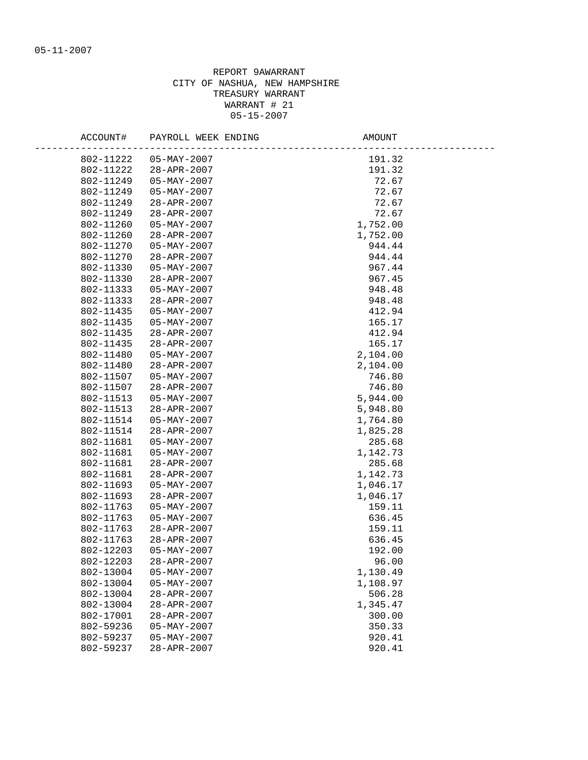05-11-2007

REPORT 9AWARRANT
CITY OF NASHUA, NEW HAMPSHIRE
TREASURY WARRANT
WARRANT # 21
05-15-2007

| ACCOUNT# | PAYROLL WEEK ENDING | AMOUNT |
|---|---|---|
| 802-11222 | 05-MAY-2007 | 191.32 |
| 802-11222 | 28-APR-2007 | 191.32 |
| 802-11249 | 05-MAY-2007 | 72.67 |
| 802-11249 | 05-MAY-2007 | 72.67 |
| 802-11249 | 28-APR-2007 | 72.67 |
| 802-11249 | 28-APR-2007 | 72.67 |
| 802-11260 | 05-MAY-2007 | 1,752.00 |
| 802-11260 | 28-APR-2007 | 1,752.00 |
| 802-11270 | 05-MAY-2007 | 944.44 |
| 802-11270 | 28-APR-2007 | 944.44 |
| 802-11330 | 05-MAY-2007 | 967.44 |
| 802-11330 | 28-APR-2007 | 967.45 |
| 802-11333 | 05-MAY-2007 | 948.48 |
| 802-11333 | 28-APR-2007 | 948.48 |
| 802-11435 | 05-MAY-2007 | 412.94 |
| 802-11435 | 05-MAY-2007 | 165.17 |
| 802-11435 | 28-APR-2007 | 412.94 |
| 802-11435 | 28-APR-2007 | 165.17 |
| 802-11480 | 05-MAY-2007 | 2,104.00 |
| 802-11480 | 28-APR-2007 | 2,104.00 |
| 802-11507 | 05-MAY-2007 | 746.80 |
| 802-11507 | 28-APR-2007 | 746.80 |
| 802-11513 | 05-MAY-2007 | 5,944.00 |
| 802-11513 | 28-APR-2007 | 5,948.80 |
| 802-11514 | 05-MAY-2007 | 1,764.80 |
| 802-11514 | 28-APR-2007 | 1,825.28 |
| 802-11681 | 05-MAY-2007 | 285.68 |
| 802-11681 | 05-MAY-2007 | 1,142.73 |
| 802-11681 | 28-APR-2007 | 285.68 |
| 802-11681 | 28-APR-2007 | 1,142.73 |
| 802-11693 | 05-MAY-2007 | 1,046.17 |
| 802-11693 | 28-APR-2007 | 1,046.17 |
| 802-11763 | 05-MAY-2007 | 159.11 |
| 802-11763 | 05-MAY-2007 | 636.45 |
| 802-11763 | 28-APR-2007 | 159.11 |
| 802-11763 | 28-APR-2007 | 636.45 |
| 802-12203 | 05-MAY-2007 | 192.00 |
| 802-12203 | 28-APR-2007 | 96.00 |
| 802-13004 | 05-MAY-2007 | 1,130.49 |
| 802-13004 | 05-MAY-2007 | 1,108.97 |
| 802-13004 | 28-APR-2007 | 506.28 |
| 802-13004 | 28-APR-2007 | 1,345.47 |
| 802-17001 | 28-APR-2007 | 300.00 |
| 802-59236 | 05-MAY-2007 | 350.33 |
| 802-59237 | 05-MAY-2007 | 920.41 |
| 802-59237 | 28-APR-2007 | 920.41 |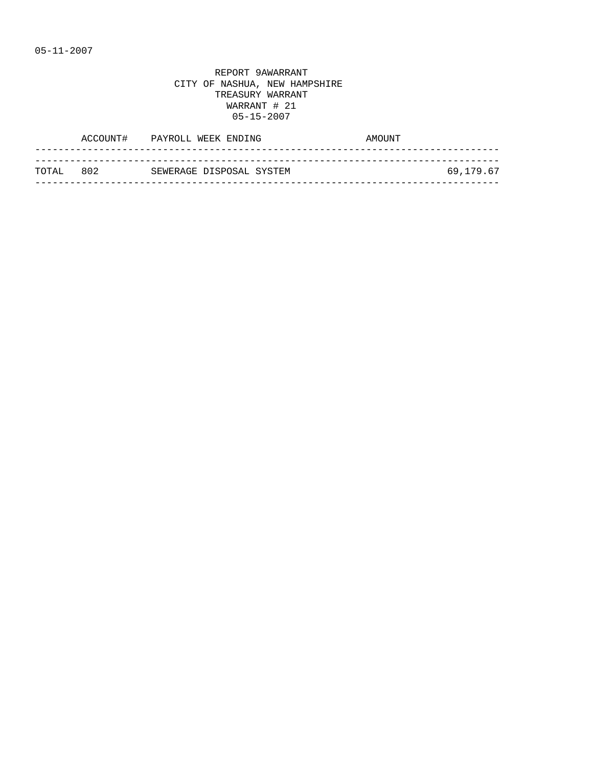05-11-2007

REPORT 9AWARRANT
CITY OF NASHUA, NEW HAMPSHIRE
TREASURY WARRANT
WARRANT # 21
05-15-2007

| | ACCOUNT# | PAYROLL WEEK ENDING | AMOUNT |
|---|---|---|---|
| TOTAL | 802 | SEWERAGE DISPOSAL SYSTEM | 69,179.67 |